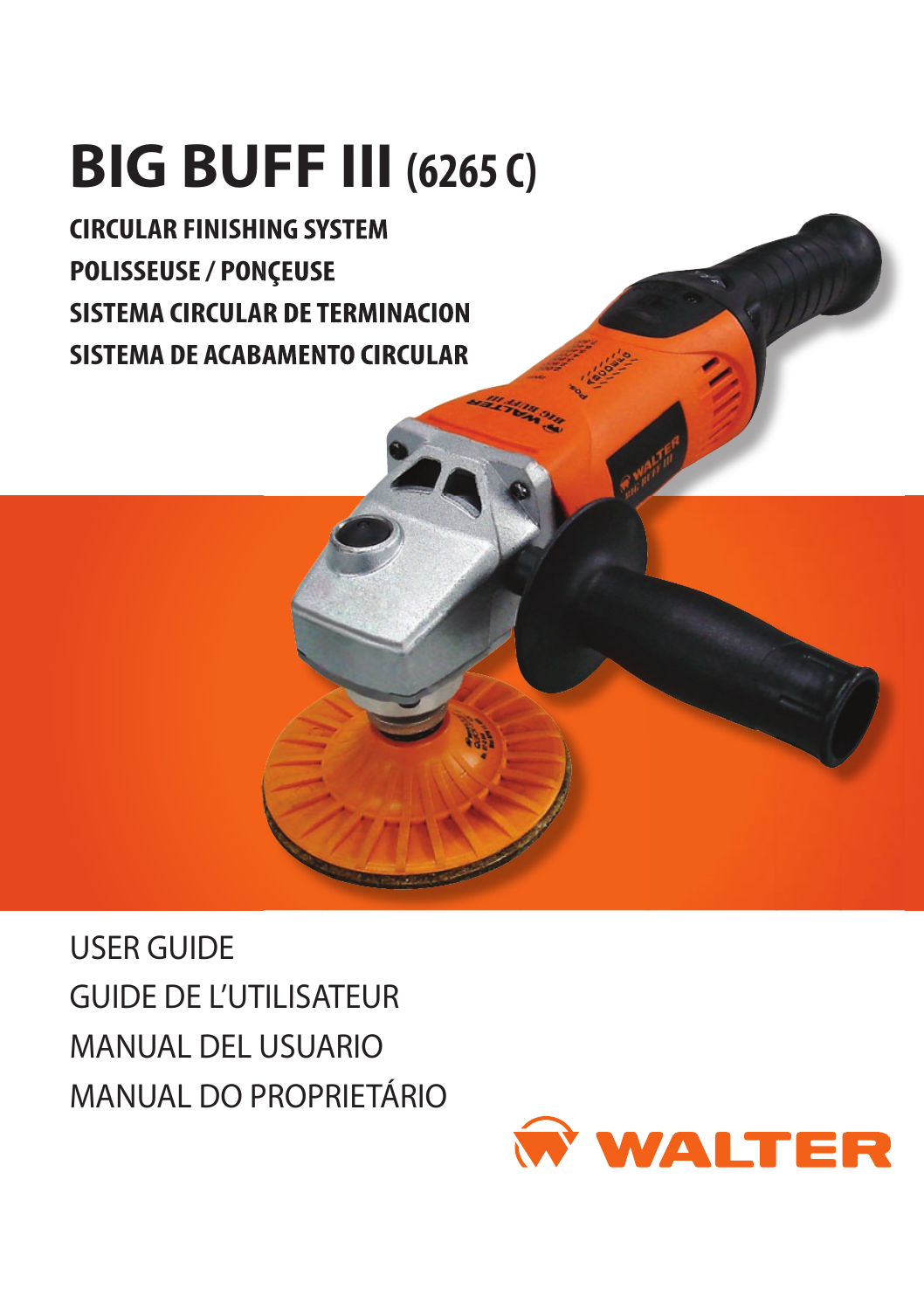# BIG BUFF III (6265 C)

**CIRCULAR FINISHING SYSTEM**
**POLISSEUSE / PONÇEUSE**
**SISTEMA CIRCULAR DE TERMINACION**
**SISTEMA DE ACABAMENTO CIRCULAR**

USER GUIDE
GUIDE DE L'UTILISATEUR
MANUAL DEL USUARIO
MANUAL DO PROPRIETÁRIO

WALTER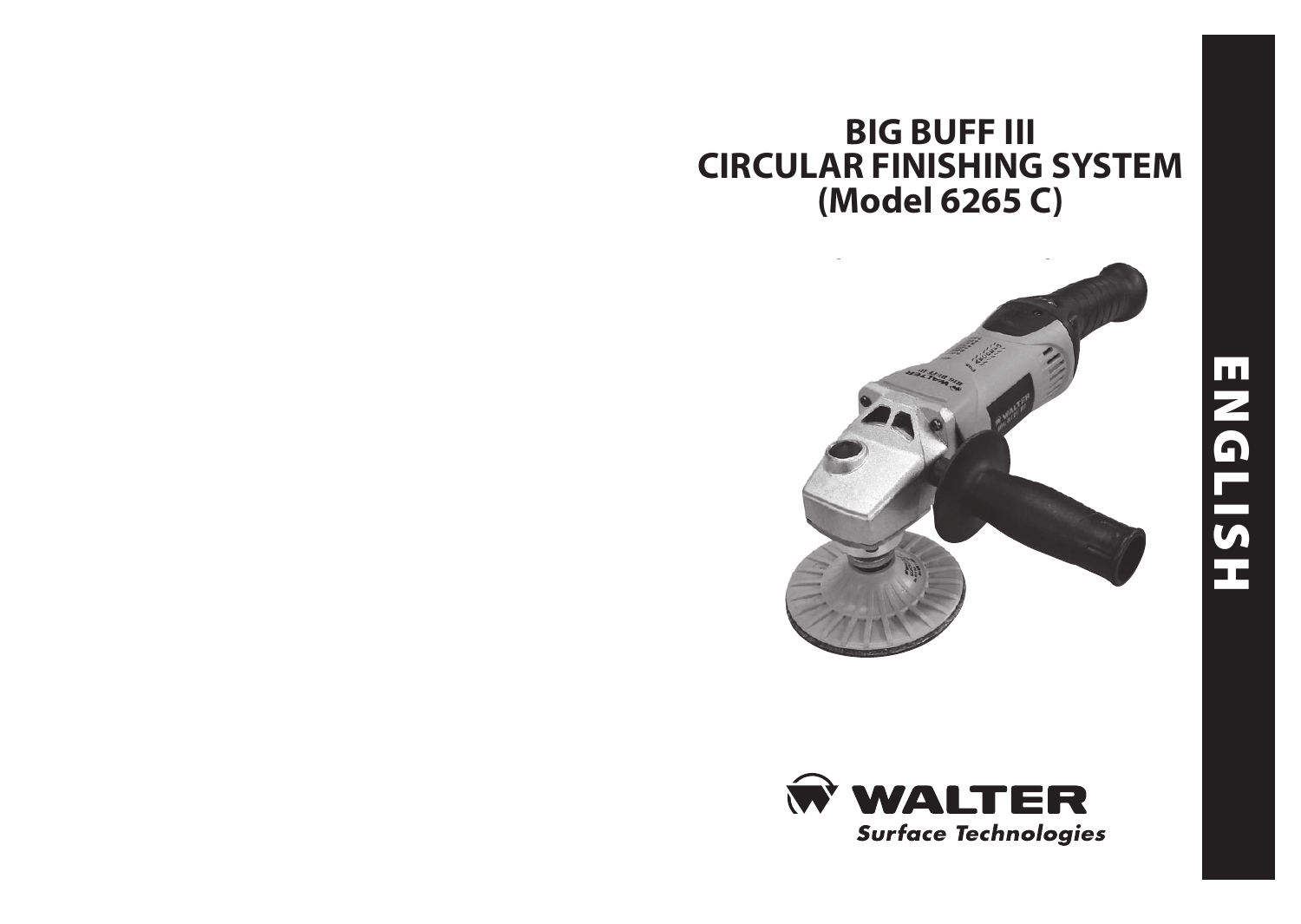# BIG BUFF III CIRCULAR FINISHING SYSTEM (Model 6265 C)

ENGLISH

WALTER
*Surface Technologies*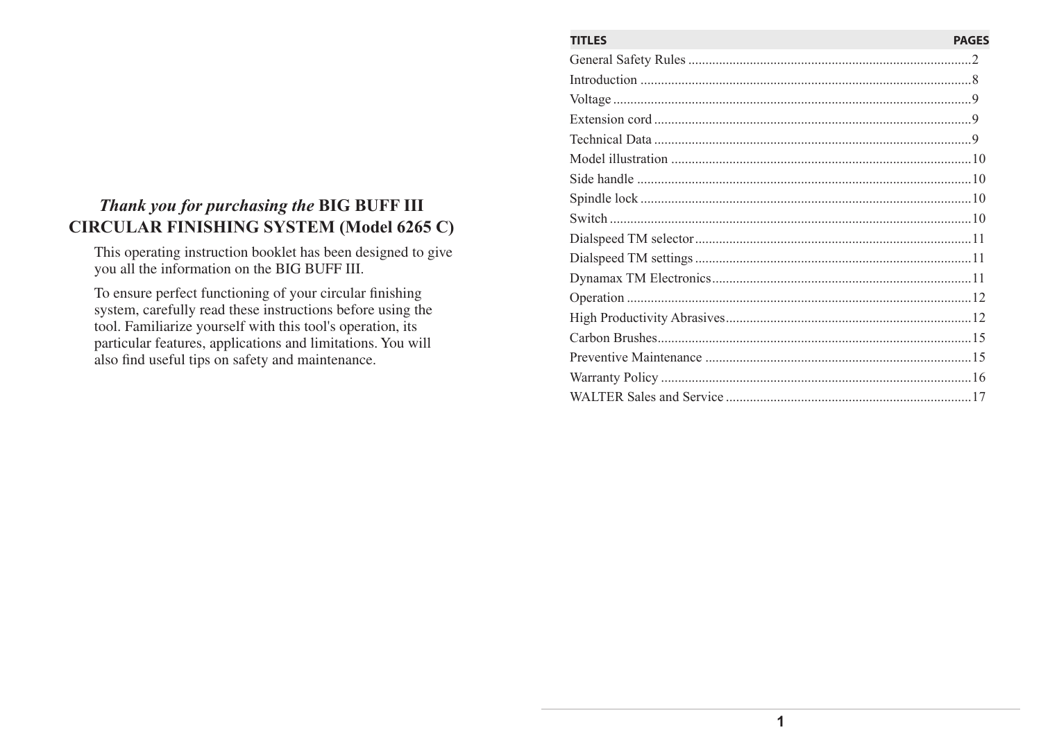## *Thank you for purchasing the* **BIG BUFF III CIRCULAR FINISHING SYSTEM (Model 6265 C)**

This operating instruction booklet has been designed to give you all the information on the BIG BUFF III.

To ensure perfect functioning of your circular finishing system, carefully read these instructions before using the tool. Familiarize yourself with this tool's operation, its particular features, applications and limitations. You will also find useful tips on safety and maintenance.

| TITLES | PAGES |
| --- | --- |
| General Safety Rules | 2 |
| Introduction | 8 |
| Voltage | 9 |
| Extension cord | 9 |
| Technical Data | 9 |
| Model illustration | 10 |
| Side handle | 10 |
| Spindle lock | 10 |
| Switch | 10 |
| Dialspeed TM selector | 11 |
| Dialspeed TM settings | 11 |
| Dynamax TM Electronics | 11 |
| Operation | 12 |
| High Productivity Abrasives | 12 |
| Carbon Brushes | 15 |
| Preventive Maintenance | 15 |
| Warranty Policy | 16 |
| WALTER Sales and Service | 17 |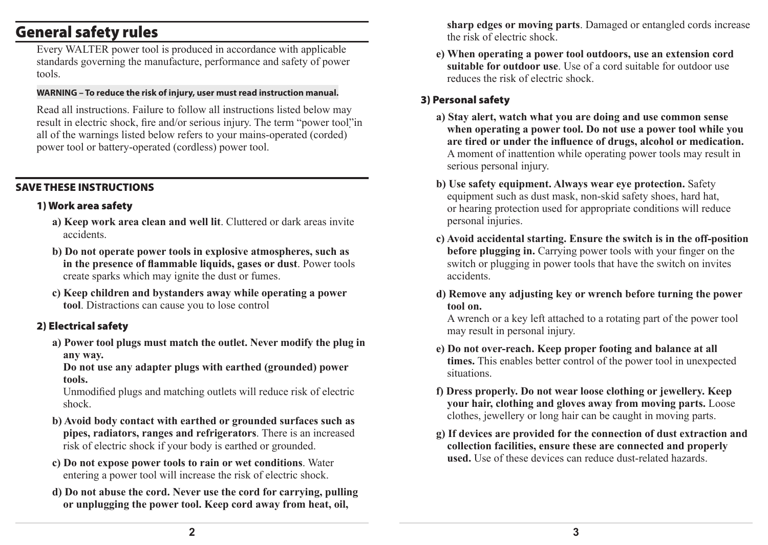# General safety rules

Every WALTER power tool is produced in accordance with applicable standards governing the manufacture, performance and safety of power tools.

**WARNING – To reduce the risk of injury, user must read instruction manual.**

Read all instructions. Failure to follow all instructions listed below may result in electric shock, fire and/or serious injury. The term "power tool" in all of the warnings listed below refers to your mains-operated (corded) power tool or battery-operated (cordless) power tool.

## SAVE THESE INSTRUCTIONS

### 1) Work area safety

a) **Keep work area clean and well lit**. Cluttered or dark areas invite accidents.

b) **Do not operate power tools in explosive atmospheres, such as in the presence of flammable liquids, gases or dust**. Power tools create sparks which may ignite the dust or fumes.

c) **Keep children and bystanders away while operating a power tool**. Distractions can cause you to lose control

### 2) Electrical safety

a) **Power tool plugs must match the outlet. Never modify the plug in any way.**
**Do not use any adapter plugs with earthed (grounded) power tools.**
Unmodified plugs and matching outlets will reduce risk of electric shock.

b) **Avoid body contact with earthed or grounded surfaces such as pipes, radiators, ranges and refrigerators**. There is an increased risk of electric shock if your body is earthed or grounded.

c) **Do not expose power tools to rain or wet conditions**. Water entering a power tool will increase the risk of electric shock.

d) **Do not abuse the cord. Never use the cord for carrying, pulling or unplugging the power tool. Keep cord away from heat, oil, sharp edges or moving parts**. Damaged or entangled cords increase the risk of electric shock.

e) **When operating a power tool outdoors, use an extension cord suitable for outdoor use**. Use of a cord suitable for outdoor use reduces the risk of electric shock.

### 3) Personal safety

a) **Stay alert, watch what you are doing and use common sense when operating a power tool. Do not use a power tool while you are tired or under the influence of drugs, alcohol or medication.** A moment of inattention while operating power tools may result in serious personal injury.

b) **Use safety equipment. Always wear eye protection.** Safety equipment such as dust mask, non-skid safety shoes, hard hat, or hearing protection used for appropriate conditions will reduce personal injuries.

c) **Avoid accidental starting. Ensure the switch is in the off-position before plugging in.** Carrying power tools with your finger on the switch or plugging in power tools that have the switch on invites accidents.

d) **Remove any adjusting key or wrench before turning the power tool on.**
A wrench or a key left attached to a rotating part of the power tool may result in personal injury.

e) **Do not over-reach. Keep proper footing and balance at all times.** This enables better control of the power tool in unexpected situations.

f) **Dress properly. Do not wear loose clothing or jewellery. Keep your hair, clothing and gloves away from moving parts.** Loose clothes, jewellery or long hair can be caught in moving parts.

g) **If devices are provided for the connection of dust extraction and collection facilities, ensure these are connected and properly used.** Use of these devices can reduce dust-related hazards.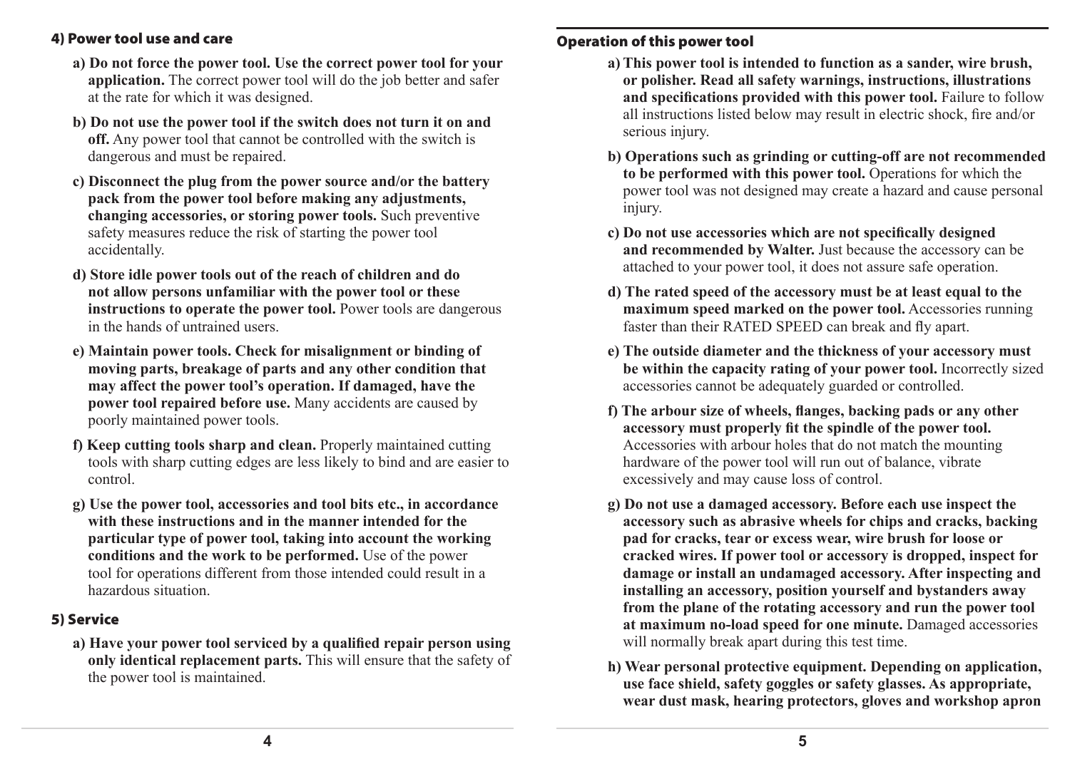### 4) Power tool use and care

a) **Do not force the power tool. Use the correct power tool for your application.** The correct power tool will do the job better and safer at the rate for which it was designed.

b) **Do not use the power tool if the switch does not turn it on and off.** Any power tool that cannot be controlled with the switch is dangerous and must be repaired.

c) **Disconnect the plug from the power source and/or the battery pack from the power tool before making any adjustments, changing accessories, or storing power tools.** Such preventive safety measures reduce the risk of starting the power tool accidentally.

d) **Store idle power tools out of the reach of children and do not allow persons unfamiliar with the power tool or these instructions to operate the power tool.** Power tools are dangerous in the hands of untrained users.

e) **Maintain power tools. Check for misalignment or binding of moving parts, breakage of parts and any other condition that may affect the power tool's operation. If damaged, have the power tool repaired before use.** Many accidents are caused by poorly maintained power tools.

f) **Keep cutting tools sharp and clean.** Properly maintained cutting tools with sharp cutting edges are less likely to bind and are easier to control.

g) **Use the power tool, accessories and tool bits etc., in accordance with these instructions and in the manner intended for the particular type of power tool, taking into account the working conditions and the work to be performed.** Use of the power tool for operations different from those intended could result in a hazardous situation.

### 5) Service

a) **Have your power tool serviced by a qualified repair person using only identical replacement parts.** This will ensure that the safety of the power tool is maintained.

### Operation of this power tool

a) **This power tool is intended to function as a sander, wire brush, or polisher. Read all safety warnings, instructions, illustrations and specifications provided with this power tool.** Failure to follow all instructions listed below may result in electric shock, fire and/or serious injury.

b) **Operations such as grinding or cutting-off are not recommended to be performed with this power tool.** Operations for which the power tool was not designed may create a hazard and cause personal injury.

c) **Do not use accessories which are not specifically designed and recommended by Walter.** Just because the accessory can be attached to your power tool, it does not assure safe operation.

d) **The rated speed of the accessory must be at least equal to the maximum speed marked on the power tool.** Accessories running faster than their RATED SPEED can break and fly apart.

e) **The outside diameter and the thickness of your accessory must be within the capacity rating of your power tool.** Incorrectly sized accessories cannot be adequately guarded or controlled.

f) **The arbour size of wheels, flanges, backing pads or any other accessory must properly fit the spindle of the power tool.** Accessories with arbour holes that do not match the mounting hardware of the power tool will run out of balance, vibrate excessively and may cause loss of control.

g) **Do not use a damaged accessory. Before each use inspect the accessory such as abrasive wheels for chips and cracks, backing pad for cracks, tear or excess wear, wire brush for loose or cracked wires. If power tool or accessory is dropped, inspect for damage or install an undamaged accessory. After inspecting and installing an accessory, position yourself and bystanders away from the plane of the rotating accessory and run the power tool at maximum no-load speed for one minute.** Damaged accessories will normally break apart during this test time.

h) **Wear personal protective equipment. Depending on application, use face shield, safety goggles or safety glasses. As appropriate, wear dust mask, hearing protectors, gloves and workshop apron**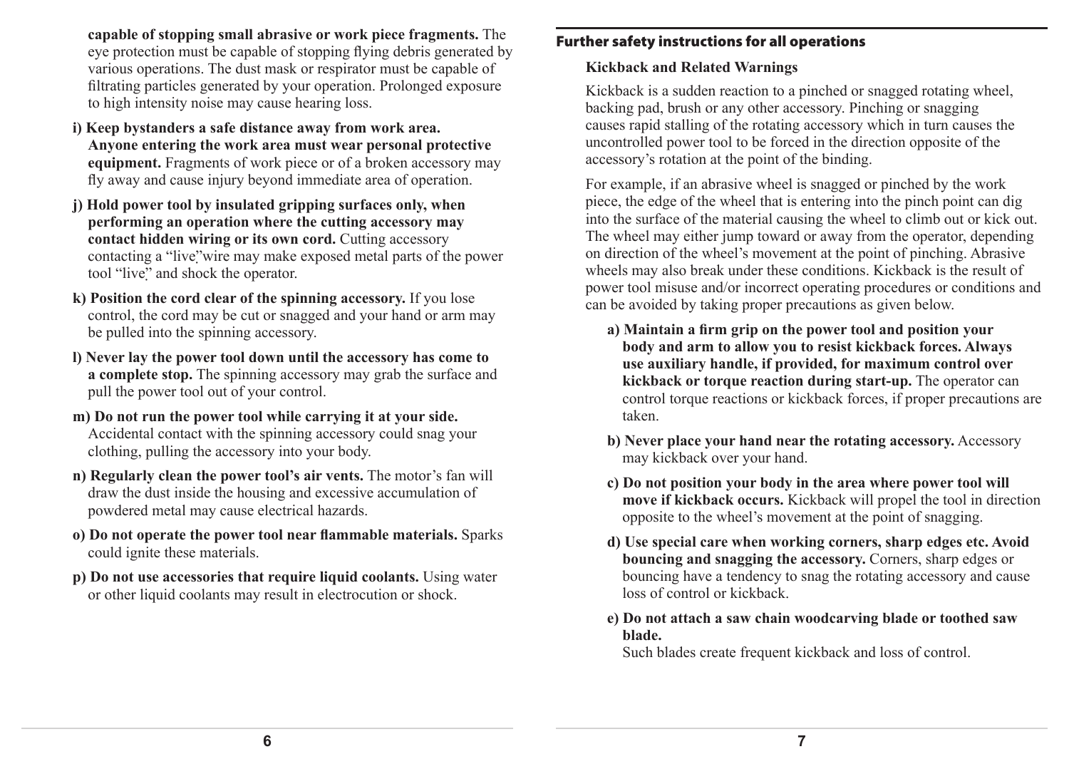**capable of stopping small abrasive or work piece fragments.** The eye protection must be capable of stopping flying debris generated by various operations. The dust mask or respirator must be capable of filtrating particles generated by your operation. Prolonged exposure to high intensity noise may cause hearing loss.

**i) Keep bystanders a safe distance away from work area. Anyone entering the work area must wear personal protective equipment.** Fragments of work piece or of a broken accessory may fly away and cause injury beyond immediate area of operation.

**j) Hold power tool by insulated gripping surfaces only, when performing an operation where the cutting accessory may contact hidden wiring or its own cord.** Cutting accessory contacting a "live" wire may make exposed metal parts of the power tool "live" and shock the operator.

**k) Position the cord clear of the spinning accessory.** If you lose control, the cord may be cut or snagged and your hand or arm may be pulled into the spinning accessory.

**l) Never lay the power tool down until the accessory has come to a complete stop.** The spinning accessory may grab the surface and pull the power tool out of your control.

**m) Do not run the power tool while carrying it at your side.** Accidental contact with the spinning accessory could snag your clothing, pulling the accessory into your body.

**n) Regularly clean the power tool's air vents.** The motor's fan will draw the dust inside the housing and excessive accumulation of powdered metal may cause electrical hazards.

**o) Do not operate the power tool near flammable materials.** Sparks could ignite these materials.

**p) Do not use accessories that require liquid coolants.** Using water or other liquid coolants may result in electrocution or shock.

## Further safety instructions for all operations

### Kickback and Related Warnings

Kickback is a sudden reaction to a pinched or snagged rotating wheel, backing pad, brush or any other accessory. Pinching or snagging causes rapid stalling of the rotating accessory which in turn causes the uncontrolled power tool to be forced in the direction opposite of the accessory's rotation at the point of the binding.

For example, if an abrasive wheel is snagged or pinched by the work piece, the edge of the wheel that is entering into the pinch point can dig into the surface of the material causing the wheel to climb out or kick out. The wheel may either jump toward or away from the operator, depending on direction of the wheel's movement at the point of pinching. Abrasive wheels may also break under these conditions. Kickback is the result of power tool misuse and/or incorrect operating procedures or conditions and can be avoided by taking proper precautions as given below.

**a) Maintain a firm grip on the power tool and position your body and arm to allow you to resist kickback forces. Always use auxiliary handle, if provided, for maximum control over kickback or torque reaction during start-up.** The operator can control torque reactions or kickback forces, if proper precautions are taken.

**b) Never place your hand near the rotating accessory.** Accessory may kickback over your hand.

**c) Do not position your body in the area where power tool will move if kickback occurs.** Kickback will propel the tool in direction opposite to the wheel's movement at the point of snagging.

**d) Use special care when working corners, sharp edges etc. Avoid bouncing and snagging the accessory.** Corners, sharp edges or bouncing have a tendency to snag the rotating accessory and cause loss of control or kickback.

**e) Do not attach a saw chain woodcarving blade or toothed saw blade.**
Such blades create frequent kickback and loss of control.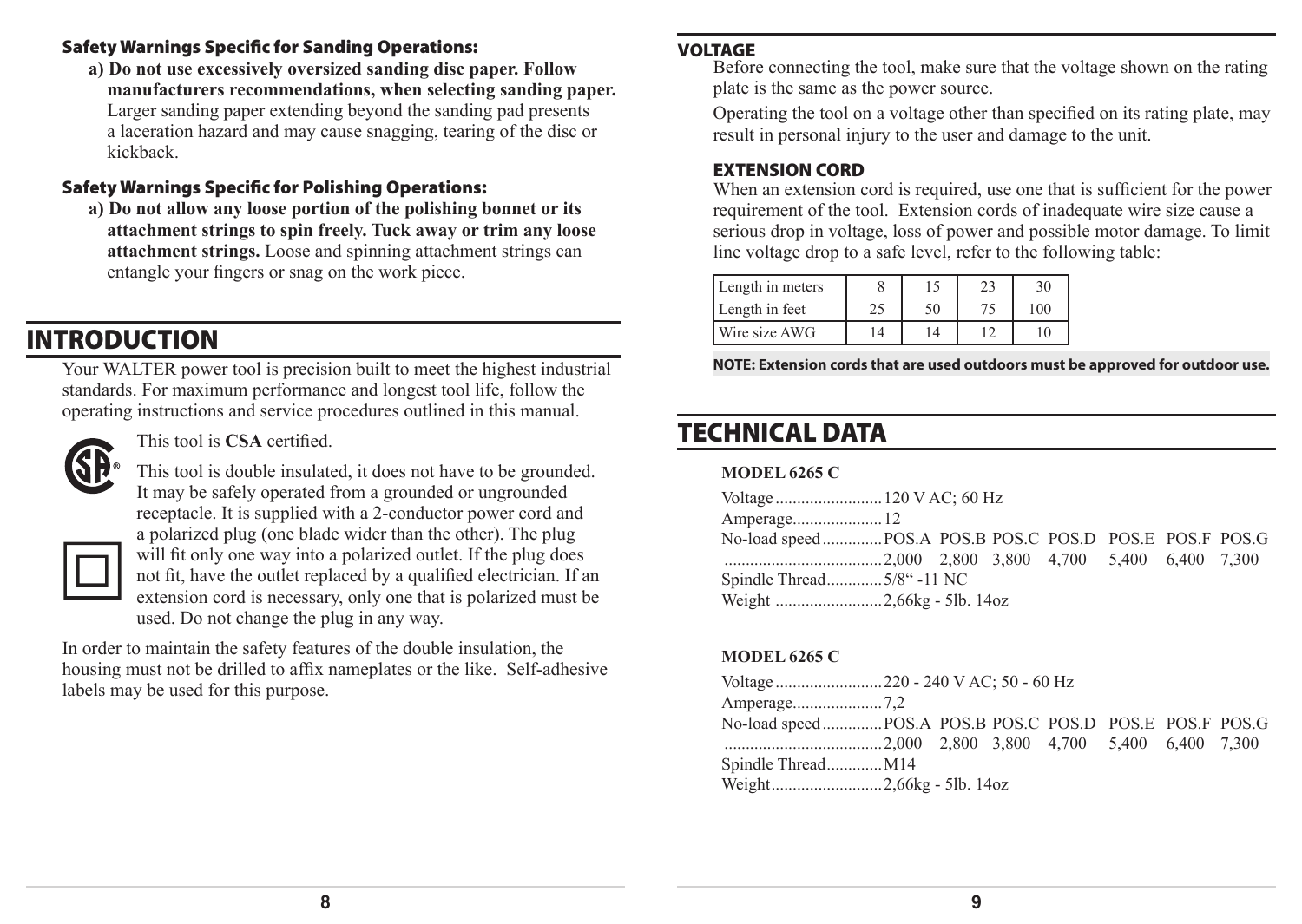### Safety Warnings Specific for Sanding Operations:

**a) Do not use excessively oversized sanding disc paper. Follow manufacturers recommendations, when selecting sanding paper.** Larger sanding paper extending beyond the sanding pad presents a laceration hazard and may cause snagging, tearing of the disc or kickback.

### Safety Warnings Specific for Polishing Operations:

**a) Do not allow any loose portion of the polishing bonnet or its attachment strings to spin freely. Tuck away or trim any loose attachment strings.** Loose and spinning attachment strings can entangle your fingers or snag on the work piece.

## INTRODUCTION

Your WALTER power tool is precision built to meet the highest industrial standards. For maximum performance and longest tool life, follow the operating instructions and service procedures outlined in this manual.

This tool is **CSA** certified.

This tool is double insulated, it does not have to be grounded. It may be safely operated from a grounded or ungrounded receptacle. It is supplied with a 2-conductor power cord and a polarized plug (one blade wider than the other). The plug will fit only one way into a polarized outlet. If the plug does not fit, have the outlet replaced by a qualified electrician. If an extension cord is necessary, only one that is polarized must be used. Do not change the plug in any way.

In order to maintain the safety features of the double insulation, the housing must not be drilled to affix nameplates or the like. Self-adhesive labels may be used for this purpose.

### VOLTAGE

Before connecting the tool, make sure that the voltage shown on the rating plate is the same as the power source.

Operating the tool on a voltage other than specified on its rating plate, may result in personal injury to the user and damage to the unit.

### EXTENSION CORD

When an extension cord is required, use one that is sufficient for the power requirement of the tool. Extension cords of inadequate wire size cause a serious drop in voltage, loss of power and possible motor damage. To limit line voltage drop to a safe level, refer to the following table:

| Length in meters | 8 | 15 | 23 | 30 |
|---|---|---|---|---|
| Length in feet | 25 | 50 | 75 | 100 |
| Wire size AWG | 14 | 14 | 12 | 10 |

**NOTE: Extension cords that are used outdoors must be approved for outdoor use.**

## TECHNICAL DATA

**MODEL 6265 C**

Voltage ......................... 120 V AC; 60 Hz
Amperage..................... 12

| No-load speed | POS.A | POS.B | POS.C | POS.D | POS.E | POS.F | POS.G |
|---|---|---|---|---|---|---|---|
| | 2,000 | 2,800 | 3,800 | 4,700 | 5,400 | 6,400 | 7,300 |

Spindle Thread............. 5/8“ -11 NC
Weight ......................... 2,66kg - 5lb. 14oz

**MODEL 6265 C**

Voltage ......................... 220 - 240 V AC; 50 - 60 Hz
Amperage..................... 7,2

| No-load speed | POS.A | POS.B | POS.C | POS.D | POS.E | POS.F | POS.G |
|---|---|---|---|---|---|---|---|
| | 2,000 | 2,800 | 3,800 | 4,700 | 5,400 | 6,400 | 7,300 |

Spindle Thread............. M14
Weight.......................... 2,66kg - 5lb. 14oz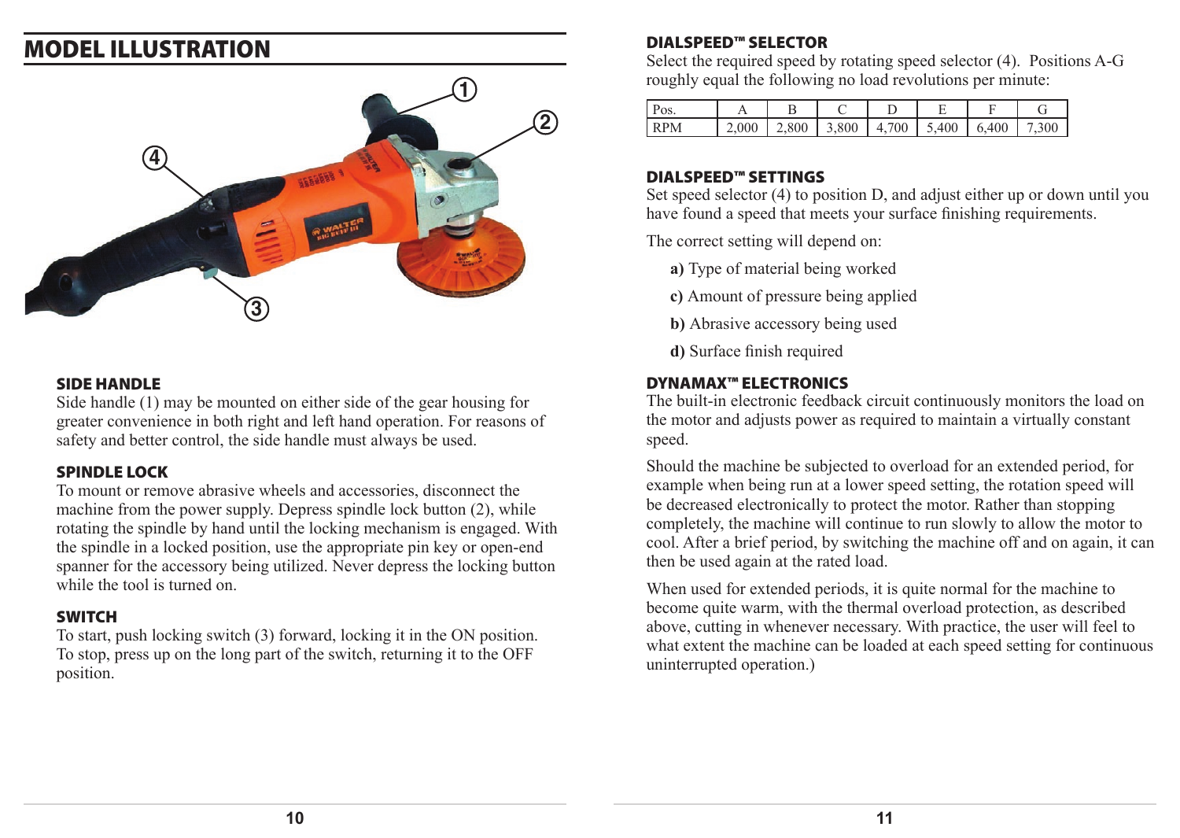## MODEL ILLUSTRATION

### SIDE HANDLE

Side handle (1) may be mounted on either side of the gear housing for greater convenience in both right and left hand operation. For reasons of safety and better control, the side handle must always be used.

### SPINDLE LOCK

To mount or remove abrasive wheels and accessories, disconnect the machine from the power supply. Depress spindle lock button (2), while rotating the spindle by hand until the locking mechanism is engaged. With the spindle in a locked position, use the appropriate pin key or open-end spanner for the accessory being utilized. Never depress the locking button while the tool is turned on.

### SWITCH

To start, push locking switch (3) forward, locking it in the ON position. To stop, press up on the long part of the switch, returning it to the OFF position.

### DIALSPEED™ SELECTOR

Select the required speed by rotating speed selector (4). Positions A-G roughly equal the following no load revolutions per minute:

| Pos. | A | B | C | D | E | F | G |
|---|---|---|---|---|---|---|---|
| RPM | 2,000 | 2,800 | 3,800 | 4,700 | 5,400 | 6,400 | 7,300 |

### DIALSPEED™ SETTINGS

Set speed selector (4) to position D, and adjust either up or down until you have found a speed that meets your surface finishing requirements.

The correct setting will depend on:

**a)** Type of material being worked

**c)** Amount of pressure being applied

**b)** Abrasive accessory being used

**d)** Surface finish required

### DYNAMAX™ ELECTRONICS

The built-in electronic feedback circuit continuously monitors the load on the motor and adjusts power as required to maintain a virtually constant speed.

Should the machine be subjected to overload for an extended period, for example when being run at a lower speed setting, the rotation speed will be decreased electronically to protect the motor. Rather than stopping completely, the machine will continue to run slowly to allow the motor to cool. After a brief period, by switching the machine off and on again, it can then be used again at the rated load.

When used for extended periods, it is quite normal for the machine to become quite warm, with the thermal overload protection, as described above, cutting in whenever necessary. With practice, the user will feel to what extent the machine can be loaded at each speed setting for continuous uninterrupted operation.)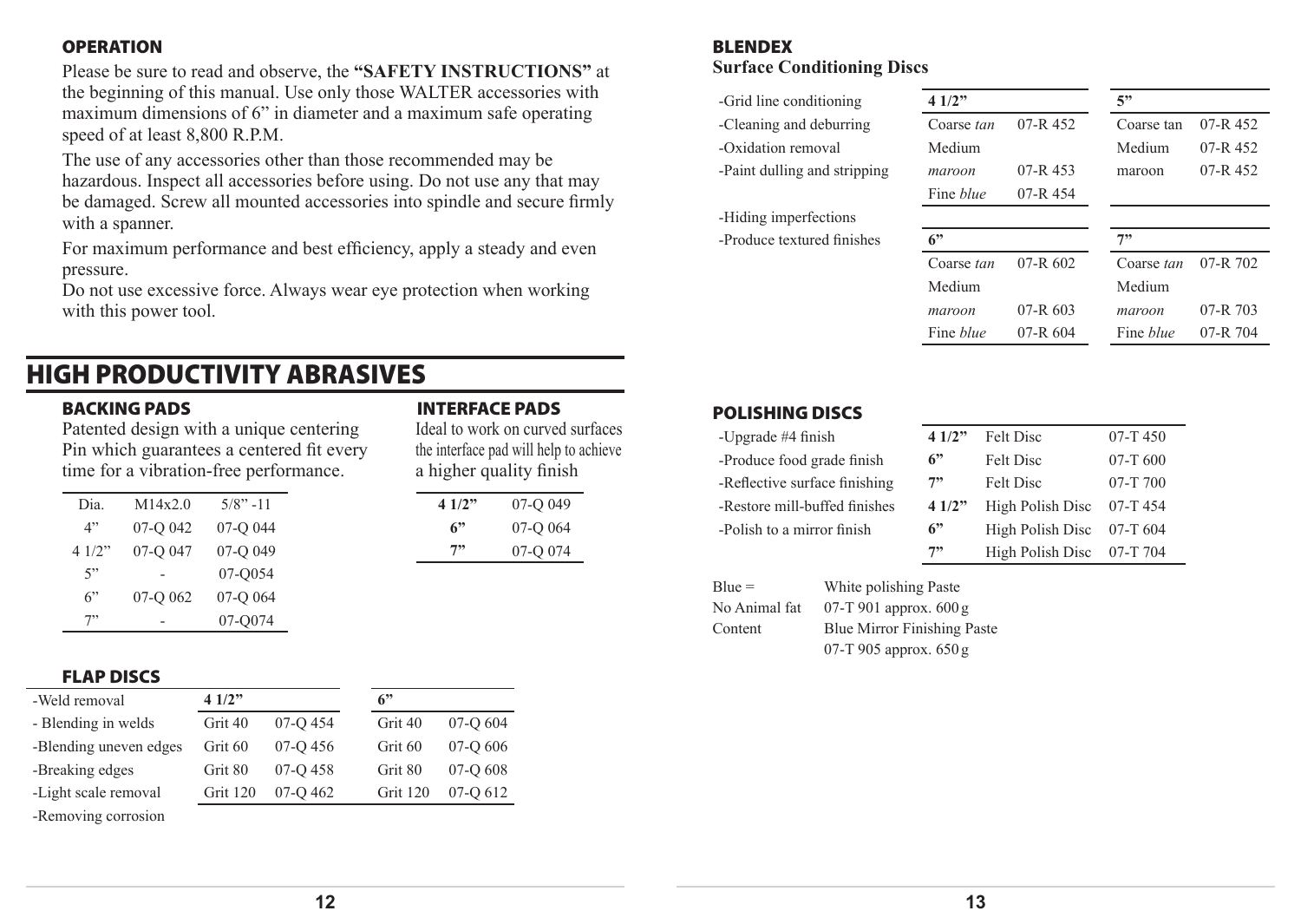### OPERATION

Please be sure to read and observe, the **"SAFETY INSTRUCTIONS"** at the beginning of this manual. Use only those WALTER accessories with maximum dimensions of 6" in diameter and a maximum safe operating speed of at least 8,800 R.P.M.

The use of any accessories other than those recommended may be hazardous. Inspect all accessories before using. Do not use any that may be damaged. Screw all mounted accessories into spindle and secure firmly with a spanner.

For maximum performance and best efficiency, apply a steady and even pressure.
Do not use excessive force. Always wear eye protection when working with this power tool.

# HIGH PRODUCTIVITY ABRASIVES

### BACKING PADS

Patented design with a unique centering Pin which guarantees a centered fit every time for a vibration-free performance.

| Dia. | M14x2.0 | 5/8" -11 |
|---|---|---|
| 4" | 07-Q 042 | 07-Q 044 |
| 4 1/2" | 07-Q 047 | 07-Q 049 |
| 5" | - | 07-Q054 |
| 6" | 07-Q 062 | 07-Q 064 |
| 7" | - | 07-Q074 |

### INTERFACE PADS

Ideal to work on curved surfaces the interface pad will help to achieve a higher quality finish

| **4 1/2"** | 07-Q 049 |
|---|---|
| **6"** | 07-Q 064 |
| **7"** | 07-Q 074 |

### FLAP DISCS

| | **4 1/2"** | | **6"** | |
|---|---|---|---|---|
| -Weld removal | Grit 40 | 07-Q 454 | Grit 40 | 07-Q 604 |
| - Blending in welds | Grit 60 | 07-Q 456 | Grit 60 | 07-Q 606 |
| -Blending uneven edges | Grit 80 | 07-Q 458 | Grit 80 | 07-Q 608 |
| -Breaking edges | Grit 120 | 07-Q 462 | Grit 120 | 07-Q 612 |
| -Light scale removal | | | | |
| -Removing corrosion | | | | |

### BLENDEX

**Surface Conditioning Discs**

-Grid line conditioning
-Cleaning and deburring
-Oxidation removal
-Paint dulling and stripping
-Hiding imperfections
-Produce textured finishes

| **4 1/2"** | | **5"** | |
|---|---|---|---|
| Coarse *tan* | 07-R 452 | Coarse tan | 07-R 452 |
| Medium *maroon* | 07-R 453 | Medium maroon | 07-R 452 |
| Fine *blue* | 07-R 454 | | |

| **6"** | | **7"** | |
|---|---|---|---|
| Coarse *tan* | 07-R 602 | Coarse *tan* | 07-R 702 |
| Medium *maroon* | 07-R 603 | Medium *maroon* | 07-R 703 |
| Fine *blue* | 07-R 604 | Fine *blue* | 07-R 704 |

### POLISHING DISCS

| | | | |
|---|---|---|---|
| -Upgrade #4 finish | **4 1/2"** | Felt Disc | 07-T 450 |
| -Produce food grade finish | **6"** | Felt Disc | 07-T 600 |
| -Reflective surface finishing | **7"** | Felt Disc | 07-T 700 |
| -Restore mill-buffed finishes | **4 1/2"** | High Polish Disc | 07-T 454 |
| -Polish to a mirror finish | **6"** | High Polish Disc | 07-T 604 |
| | **7"** | High Polish Disc | 07-T 704 |

Blue = No Animal fat Content

White polishing Paste
07-T 901 approx. 600 g
Blue Mirror Finishing Paste
07-T 905 approx. 650 g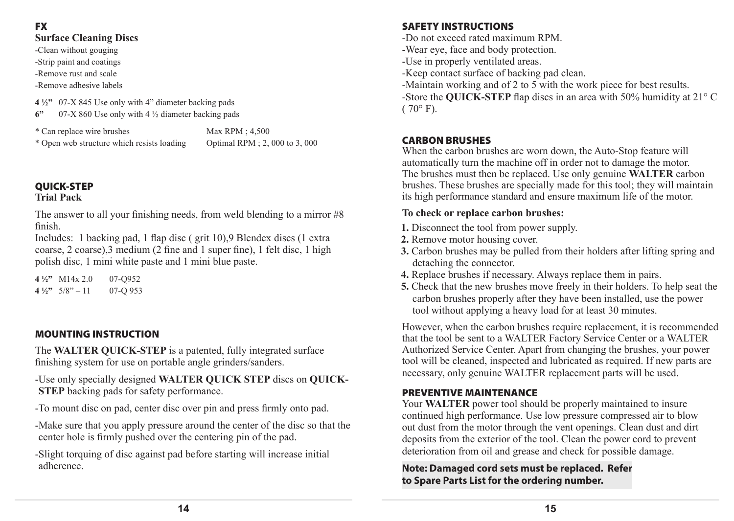## FX

### Surface Cleaning Discs

-Clean without gouging
-Strip paint and coatings
-Remove rust and scale
-Remove adhesive labels

**4 ½"** 07-X 845 Use only with 4" diameter backing pads
**6"** 07-X 860 Use only with 4 ½ diameter backing pads

| | |
|---|---|
| * Can replace wire brushes | Max RPM ; 4,500 |
| * Open web structure which resists loading | Optimal RPM ; 2, 000 to 3, 000 |

## QUICK-STEP

### Trial Pack

The answer to all your finishing needs, from weld blending to a mirror #8 finish.
Includes: 1 backing pad, 1 flap disc ( grit 10),9 Blendex discs (1 extra coarse, 2 coarse),3 medium (2 fine and 1 super fine), 1 felt disc, 1 high polish disc, 1 mini white paste and 1 mini blue paste.

| | | |
|---|---|---|
| **4 ½"** | M14x 2.0 | 07-Q952 |
| **4 ½"** | 5/8" – 11 | 07-Q 953 |

## MOUNTING INSTRUCTION

The **WALTER QUICK-STEP** is a patented, fully integrated surface finishing system for use on portable angle grinders/sanders.

-Use only specially designed **WALTER QUICK STEP** discs on **QUICK-STEP** backing pads for safety performance.

-To mount disc on pad, center disc over pin and press firmly onto pad.

-Make sure that you apply pressure around the center of the disc so that the center hole is firmly pushed over the centering pin of the pad.

-Slight torquing of disc against pad before starting will increase initial adherence.

## SAFETY INSTRUCTIONS

-Do not exceed rated maximum RPM.
-Wear eye, face and body protection.
-Use in properly ventilated areas.
-Keep contact surface of backing pad clean.
-Maintain working and of 2 to 5 with the work piece for best results.
-Store the **QUICK-STEP** flap discs in an area with 50% humidity at 21° C ( 70° F).

## CARBON BRUSHES

When the carbon brushes are worn down, the Auto-Stop feature will automatically turn the machine off in order not to damage the motor. The brushes must then be replaced. Use only genuine **WALTER** carbon brushes. These brushes are specially made for this tool; they will maintain its high performance standard and ensure maximum life of the motor.

**To check or replace carbon brushes:**

**1.** Disconnect the tool from power supply.
**2.** Remove motor housing cover.
**3.** Carbon brushes may be pulled from their holders after lifting spring and detaching the connector.
**4.** Replace brushes if necessary. Always replace them in pairs.
**5.** Check that the new brushes move freely in their holders. To help seat the carbon brushes properly after they have been installed, use the power tool without applying a heavy load for at least 30 minutes.

However, when the carbon brushes require replacement, it is recommended that the tool be sent to a WALTER Factory Service Center or a WALTER Authorized Service Center. Apart from changing the brushes, your power tool will be cleaned, inspected and lubricated as required. If new parts are necessary, only genuine WALTER replacement parts will be used.

## PREVENTIVE MAINTENANCE

Your **WALTER** power tool should be properly maintained to insure continued high performance. Use low pressure compressed air to blow out dust from the motor through the vent openings. Clean dust and dirt deposits from the exterior of the tool. Clean the power cord to prevent deterioration from oil and grease and check for possible damage.

**Note: Damaged cord sets must be replaced. Refer to Spare Parts List for the ordering number.**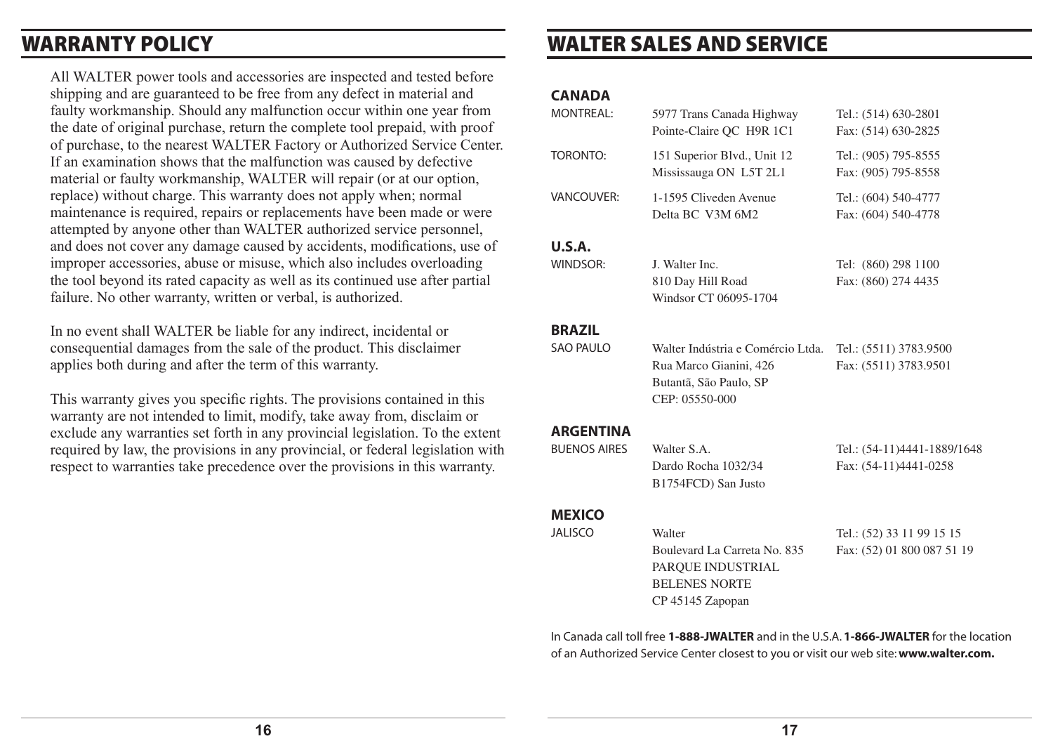## WARRANTY POLICY

All WALTER power tools and accessories are inspected and tested before shipping and are guaranteed to be free from any defect in material and faulty workmanship. Should any malfunction occur within one year from the date of original purchase, return the complete tool prepaid, with proof of purchase, to the nearest WALTER Factory or Authorized Service Center. If an examination shows that the malfunction was caused by defective material or faulty workmanship, WALTER will repair (or at our option, replace) without charge. This warranty does not apply when; normal maintenance is required, repairs or replacements have been made or were attempted by anyone other than WALTER authorized service personnel, and does not cover any damage caused by accidents, modifications, use of improper accessories, abuse or misuse, which also includes overloading the tool beyond its rated capacity as well as its continued use after partial failure. No other warranty, written or verbal, is authorized.

In no event shall WALTER be liable for any indirect, incidental or consequential damages from the sale of the product. This disclaimer applies both during and after the term of this warranty.

This warranty gives you specific rights. The provisions contained in this warranty are not intended to limit, modify, take away from, disclaim or exclude any warranties set forth in any provincial legislation. To the extent required by law, the provisions in any provincial, or federal legislation with respect to warranties take precedence over the provisions in this warranty.

## WALTER SALES AND SERVICE

### CANADA

| | | |
|---|---|---|
| MONTREAL: | 5977 Trans Canada Highway<br>Pointe-Claire QC H9R 1C1 | Tel.: (514) 630-2801<br>Fax: (514) 630-2825 |
| TORONTO: | 151 Superior Blvd., Unit 12<br>Mississauga ON L5T 2L1 | Tel.: (905) 795-8555<br>Fax: (905) 795-8558 |
| VANCOUVER: | 1-1595 Cliveden Avenue<br>Delta BC V3M 6M2 | Tel.: (604) 540-4777<br>Fax: (604) 540-4778 |

### U.S.A.

| | | |
|---|---|---|
| WINDSOR: | J. Walter Inc.<br>810 Day Hill Road<br>Windsor CT 06095-1704 | Tel: (860) 298 1100<br>Fax: (860) 274 4435 |

### BRAZIL

| | | |
|---|---|---|
| SAO PAULO | Walter Indústria e Comércio Ltda.<br>Rua Marco Gianini, 426<br>Butantã, São Paulo, SP<br>CEP: 05550-000 | Tel.: (5511) 3783.9500<br>Fax: (5511) 3783.9501 |

### ARGENTINA

| | | |
|---|---|---|
| BUENOS AIRES | Walter S.A.<br>Dardo Rocha 1032/34<br>B1754FCD) San Justo | Tel.: (54-11)4441-1889/1648<br>Fax: (54-11)4441-0258 |

### MEXICO

| | | |
|---|---|---|
| JALISCO | Walter<br>Boulevard La Carreta No. 835<br>PARQUE INDUSTRIAL<br>BELENES NORTE<br>CP 45145 Zapopan | Tel.: (52) 33 11 99 15 15<br>Fax: (52) 01 800 087 51 19 |

In Canada call toll free **1-888-JWALTER** and in the U.S.A. **1-866-JWALTER** for the location of an Authorized Service Center closest to you or visit our web site: **www.walter.com.**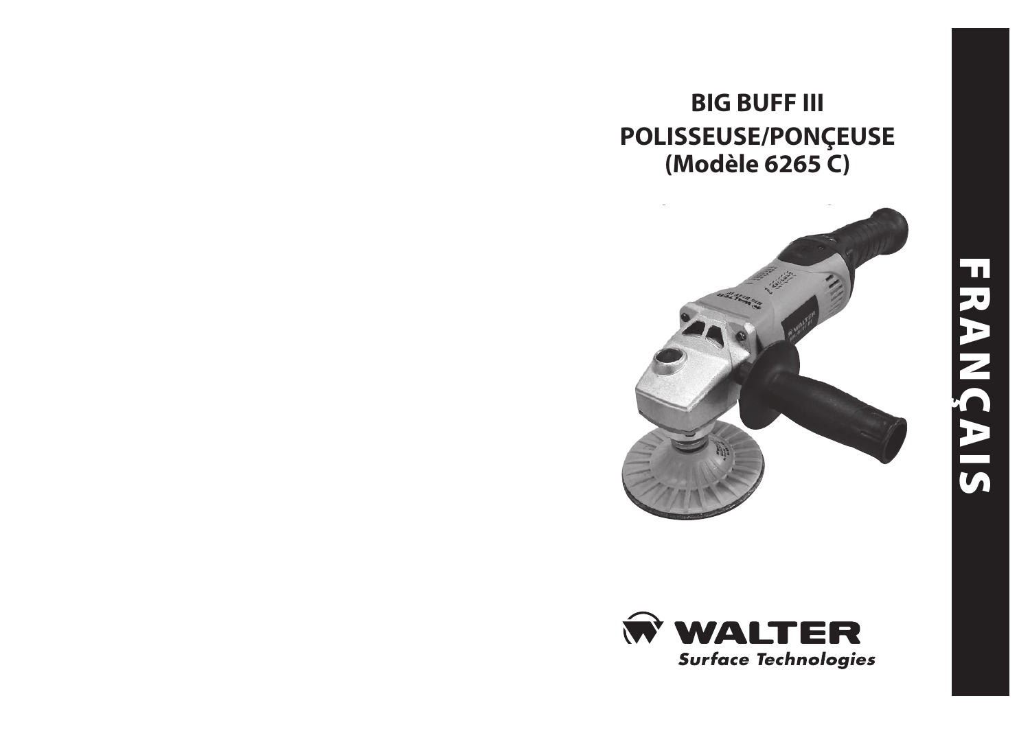# BIG BUFF III
# POLISSEUSE/PONÇEUSE
# (Modèle 6265 C)

WALTER
*Surface Technologies*

FRANÇAIS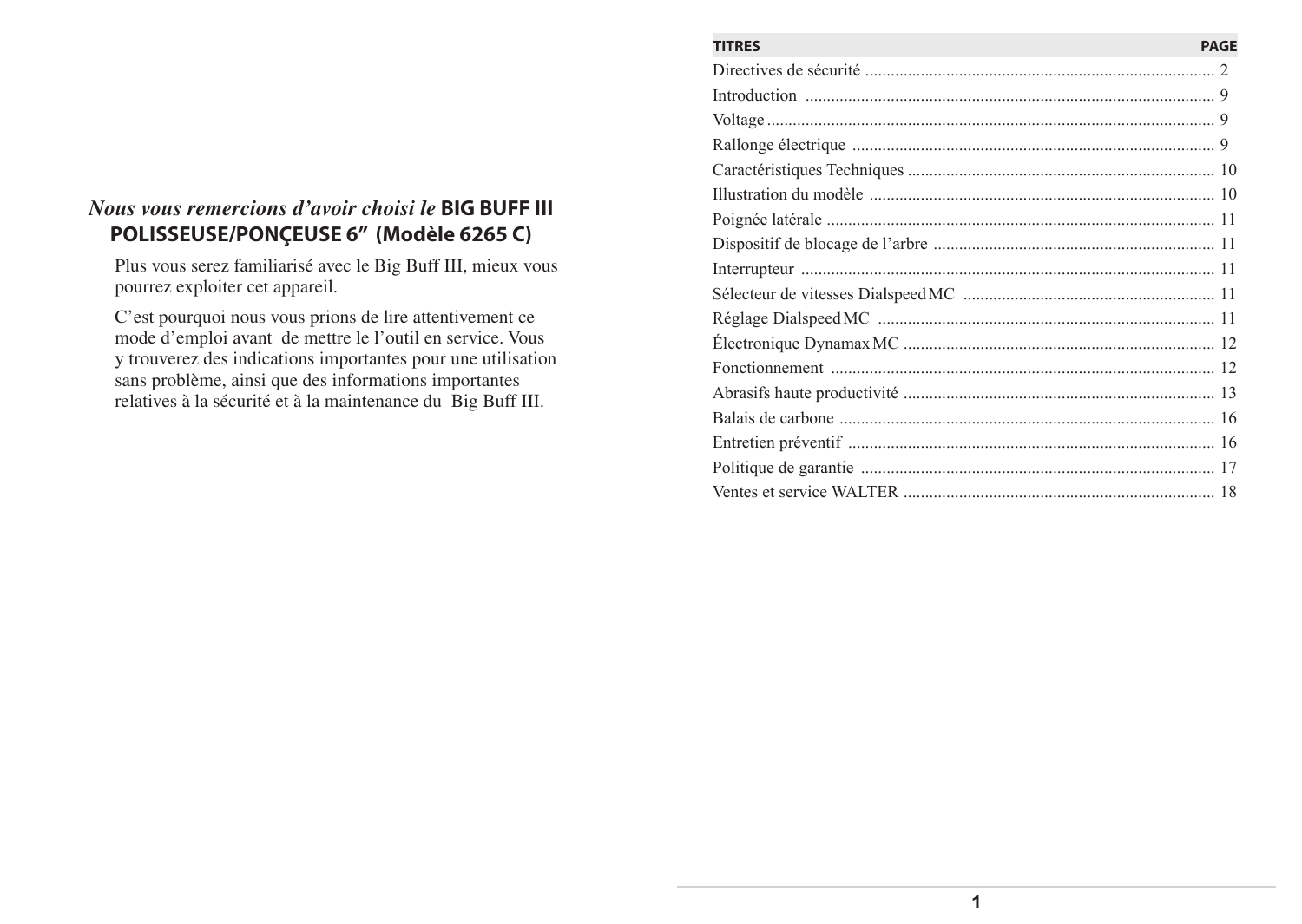*Nous vous remercions d'avoir choisi le* **BIG BUFF III POLISSEUSE/PONÇEUSE 6" (Modèle 6265 C)**

Plus vous serez familiarisé avec le Big Buff III, mieux vous pourrez exploiter cet appareil.

C'est pourquoi nous vous prions de lire attentivement ce mode d'emploi avant de mettre le l'outil en service. Vous y trouverez des indications importantes pour une utilisation sans problème, ainsi que des informations importantes relatives à la sécurité et à la maintenance du Big Buff III.

| TITRES | PAGE |
| --- | --- |
| Directives de sécurité | 2 |
| Introduction | 9 |
| Voltage | 9 |
| Rallonge électrique | 9 |
| Caractéristiques Techniques | 10 |
| Illustration du modèle | 10 |
| Poignée latérale | 11 |
| Dispositif de blocage de l'arbre | 11 |
| Interrupteur | 11 |
| Sélecteur de vitesses Dialspeed MC | 11 |
| Réglage Dialspeed MC | 11 |
| Électronique Dynamax MC | 12 |
| Fonctionnement | 12 |
| Abrasifs haute productivité | 13 |
| Balais de carbone | 16 |
| Entretien préventif | 16 |
| Politique de garantie | 17 |
| Ventes et service WALTER | 18 |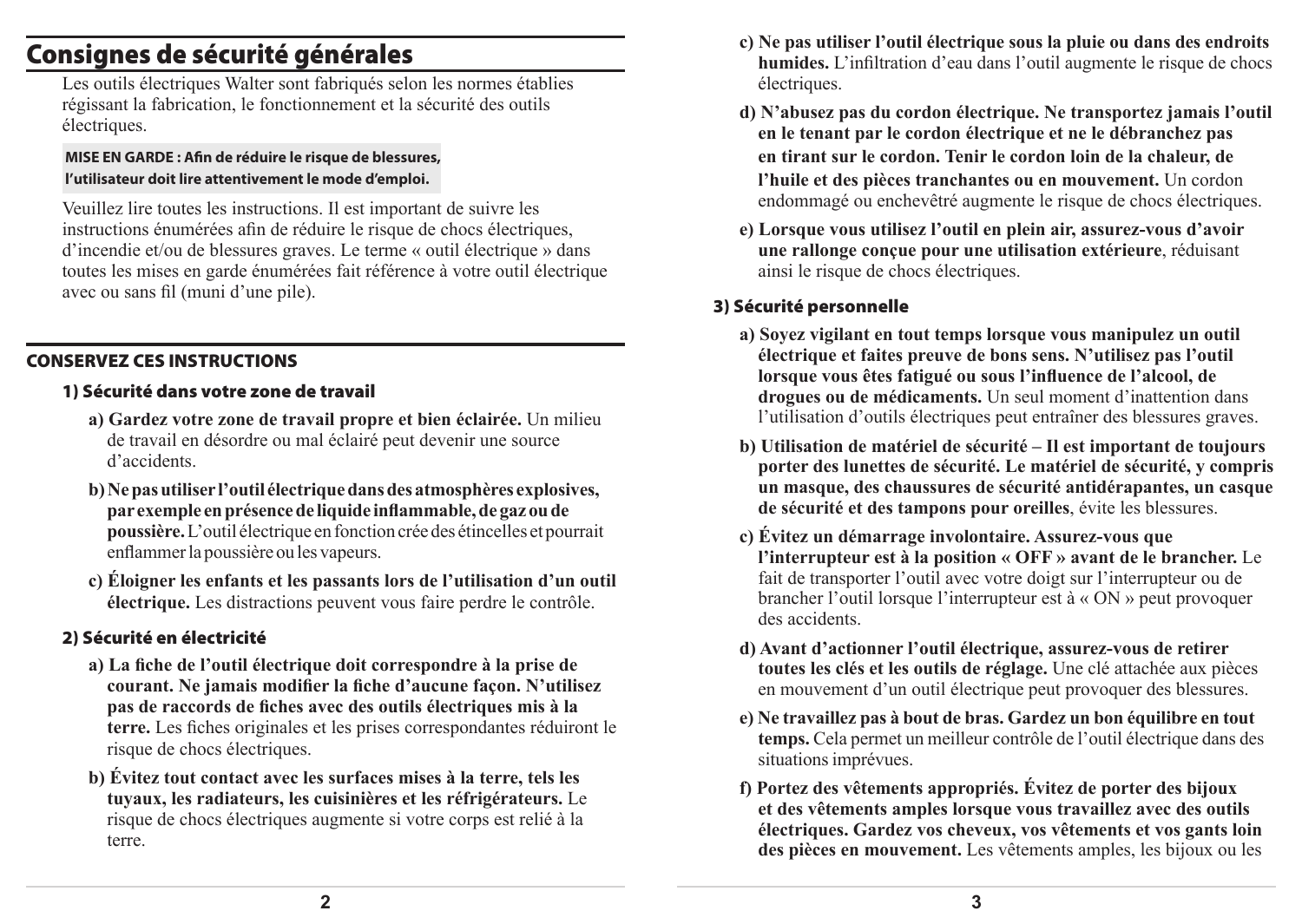# Consignes de sécurité générales

Les outils électriques Walter sont fabriqués selon les normes établies régissant la fabrication, le fonctionnement et la sécurité des outils électriques.

**MISE EN GARDE : Afin de réduire le risque de blessures, l'utilisateur doit lire attentivement le mode d'emploi.**

Veuillez lire toutes les instructions. Il est important de suivre les instructions énumérées afin de réduire le risque de chocs électriques, d'incendie et/ou de blessures graves. Le terme « outil électrique » dans toutes les mises en garde énumérées fait référence à votre outil électrique avec ou sans fil (muni d'une pile).

## CONSERVEZ CES INSTRUCTIONS

### 1) Sécurité dans votre zone de travail

**a) Gardez votre zone de travail propre et bien éclairée.** Un milieu de travail en désordre ou mal éclairé peut devenir une source d'accidents.

**b) Ne pas utiliser l'outil électrique dans des atmosphères explosives, par exemple en présence de liquide inflammable, de gaz ou de poussière.** L'outil électrique en fonction crée des étincelles et pourrait enflammer la poussière ou les vapeurs.

**c) Éloigner les enfants et les passants lors de l'utilisation d'un outil électrique.** Les distractions peuvent vous faire perdre le contrôle.

### 2) Sécurité en électricité

**a) La fiche de l'outil électrique doit correspondre à la prise de courant. Ne jamais modifier la fiche d'aucune façon. N'utilisez pas de raccords de fiches avec des outils électriques mis à la terre.** Les fiches originales et les prises correspondantes réduiront le risque de chocs électriques.

**b) Évitez tout contact avec les surfaces mises à la terre, tels les tuyaux, les radiateurs, les cuisinières et les réfrigérateurs.** Le risque de chocs électriques augmente si votre corps est relié à la terre.

**c) Ne pas utiliser l'outil électrique sous la pluie ou dans des endroits humides.** L'infiltration d'eau dans l'outil augmente le risque de chocs électriques.

**d) N'abusez pas du cordon électrique. Ne transportez jamais l'outil en le tenant par le cordon électrique et ne le débranchez pas en tirant sur le cordon. Tenir le cordon loin de la chaleur, de l'huile et des pièces tranchantes ou en mouvement.** Un cordon endommagé ou enchevêtré augmente le risque de chocs électriques.

**e) Lorsque vous utilisez l'outil en plein air, assurez-vous d'avoir une rallonge conçue pour une utilisation extérieure**, réduisant ainsi le risque de chocs électriques.

### 3) Sécurité personnelle

**a) Soyez vigilant en tout temps lorsque vous manipulez un outil électrique et faites preuve de bons sens. N'utilisez pas l'outil lorsque vous êtes fatigué ou sous l'influence de l'alcool, de drogues ou de médicaments.** Un seul moment d'inattention dans l'utilisation d'outils électriques peut entraîner des blessures graves.

**b) Utilisation de matériel de sécurité – Il est important de toujours porter des lunettes de sécurité. Le matériel de sécurité, y compris un masque, des chaussures de sécurité antidérapantes, un casque de sécurité et des tampons pour oreilles**, évite les blessures.

**c) Évitez un démarrage involontaire. Assurez-vous que l'interrupteur est à la position « OFF » avant de le brancher.** Le fait de transporter l'outil avec votre doigt sur l'interrupteur ou de brancher l'outil lorsque l'interrupteur est à « ON » peut provoquer des accidents.

**d) Avant d'actionner l'outil électrique, assurez-vous de retirer toutes les clés et les outils de réglage.** Une clé attachée aux pièces en mouvement d'un outil électrique peut provoquer des blessures.

**e) Ne travaillez pas à bout de bras. Gardez un bon équilibre en tout temps.** Cela permet un meilleur contrôle de l'outil électrique dans des situations imprévues.

**f) Portez des vêtements appropriés. Évitez de porter des bijoux et des vêtements amples lorsque vous travaillez avec des outils électriques. Gardez vos cheveux, vos vêtements et vos gants loin des pièces en mouvement.** Les vêtements amples, les bijoux ou les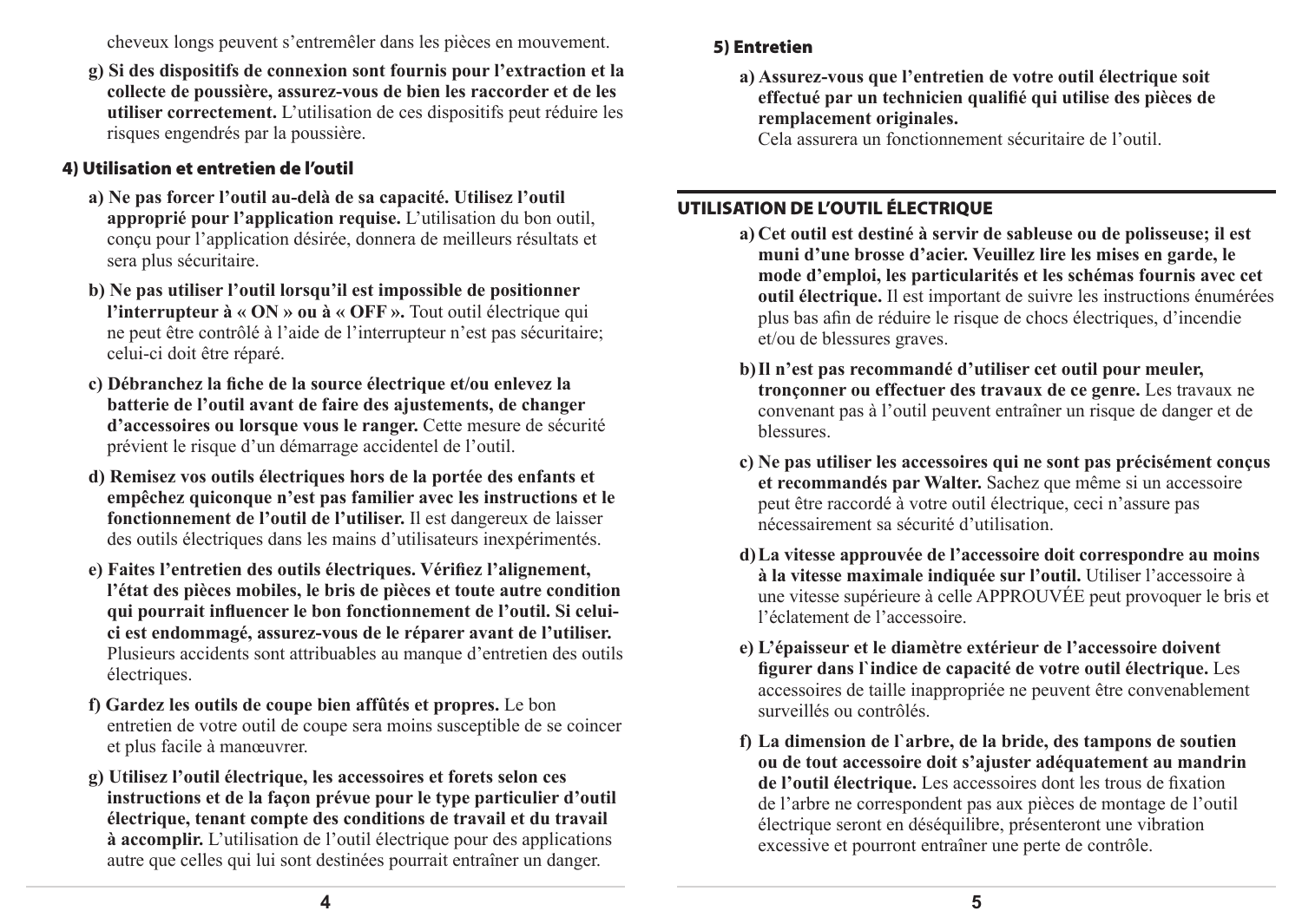cheveux longs peuvent s'entremêler dans les pièces en mouvement.

g) **Si des dispositifs de connexion sont fournis pour l'extraction et la collecte de poussière, assurez-vous de bien les raccorder et de les utiliser correctement.** L'utilisation de ces dispositifs peut réduire les risques engendrés par la poussière.

### 4) Utilisation et entretien de l'outil

a) **Ne pas forcer l'outil au-delà de sa capacité. Utilisez l'outil approprié pour l'application requise.** L'utilisation du bon outil, conçu pour l'application désirée, donnera de meilleurs résultats et sera plus sécuritaire.

b) **Ne pas utiliser l'outil lorsqu'il est impossible de positionner l'interrupteur à « ON » ou à « OFF ».** Tout outil électrique qui ne peut être contrôlé à l'aide de l'interrupteur n'est pas sécuritaire; celui-ci doit être réparé.

c) **Débranchez la fiche de la source électrique et/ou enlevez la batterie de l'outil avant de faire des ajustements, de changer d'accessoires ou lorsque vous le ranger.** Cette mesure de sécurité prévient le risque d'un démarrage accidentel de l'outil.

d) **Remisez vos outils électriques hors de la portée des enfants et empêchez quiconque n'est pas familier avec les instructions et le fonctionnement de l'outil de l'utiliser.** Il est dangereux de laisser des outils électriques dans les mains d'utilisateurs inexpérimentés.

e) **Faites l'entretien des outils électriques. Vérifiez l'alignement, l'état des pièces mobiles, le bris de pièces et toute autre condition qui pourrait influencer le bon fonctionnement de l'outil. Si celui-ci est endommagé, assurez-vous de le réparer avant de l'utiliser.** Plusieurs accidents sont attribuables au manque d'entretien des outils électriques.

f) **Gardez les outils de coupe bien affûtés et propres.** Le bon entretien de votre outil de coupe sera moins susceptible de se coincer et plus facile à manœuvrer.

g) **Utilisez l'outil électrique, les accessoires et forets selon ces instructions et de la façon prévue pour le type particulier d'outil électrique, tenant compte des conditions de travail et du travail à accomplir.** L'utilisation de l'outil électrique pour des applications autre que celles qui lui sont destinées pourrait entraîner un danger.

### 5) Entretien

a) **Assurez-vous que l'entretien de votre outil électrique soit effectué par un technicien qualifié qui utilise des pièces de remplacement originales.**
Cela assurera un fonctionnement sécuritaire de l'outil.

## UTILISATION DE L'OUTIL ÉLECTRIQUE

a) **Cet outil est destiné à servir de sableuse ou de polisseuse; il est muni d'une brosse d'acier. Veuillez lire les mises en garde, le mode d'emploi, les particularités et les schémas fournis avec cet outil électrique.** Il est important de suivre les instructions énumérées plus bas afin de réduire le risque de chocs électriques, d'incendie et/ou de blessures graves.

b) **Il n'est pas recommandé d'utiliser cet outil pour meuler, tronçonner ou effectuer des travaux de ce genre.** Les travaux ne convenant pas à l'outil peuvent entraîner un risque de danger et de blessures.

c) **Ne pas utiliser les accessoires qui ne sont pas précisément conçus et recommandés par Walter.** Sachez que même si un accessoire peut être raccordé à votre outil électrique, ceci n'assure pas nécessairement sa sécurité d'utilisation.

d) **La vitesse approuvée de l'accessoire doit correspondre au moins à la vitesse maximale indiquée sur l'outil.** Utiliser l'accessoire à une vitesse supérieure à celle APPROUVÉE peut provoquer le bris et l'éclatement de l'accessoire.

e) **L'épaisseur et le diamètre extérieur de l'accessoire doivent figurer dans l`indice de capacité de votre outil électrique.** Les accessoires de taille inappropriée ne peuvent être convenablement surveillés ou contrôlés.

f) **La dimension de l`arbre, de la bride, des tampons de soutien ou de tout accessoire doit s'ajuster adéquatement au mandrin de l'outil électrique.** Les accessoires dont les trous de fixation de l'arbre ne correspondent pas aux pièces de montage de l'outil électrique seront en déséquilibre, présenteront une vibration excessive et pourront entraîner une perte de contrôle.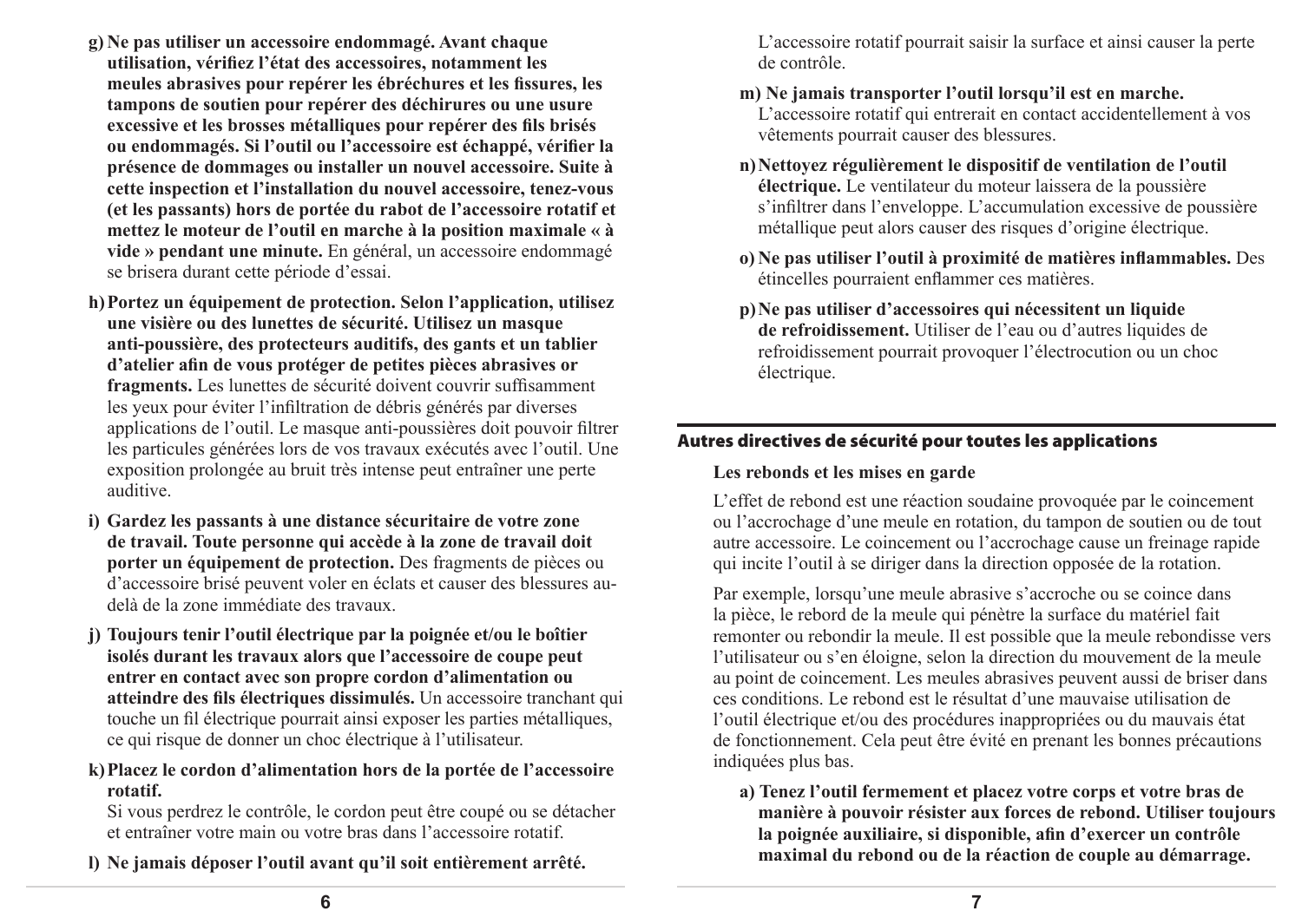- **g) Ne pas utiliser un accessoire endommagé. Avant chaque utilisation, vérifiez l'état des accessoires, notamment les meules abrasives pour repérer les ébréchures et les fissures, les tampons de soutien pour repérer des déchirures ou une usure excessive et les brosses métalliques pour repérer des fils brisés ou endommagés. Si l'outil ou l'accessoire est échappé, vérifier la présence de dommages ou installer un nouvel accessoire. Suite à cette inspection et l'installation du nouvel accessoire, tenez-vous (et les passants) hors de portée du rabot de l'accessoire rotatif et mettez le moteur de l'outil en marche à la position maximale « à vide » pendant une minute.** En général, un accessoire endommagé se brisera durant cette période d'essai.
- **h) Portez un équipement de protection. Selon l'application, utilisez une visière ou des lunettes de sécurité. Utilisez un masque anti-poussière, des protecteurs auditifs, des gants et un tablier d'atelier afin de vous protéger de petites pièces abrasives or fragments.** Les lunettes de sécurité doivent couvrir suffisamment les yeux pour éviter l'infiltration de débris générés par diverses applications de l'outil. Le masque anti-poussières doit pouvoir filtrer les particules générées lors de vos travaux exécutés avec l'outil. Une exposition prolongée au bruit très intense peut entraîner une perte auditive.
- **i) Gardez les passants à une distance sécuritaire de votre zone de travail. Toute personne qui accède à la zone de travail doit porter un équipement de protection.** Des fragments de pièces ou d'accessoire brisé peuvent voler en éclats et causer des blessures au-delà de la zone immédiate des travaux.
- **j) Toujours tenir l'outil électrique par la poignée et/ou le boîtier isolés durant les travaux alors que l'accessoire de coupe peut entrer en contact avec son propre cordon d'alimentation ou atteindre des fils électriques dissimulés.** Un accessoire tranchant qui touche un fil électrique pourrait ainsi exposer les parties métalliques, ce qui risque de donner un choc électrique à l'utilisateur.
- **k) Placez le cordon d'alimentation hors de la portée de l'accessoire rotatif.**
  Si vous perdrez le contrôle, le cordon peut être coupé ou se détacher et entraîner votre main ou votre bras dans l'accessoire rotatif.
- **l) Ne jamais déposer l'outil avant qu'il soit entièrement arrêté.** L'accessoire rotatif pourrait saisir la surface et ainsi causer la perte de contrôle.
- **m) Ne jamais transporter l'outil lorsqu'il est en marche.**
  L'accessoire rotatif qui entrerait en contact accidentellement à vos vêtements pourrait causer des blessures.
- **n) Nettoyez régulièrement le dispositif de ventilation de l'outil électrique.** Le ventilateur du moteur laissera de la poussière s'infiltrer dans l'enveloppe. L'accumulation excessive de poussière métallique peut alors causer des risques d'origine électrique.
- **o) Ne pas utiliser l'outil à proximité de matières inflammables.** Des étincelles pourraient enflammer ces matières.
- **p) Ne pas utiliser d'accessoires qui nécessitent un liquide de refroidissement.** Utiliser de l'eau ou d'autres liquides de refroidissement pourrait provoquer l'électrocution ou un choc électrique.

## Autres directives de sécurité pour toutes les applications

**Les rebonds et les mises en garde**

L'effet de rebond est une réaction soudaine provoquée par le coincement ou l'accrochage d'une meule en rotation, du tampon de soutien ou de tout autre accessoire. Le coincement ou l'accrochage cause un freinage rapide qui incite l'outil à se diriger dans la direction opposée de la rotation.

Par exemple, lorsqu'une meule abrasive s'accroche ou se coince dans la pièce, le rebord de la meule qui pénètre la surface du matériel fait remonter ou rebondir la meule. Il est possible que la meule rebondisse vers l'utilisateur ou s'en éloigne, selon la direction du mouvement de la meule au point de coincement. Les meules abrasives peuvent aussi de briser dans ces conditions. Le rebond est le résultat d'une mauvaise utilisation de l'outil électrique et/ou des procédures inappropriées ou du mauvais état de fonctionnement. Cela peut être évité en prenant les bonnes précautions indiquées plus bas.

- **a) Tenez l'outil fermement et placez votre corps et votre bras de manière à pouvoir résister aux forces de rebond. Utiliser toujours la poignée auxiliaire, si disponible, afin d'exercer un contrôle maximal du rebond ou de la réaction de couple au démarrage.**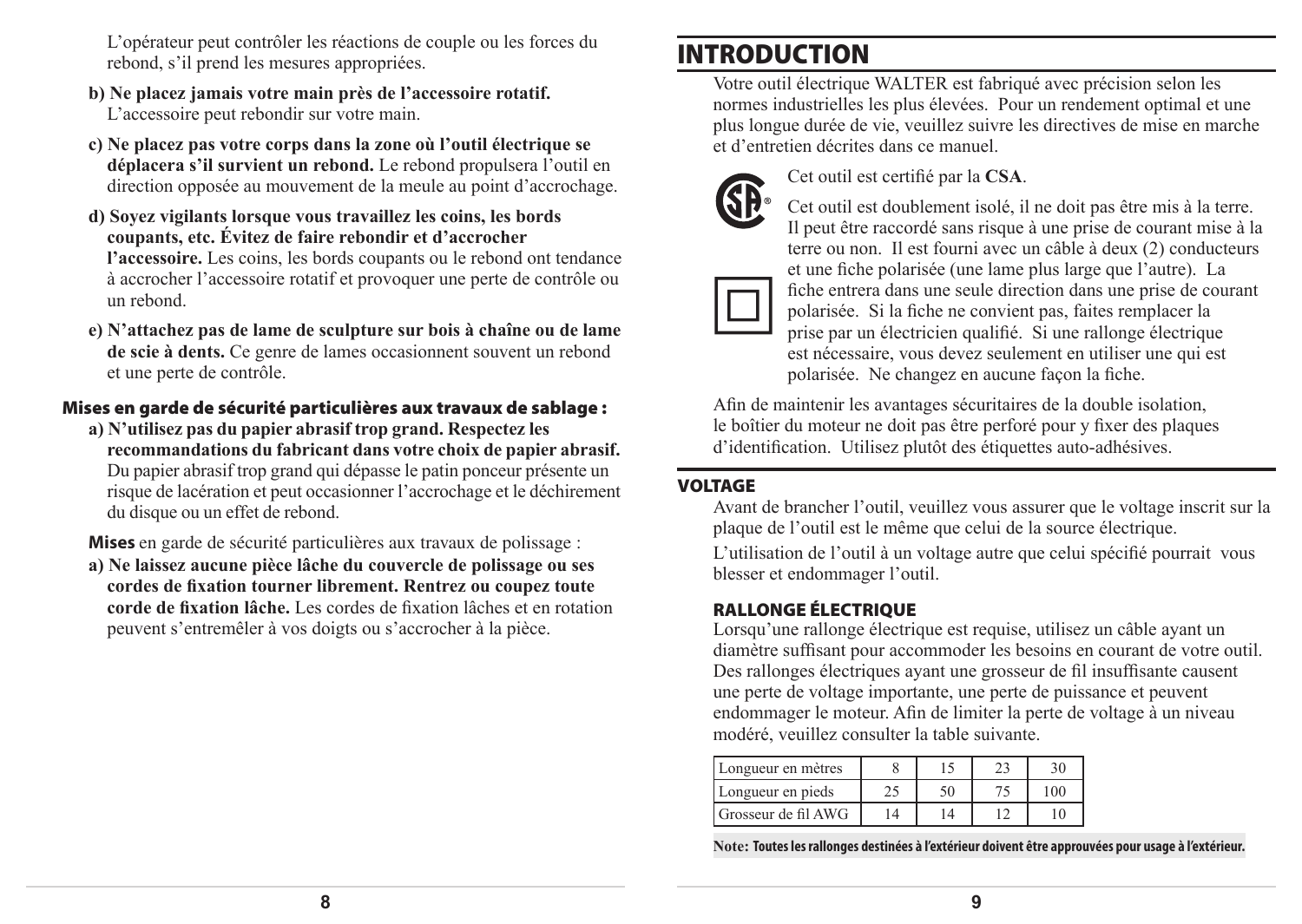L'opérateur peut contrôler les réactions de couple ou les forces du rebond, s'il prend les mesures appropriées.

**b) Ne placez jamais votre main près de l'accessoire rotatif.** L'accessoire peut rebondir sur votre main.

**c) Ne placez pas votre corps dans la zone où l'outil électrique se déplacera s'il survient un rebond.** Le rebond propulsera l'outil en direction opposée au mouvement de la meule au point d'accrochage.

**d) Soyez vigilants lorsque vous travaillez les coins, les bords coupants, etc. Évitez de faire rebondir et d'accrocher l'accessoire.** Les coins, les bords coupants ou le rebond ont tendance à accrocher l'accessoire rotatif et provoquer une perte de contrôle ou un rebond.

**e) N'attachez pas de lame de sculpture sur bois à chaîne ou de lame de scie à dents.** Ce genre de lames occasionnent souvent un rebond et une perte de contrôle.

### Mises en garde de sécurité particulières aux travaux de sablage :

**a) N'utilisez pas du papier abrasif trop grand. Respectez les recommandations du fabricant dans votre choix de papier abrasif.** Du papier abrasif trop grand qui dépasse le patin ponceur présente un risque de lacération et peut occasionner l'accrochage et le déchirement du disque ou un effet de rebond.

**Mises** en garde de sécurité particulières aux travaux de polissage :

**a) Ne laissez aucune pièce lâche du couvercle de polissage ou ses cordes de fixation tourner librement. Rentrez ou coupez toute corde de fixation lâche.** Les cordes de fixation lâches et en rotation peuvent s'entremêler à vos doigts ou s'accrocher à la pièce.

# INTRODUCTION

Votre outil électrique WALTER est fabriqué avec précision selon les normes industrielles les plus élevées. Pour un rendement optimal et une plus longue durée de vie, veuillez suivre les directives de mise en marche et d'entretien décrites dans ce manuel.

Cet outil est certifié par la **CSA**.

Cet outil est doublement isolé, il ne doit pas être mis à la terre. Il peut être raccordé sans risque à une prise de courant mise à la terre ou non. Il est fourni avec un câble à deux (2) conducteurs et une fiche polarisée (une lame plus large que l'autre). La fiche entrera dans une seule direction dans une prise de courant polarisée. Si la fiche ne convient pas, faites remplacer la prise par un électricien qualifié. Si une rallonge électrique est nécessaire, vous devez seulement en utiliser une qui est polarisée. Ne changez en aucune façon la fiche.

Afin de maintenir les avantages sécuritaires de la double isolation, le boîtier du moteur ne doit pas être perforé pour y fixer des plaques d'identification. Utilisez plutôt des étiquettes auto-adhésives.

## VOLTAGE

Avant de brancher l'outil, veuillez vous assurer que le voltage inscrit sur la plaque de l'outil est le même que celui de la source électrique.

L'utilisation de l'outil à un voltage autre que celui spécifié pourrait vous blesser et endommager l'outil.

### RALLONGE ÉLECTRIQUE

Lorsqu'une rallonge électrique est requise, utilisez un câble ayant un diamètre suffisant pour accommoder les besoins en courant de votre outil. Des rallonges électriques ayant une grosseur de fil insuffisante causent une perte de voltage importante, une perte de puissance et peuvent endommager le moteur. Afin de limiter la perte de voltage à un niveau modéré, veuillez consulter la table suivante.

| Longueur en mètres | 8 | 15 | 23 | 30 |
|---|---|---|---|---|
| Longueur en pieds | 25 | 50 | 75 | 100 |
| Grosseur de fil AWG | 14 | 14 | 12 | 10 |

**Note: Toutes les rallonges destinées à l'extérieur doivent être approuvées pour usage à l'extérieur.**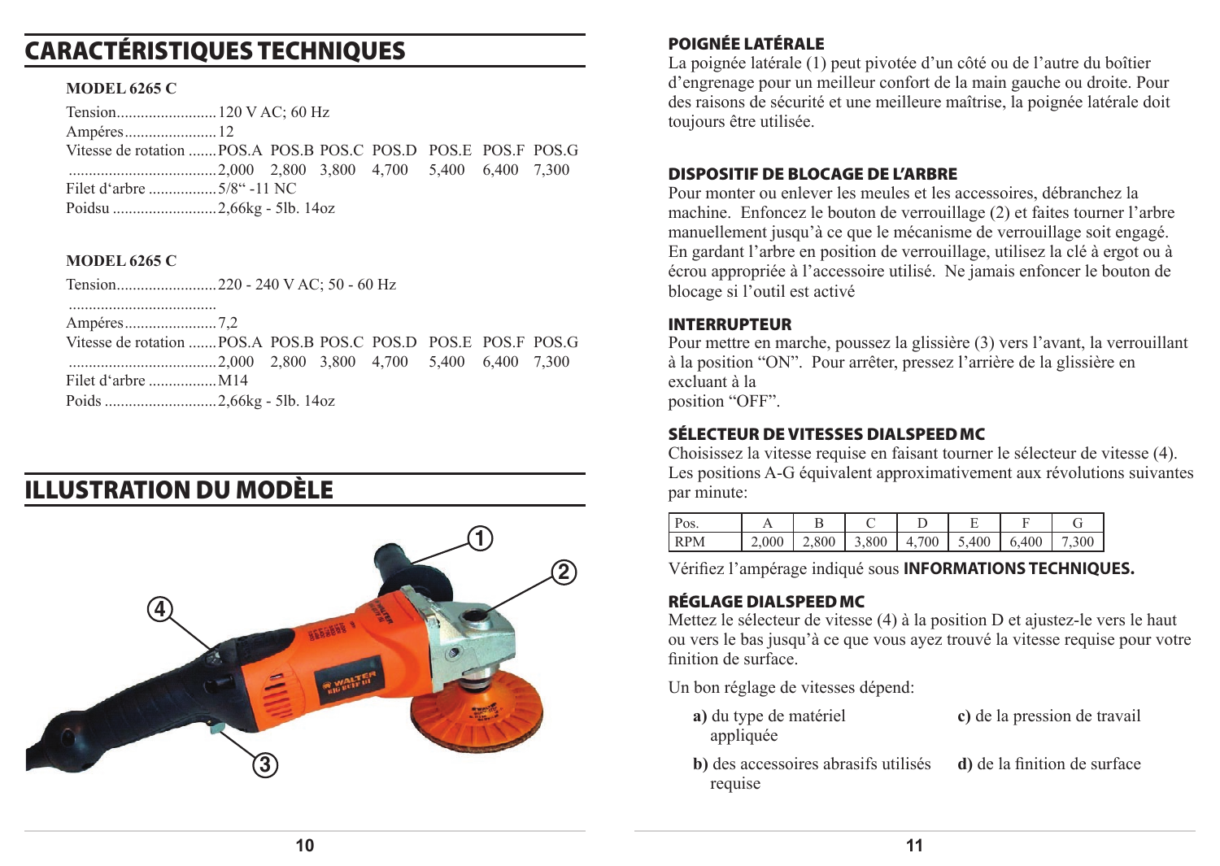# CARACTÉRISTIQUES TECHNIQUES

**MODEL 6265 C**

Tension.........................120 V AC; 60 Hz
Ampéres.......................12
Vitesse de rotation .......POS.A POS.B POS.C POS.D POS.E POS.F POS.G
.....................................2,000 2,800 3,800 4,700 5,400 6,400 7,300
Filet d'arbre .................5/8" -11 NC
Poidsu ..........................2,66kg - 5lb. 14oz

**MODEL 6265 C**

Tension.........................220 - 240 V AC; 50 - 60 Hz
.....................................
Ampéres.......................7,2
Vitesse de rotation .......POS.A POS.B POS.C POS.D POS.E POS.F POS.G
.....................................2,000 2,800 3,800 4,700 5,400 6,400 7,300
Filet d'arbre .................M14
Poids ............................2,66kg - 5lb. 14oz

# ILLUSTRATION DU MODÈLE

## POIGNÉE LATÉRALE

La poignée latérale (1) peut pivotée d'un côté ou de l'autre du boîtier d'engrenage pour un meilleur confort de la main gauche ou droite. Pour des raisons de sécurité et une meilleure maîtrise, la poignée latérale doit toujours être utilisée.

## DISPOSITIF DE BLOCAGE DE L'ARBRE

Pour monter ou enlever les meules et les accessoires, débranchez la machine. Enfoncez le bouton de verrouillage (2) et faites tourner l'arbre manuellement jusqu'à ce que le mécanisme de verrouillage soit engagé. En gardant l'arbre en position de verrouillage, utilisez la clé à ergot ou à écrou appropriée à l'accessoire utilisé. Ne jamais enfoncer le bouton de blocage si l'outil est activé

## INTERRUPTEUR

Pour mettre en marche, poussez la glissière (3) vers l'avant, la verrouillant à la position "ON". Pour arrêter, pressez l'arrière de la glissière en excluant à la
position "OFF".

## SÉLECTEUR DE VITESSES DIALSPEED MC

Choisissez la vitesse requise en faisant tourner le sélecteur de vitesse (4). Les positions A-G équivalent approximativement aux révolutions suivantes par minute:

| Pos. | A | B | C | D | E | F | G |
|---|---|---|---|---|---|---|---|
| RPM | 2,000 | 2,800 | 3,800 | 4,700 | 5,400 | 6,400 | 7,300 |

Vérifiez l'ampérage indiqué sous **INFORMATIONS TECHNIQUES.**

## RÉGLAGE DIALSPEED MC

Mettez le sélecteur de vitesse (4) à la position D et ajustez-le vers le haut ou vers le bas jusqu'à ce que vous ayez trouvé la vitesse requise pour votre finition de surface.

Un bon réglage de vitesses dépend:

**a)** du type de matériel appliquée

**b)** des accessoires abrasifs utilisés requise

**c)** de la pression de travail

**d)** de la finition de surface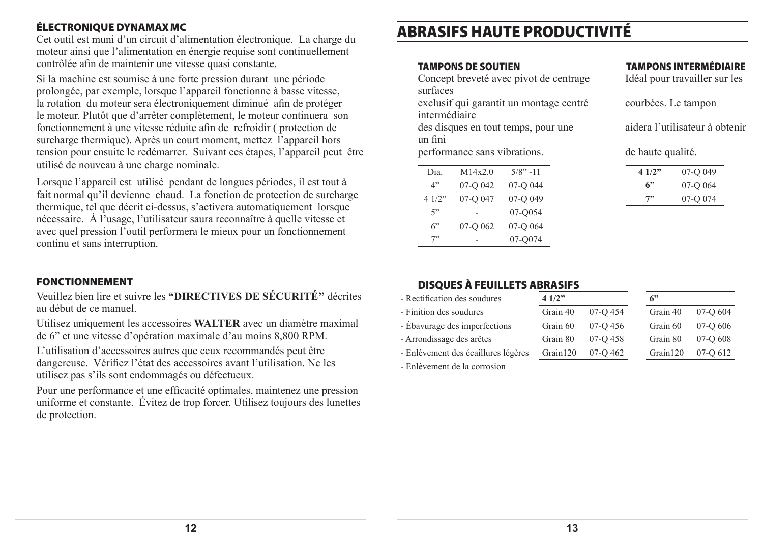## ÉLECTRONIQUE DYNAMAX MC

Cet outil est muni d'un circuit d'alimentation électronique. La charge du moteur ainsi que l'alimentation en énergie requise sont continuellement contrôlée afin de maintenir une vitesse quasi constante.

Si la machine est soumise à une forte pression durant une période prolongée, par exemple, lorsque l'appareil fonctionne à basse vitesse, la rotation du moteur sera électroniquement diminué afin de protéger le moteur. Plutôt que d'arrêter complètement, le moteur continuera son fonctionnement à une vitesse réduite afin de refroidir ( protection de surcharge thermique). Après un court moment, mettez l'appareil hors tension pour ensuite le redémarrer. Suivant ces étapes, l'appareil peut être utilisé de nouveau à une charge nominale.

Lorsque l'appareil est utilisé pendant de longues périodes, il est tout à fait normal qu'il devienne chaud. La fonction de protection de surcharge thermique, tel que décrit ci-dessus, s'activera automatiquement lorsque nécessaire. À l'usage, l'utilisateur saura reconnaître à quelle vitesse et avec quel pression l'outil performera le mieux pour un fonctionnement continu et sans interruption.

## FONCTIONNEMENT

Veuillez bien lire et suivre les **"DIRECTIVES DE SÉCURITÉ"** décrites au début de ce manuel.

Utilisez uniquement les accessoires **WALTER** avec un diamètre maximal de 6" et une vitesse d'opération maximale d'au moins 8,800 RPM.

L'utilisation d'accessoires autres que ceux recommandés peut être dangereuse. Vérifiez l'état des accessoires avant l'utilisation. Ne les utilisez pas s'ils sont endommagés ou défectueux.

Pour une performance et une efficacité optimales, maintenez une pression uniforme et constante. Évitez de trop forcer. Utilisez toujours des lunettes de protection.

# ABRASIFS HAUTE PRODUCTIVITÉ

### TAMPONS DE SOUTIEN

Concept breveté avec pivot de centrage exclusif qui garantit un montage centré des disques en tout temps, pour une performance sans vibrations.

| Dia. | M14x2.0 | 5/8" -11 |
|---|---|---|
| 4" | 07-Q 042 | 07-Q 044 |
| 4 1/2" | 07-Q 047 | 07-Q 049 |
| 5" | - | 07-Q054 |
| 6" | 07-Q 062 | 07-Q 064 |
| 7" | - | 07-Q074 |

### TAMPONS INTERMÉDIAIRE

Idéal pour travailler sur les surfaces courbées. Le tampon intermédiaire aidera l'utilisateur à obtenir un fini de haute qualité.

| | |
|---|---|
| **4 1/2"** | 07-Q 049 |
| **6"** | 07-Q 064 |
| **7"** | 07-Q 074 |

### DISQUES À FEUILLETS ABRASIFS

- Rectification des soudures
- Finition des soudures
- Ébavurage des imperfections
- Arrondissage des arêtes
- Enlèvement des écaillures légères
- Enlèvement de la corrosion

| **4 1/2"** | |
|---|---|
| Grain 40 | 07-Q 454 |
| Grain 60 | 07-Q 456 |
| Grain 80 | 07-Q 458 |
| Grain120 | 07-Q 462 |

| **6"** | |
|---|---|
| Grain 40 | 07-Q 604 |
| Grain 60 | 07-Q 606 |
| Grain 80 | 07-Q 608 |
| Grain120 | 07-Q 612 |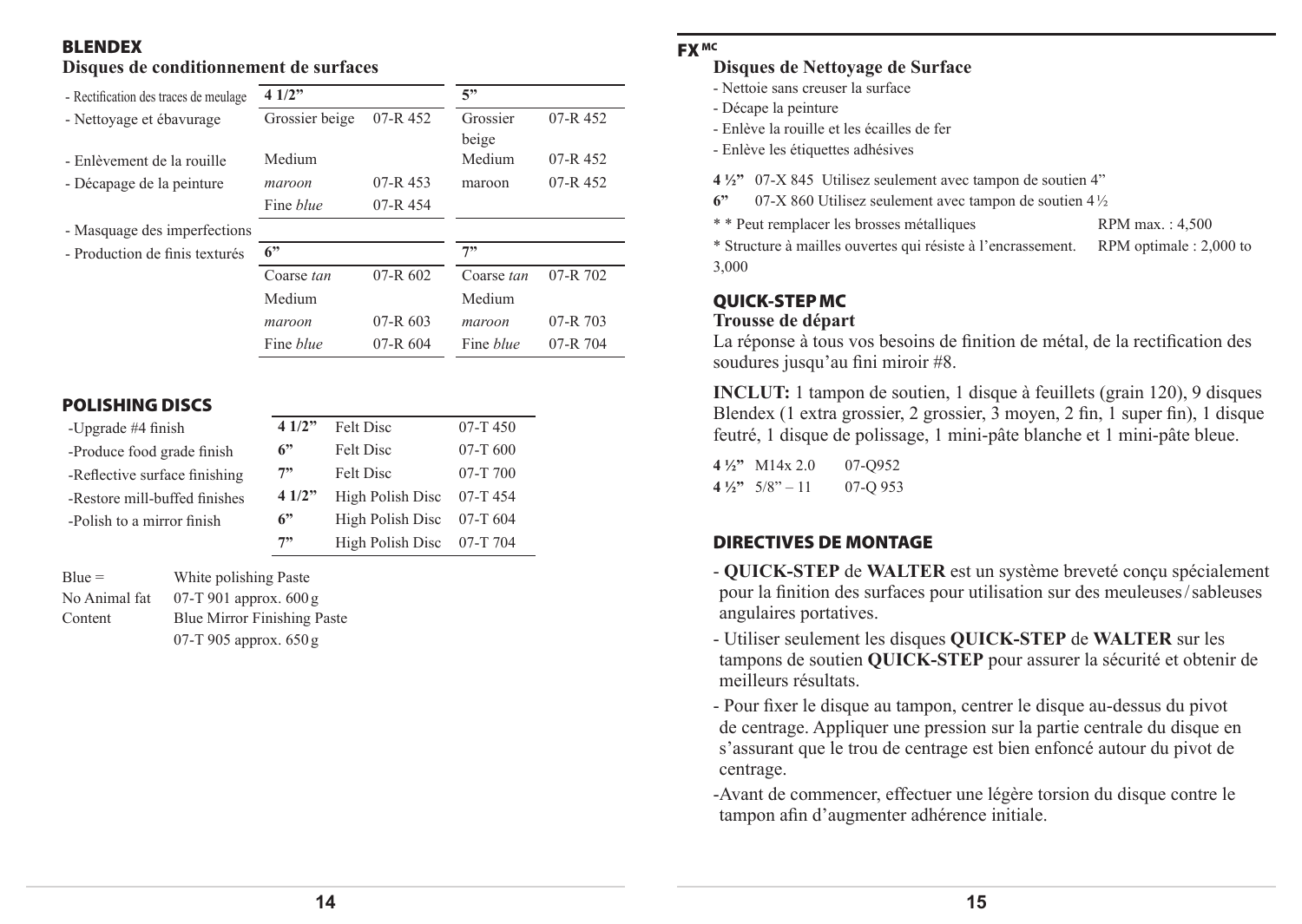## BLENDEX

### Disques de conditionnement de surfaces

- Rectification des traces de meulage
- Nettoyage et ébavurage
- Enlèvement de la rouille
- Décapage de la peinture
- Masquage des imperfections
- Production de finis texturés

| 4 1/2" | | 5" | |
|---|---|---|---|
| Grossier beige | 07-R 452 | Grossier beige | 07-R 452 |
| Medium *maroon* | 07-R 453 | Medium maroon | 07-R 452 |
| Fine *blue* | 07-R 454 | | |

| 6" | | 7" | |
|---|---|---|---|
| Coarse *tan* | 07-R 602 | Coarse *tan* | 07-R 702 |
| Medium *maroon* | 07-R 603 | Medium *maroon* | 07-R 703 |
| Fine *blue* | 07-R 604 | Fine *blue* | 07-R 704 |

## POLISHING DISCS

- Upgrade #4 finish
- Produce food grade finish
- Reflective surface finishing
- Restore mill-buffed finishes
- Polish to a mirror finish

| | | |
|---|---|---|
| **4 1/2"** | Felt Disc | 07-T 450 |
| **6"** | Felt Disc | 07-T 600 |
| **7"** | Felt Disc | 07-T 700 |
| **4 1/2"** | High Polish Disc | 07-T 454 |
| **6"** | High Polish Disc | 07-T 604 |
| **7"** | High Polish Disc | 07-T 704 |

| | |
|---|---|
| Blue = No Animal fat Content | White polishing Paste 07-T 901 approx. 600 g |
| | Blue Mirror Finishing Paste 07-T 905 approx. 650 g |

## FX MC

### Disques de Nettoyage de Surface

- Nettoie sans creuser la surface
- Décape la peinture
- Enlève la rouille et les écailles de fer
- Enlève les étiquettes adhésives

**4 ½"** 07-X 845 Utilisez seulement avec tampon de soutien 4"
**6"** 07-X 860 Utilisez seulement avec tampon de soutien 4 ½

* * Peut remplacer les brosses métalliques — RPM max. : 4,500
* Structure à mailles ouvertes qui résiste à l'encrassement. — RPM optimale : 2,000 to 3,000

## QUICK-STEP MC

### Trousse de départ

La réponse à tous vos besoins de finition de métal, de la rectification des soudures jusqu'au fini miroir #8.

**INCLUT:** 1 tampon de soutien, 1 disque à feuillets (grain 120), 9 disques Blendex (1 extra grossier, 2 grossier, 3 moyen, 2 fin, 1 super fin), 1 disque feutré, 1 disque de polissage, 1 mini-pâte blanche et 1 mini-pâte bleue.

| | | |
|---|---|---|
| **4 ½"** | M14x 2.0 | 07-Q952 |
| **4 ½"** | 5/8" – 11 | 07-Q 953 |

## DIRECTIVES DE MONTAGE

- **QUICK-STEP** de **WALTER** est un système breveté conçu spécialement pour la finition des surfaces pour utilisation sur des meuleuses / sableuses angulaires portatives.
- Utiliser seulement les disques **QUICK-STEP** de **WALTER** sur les tampons de soutien **QUICK-STEP** pour assurer la sécurité et obtenir de meilleurs résultats.
- Pour fixer le disque au tampon, centrer le disque au-dessus du pivot de centrage. Appliquer une pression sur la partie centrale du disque en s'assurant que le trou de centrage est bien enfoncé autour du pivot de centrage.
- Avant de commencer, effectuer une légère torsion du disque contre le tampon afin d'augmenter adhérence initiale.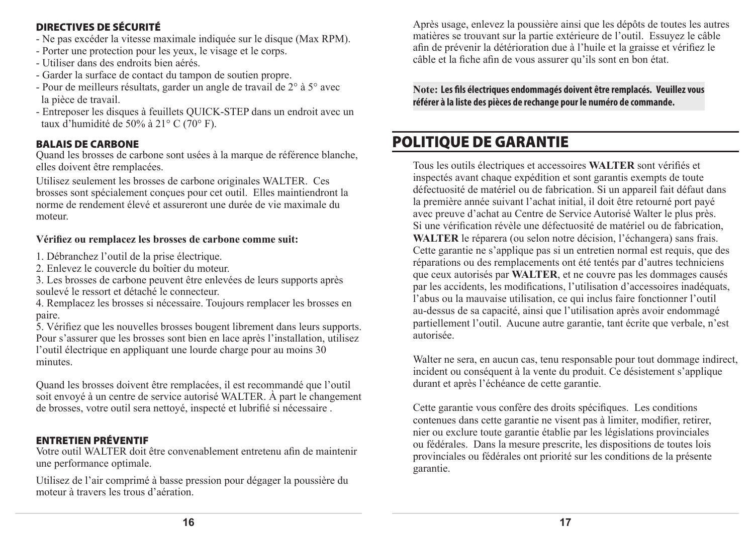### DIRECTIVES DE SÉCURITÉ

- Ne pas excéder la vitesse maximale indiquée sur le disque (Max RPM).
- Porter une protection pour les yeux, le visage et le corps.
- Utiliser dans des endroits bien aérés.
- Garder la surface de contact du tampon de soutien propre.
- Pour de meilleurs résultats, garder un angle de travail de 2° à 5° avec la pièce de travail.
- Entreposer les disques à feuillets QUICK-STEP dans un endroit avec un taux d'humidité de 50% à 21° C (70° F).

### BALAIS DE CARBONE

Quand les brosses de carbone sont usées à la marque de référence blanche, elles doivent être remplacées.

Utilisez seulement les brosses de carbone originales WALTER. Ces brosses sont spécialement conçues pour cet outil. Elles maintiendront la norme de rendement élevé et assureront une durée de vie maximale du moteur.

**Vérifiez ou remplacez les brosses de carbone comme suit:**

1. Débranchez l'outil de la prise électrique.
2. Enlevez le couvercle du boîtier du moteur.
3. Les brosses de carbone peuvent être enlevées de leurs supports après soulevé le ressort et détaché le connecteur.
4. Remplacez les brosses si nécessaire. Toujours remplacer les brosses en paire.
5. Vérifiez que les nouvelles brosses bougent librement dans leurs supports. Pour s'assurer que les brosses sont bien en lace après l'installation, utilisez l'outil électrique en appliquant une lourde charge pour au moins 30 minutes.

Quand les brosses doivent être remplacées, il est recommandé que l'outil soit envoyé à un centre de service autorisé WALTER. À part le changement de brosses, votre outil sera nettoyé, inspecté et lubrifié si nécessaire .

### ENTRETIEN PRÉVENTIF

Votre outil WALTER doit être convenablement entretenu afin de maintenir une performance optimale.

Utilisez de l'air comprimé à basse pression pour dégager la poussière du moteur à travers les trous d'aération.

Après usage, enlevez la poussière ainsi que les dépôts de toutes les autres matières se trouvant sur la partie extérieure de l'outil. Essuyez le câble afin de prévenir la détérioration due à l'huile et la graisse et vérifiez le câble et la fiche afin de vous assurer qu'ils sont en bon état.

**Note: Les fils électriques endommagés doivent être remplacés. Veuillez vous référer à la liste des pièces de rechange pour le numéro de commande.**

## POLITIQUE DE GARANTIE

Tous les outils électriques et accessoires **WALTER** sont vérifiés et inspectés avant chaque expédition et sont garantis exempts de toute défectuosité de matériel ou de fabrication. Si un appareil fait défaut dans la première année suivant l'achat initial, il doit être retourné port payé avec preuve d'achat au Centre de Service Autorisé Walter le plus près. Si une vérification révèle une défectuosité de matériel ou de fabrication, **WALTER** le réparera (ou selon notre décision, l'échangera) sans frais. Cette garantie ne s'applique pas si un entretien normal est requis, que des réparations ou des remplacements ont été tentés par d'autres techniciens que ceux autorisés par **WALTER**, et ne couvre pas les dommages causés par les accidents, les modifications, l'utilisation d'accessoires inadéquats, l'abus ou la mauvaise utilisation, ce qui inclus faire fonctionner l'outil au-dessus de sa capacité, ainsi que l'utilisation après avoir endommagé partiellement l'outil. Aucune autre garantie, tant écrite que verbale, n'est autorisée.

Walter ne sera, en aucun cas, tenu responsable pour tout dommage indirect, incident ou conséquent à la vente du produit. Ce désistement s'applique durant et après l'échéance de cette garantie.

Cette garantie vous confère des droits spécifiques. Les conditions contenues dans cette garantie ne visent pas à limiter, modifier, retirer, nier ou exclure toute garantie établie par les législations provinciales ou fédérales. Dans la mesure prescrite, les dispositions de toutes lois provinciales ou fédérales ont priorité sur les conditions de la présente garantie.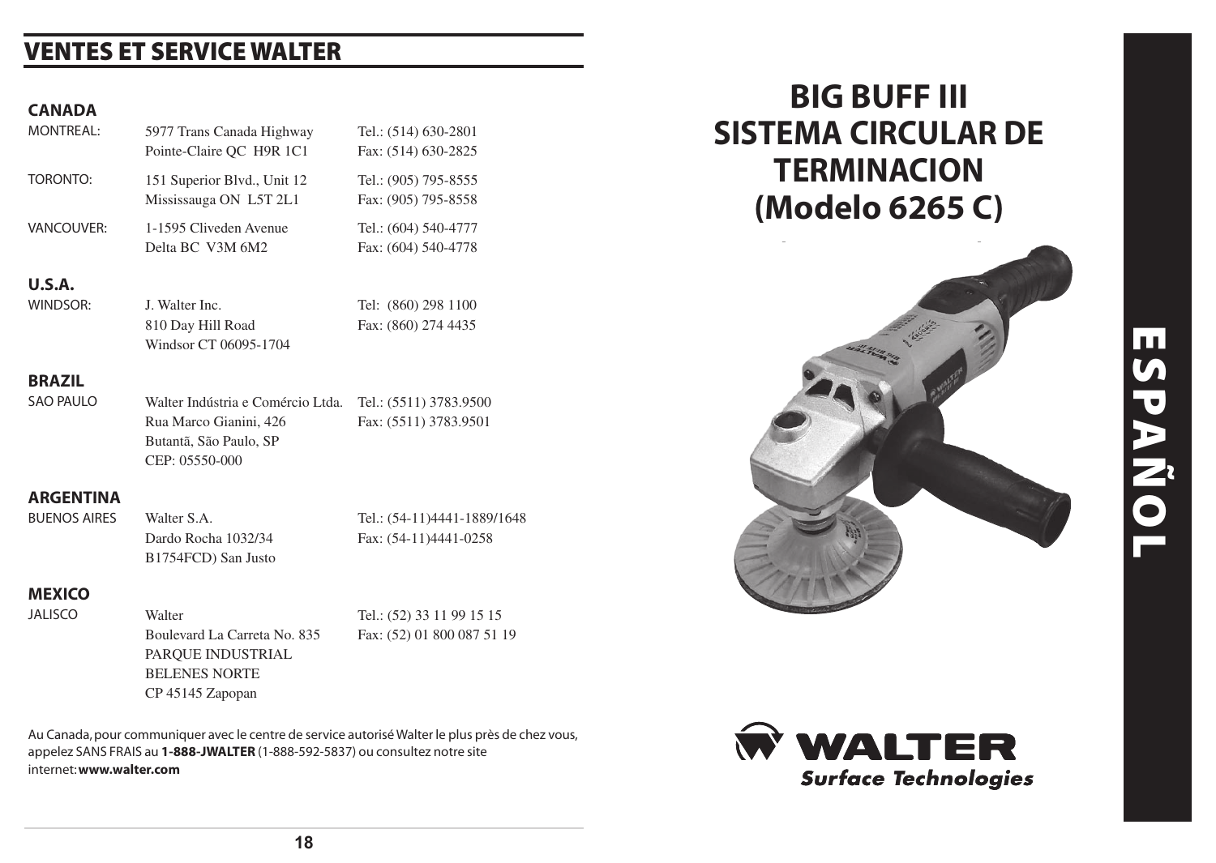## VENTES ET SERVICE WALTER

### CANADA

| | | |
|---|---|---|
| MONTREAL: | 5977 Trans Canada Highway<br>Pointe-Claire QC H9R 1C1 | Tel.: (514) 630-2801<br>Fax: (514) 630-2825 |
| TORONTO: | 151 Superior Blvd., Unit 12<br>Mississauga ON L5T 2L1 | Tel.: (905) 795-8555<br>Fax: (905) 795-8558 |
| VANCOUVER: | 1-1595 Cliveden Avenue<br>Delta BC V3M 6M2 | Tel.: (604) 540-4777<br>Fax: (604) 540-4778 |

### U.S.A.

| | | |
|---|---|---|
| WINDSOR: | J. Walter Inc.<br>810 Day Hill Road<br>Windsor CT 06095-1704 | Tel: (860) 298 1100<br>Fax: (860) 274 4435 |

### BRAZIL

| | | |
|---|---|---|
| SAO PAULO | Walter Indústria e Comércio Ltda.<br>Rua Marco Gianini, 426<br>Butantã, São Paulo, SP<br>CEP: 05550-000 | Tel.: (5511) 3783.9500<br>Fax: (5511) 3783.9501 |

### ARGENTINA

| | | |
|---|---|---|
| BUENOS AIRES | Walter S.A.<br>Dardo Rocha 1032/34<br>B1754FCD) San Justo | Tel.: (54-11)4441-1889/1648<br>Fax: (54-11)4441-0258 |

### MEXICO

| | | |
|---|---|---|
| JALISCO | Walter<br>Boulevard La Carreta No. 835<br>PARQUE INDUSTRIAL<br>BELENES NORTE<br>CP 45145 Zapopan | Tel.: (52) 33 11 99 15 15<br>Fax: (52) 01 800 087 51 19 |

Au Canada, pour communiquer avec le centre de service autorisé Walter le plus près de chez vous, appelez SANS FRAIS au **1-888-JWALTER** (1-888-592-5837) ou consultez notre site internet: **www.walter.com**

# BIG BUFF III SISTEMA CIRCULAR DE TERMINACION (Modelo 6265 C)

WALTER
*Surface Technologies*

ESPAÑOL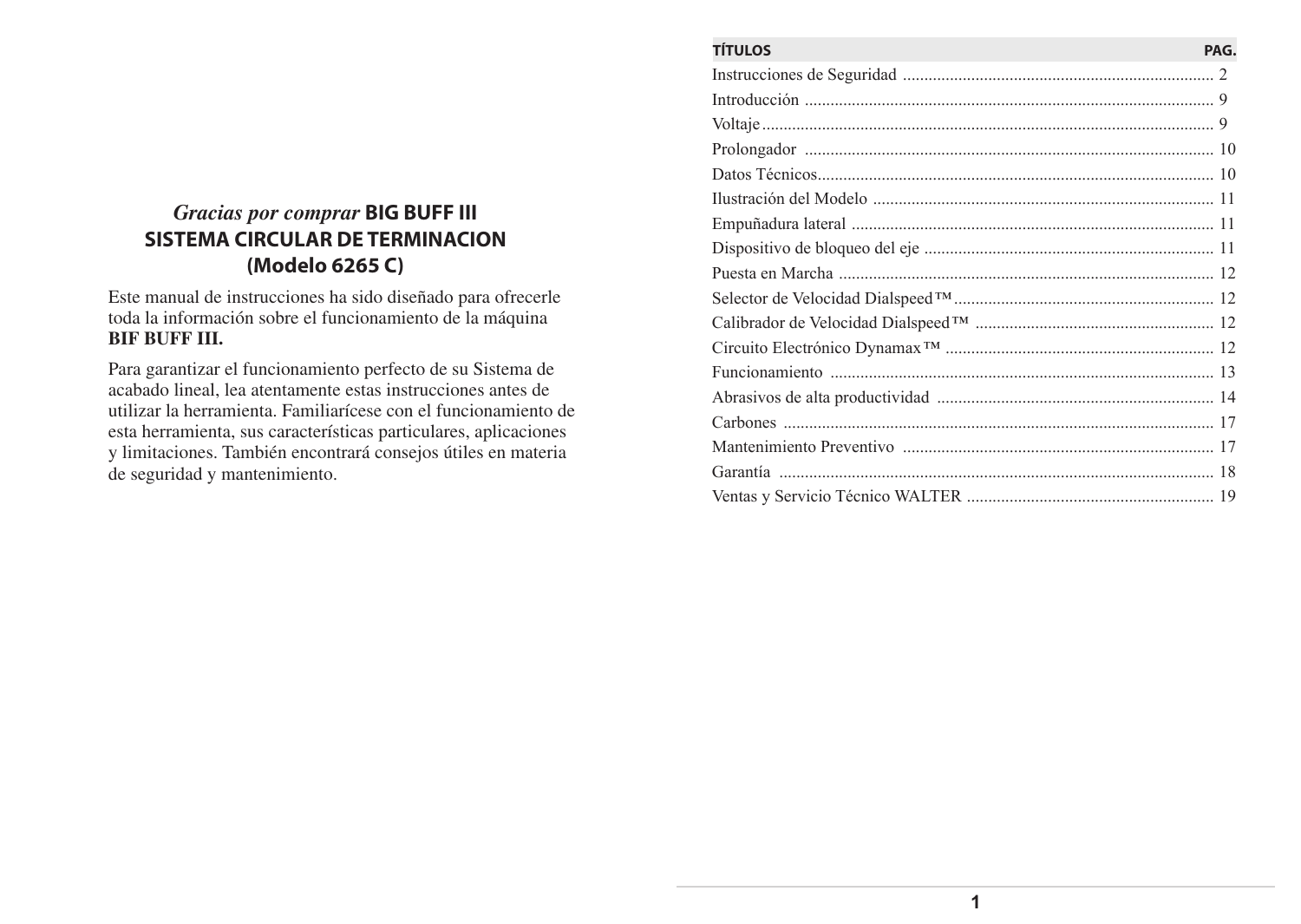*Gracias por comprar* **BIG BUFF III**
**SISTEMA CIRCULAR DE TERMINACION**
**(Modelo 6265 C)**

Este manual de instrucciones ha sido diseñado para ofrecerle toda la información sobre el funcionamiento de la máquina **BIF BUFF III.**

Para garantizar el funcionamiento perfecto de su Sistema de acabado lineal, lea atentamente estas instrucciones antes de utilizar la herramienta. Familiarícese con el funcionamiento de esta herramienta, sus características particulares, aplicaciones y limitaciones. También encontrará consejos útiles en materia de seguridad y mantenimiento.

| TÍTULOS | PAG. |
|---|---|
| Instrucciones de Seguridad | 2 |
| Introducción | 9 |
| Voltaje | 9 |
| Prolongador | 10 |
| Datos Técnicos | 10 |
| Ilustración del Modelo | 11 |
| Empuñadura lateral | 11 |
| Dispositivo de bloqueo del eje | 11 |
| Puesta en Marcha | 12 |
| Selector de Velocidad Dialspeed™ | 12 |
| Calibrador de Velocidad Dialspeed™ | 12 |
| Circuito Electrónico Dynamax™ | 12 |
| Funcionamiento | 13 |
| Abrasivos de alta productividad | 14 |
| Carbones | 17 |
| Mantenimiento Preventivo | 17 |
| Garantía | 18 |
| Ventas y Servicio Técnico WALTER | 19 |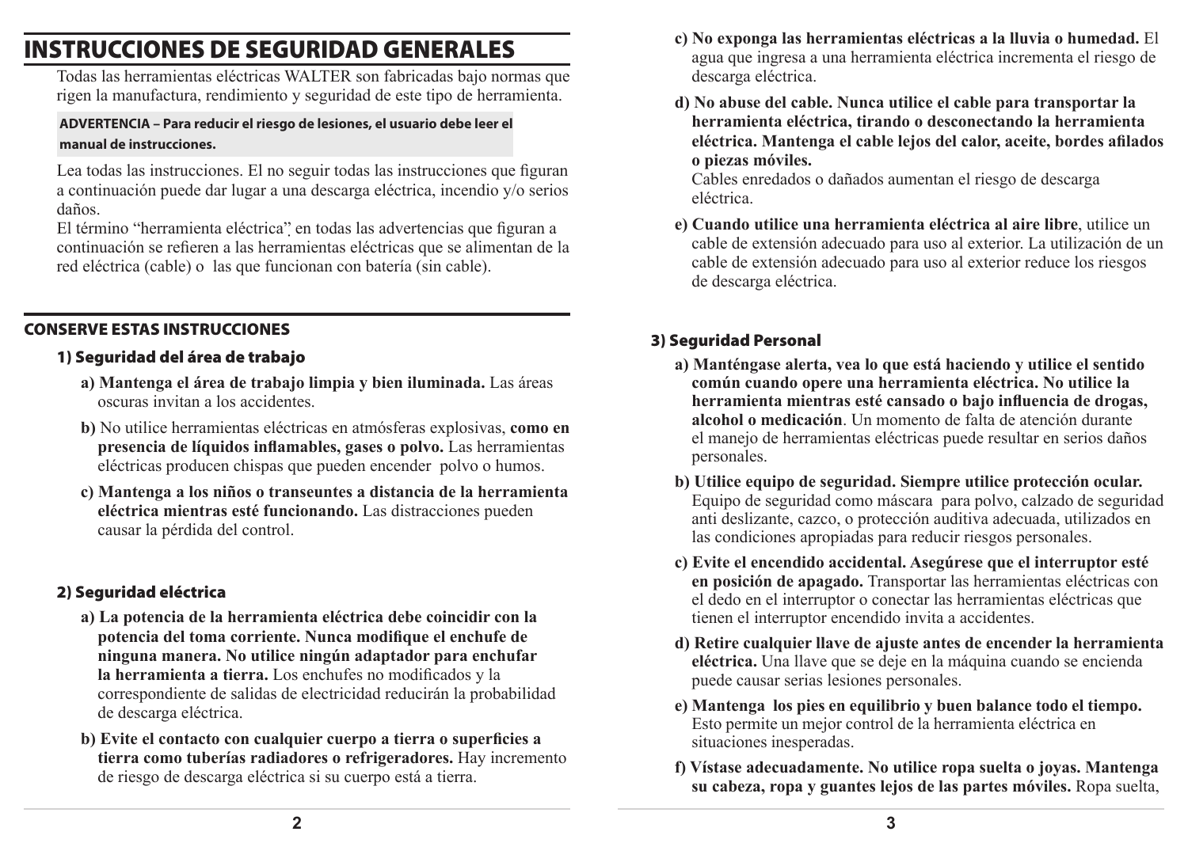# INSTRUCCIONES DE SEGURIDAD GENERALES

Todas las herramientas eléctricas WALTER son fabricadas bajo normas que rigen la manufactura, rendimiento y seguridad de este tipo de herramienta.

**ADVERTENCIA – Para reducir el riesgo de lesiones, el usuario debe leer el manual de instrucciones.**

Lea todas las instrucciones. El no seguir todas las instrucciones que figuran a continuación puede dar lugar a una descarga eléctrica, incendio y/o serios daños.

El término "herramienta eléctrica", en todas las advertencias que figuran a continuación se refieren a las herramientas eléctricas que se alimentan de la red eléctrica (cable) o las que funcionan con batería (sin cable).

## CONSERVE ESTAS INSTRUCCIONES

### 1) Seguridad del área de trabajo

**a) Mantenga el área de trabajo limpia y bien iluminada.** Las áreas oscuras invitan a los accidentes.

**b)** No utilice herramientas eléctricas en atmósferas explosivas, **como en presencia de líquidos inflamables, gases o polvo.** Las herramientas eléctricas producen chispas que pueden encender polvo o humos.

**c) Mantenga a los niños o transeuntes a distancia de la herramienta eléctrica mientras esté funcionando.** Las distracciones pueden causar la pérdida del control.

### 2) Seguridad eléctrica

**a) La potencia de la herramienta eléctrica debe coincidir con la potencia del toma corriente. Nunca modifique el enchufe de ninguna manera. No utilice ningún adaptador para enchufar la herramienta a tierra.** Los enchufes no modificados y la correspondiente de salidas de electricidad reducirán la probabilidad de descarga eléctrica.

**b) Evite el contacto con cualquier cuerpo a tierra o superficies a tierra como tuberías radiadores o refrigeradores.** Hay incremento de riesgo de descarga eléctrica si su cuerpo está a tierra.

**c) No exponga las herramientas eléctricas a la lluvia o humedad.** El agua que ingresa a una herramienta eléctrica incrementa el riesgo de descarga eléctrica.

**d) No abuse del cable. Nunca utilice el cable para transportar la herramienta eléctrica, tirando o desconectando la herramienta eléctrica. Mantenga el cable lejos del calor, aceite, bordes afilados o piezas móviles.**
Cables enredados o dañados aumentan el riesgo de descarga eléctrica.

**e) Cuando utilice una herramienta eléctrica al aire libre**, utilice un cable de extensión adecuado para uso al exterior. La utilización de un cable de extensión adecuado para uso al exterior reduce los riesgos de descarga eléctrica.

### 3) Seguridad Personal

**a) Manténgase alerta, vea lo que está haciendo y utilice el sentido común cuando opere una herramienta eléctrica. No utilice la herramienta mientras esté cansado o bajo influencia de drogas, alcohol o medicación**. Un momento de falta de atención durante el manejo de herramientas eléctricas puede resultar en serios daños personales.

**b) Utilice equipo de seguridad. Siempre utilice protección ocular.** Equipo de seguridad como máscara para polvo, calzado de seguridad anti deslizante, cazco, o protección auditiva adecuada, utilizados en las condiciones apropiadas para reducir riesgos personales.

**c) Evite el encendido accidental. Asegúrese que el interruptor esté en posición de apagado.** Transportar las herramientas eléctricas con el dedo en el interruptor o conectar las herramientas eléctricas que tienen el interruptor encendido invita a accidentes.

**d) Retire cualquier llave de ajuste antes de encender la herramienta eléctrica.** Una llave que se deje en la máquina cuando se encienda puede causar serias lesiones personales.

**e) Mantenga los pies en equilibrio y buen balance todo el tiempo.** Esto permite un mejor control de la herramienta eléctrica en situaciones inesperadas.

**f) Vístase adecuadamente. No utilice ropa suelta o joyas. Mantenga su cabeza, ropa y guantes lejos de las partes móviles.** Ropa suelta,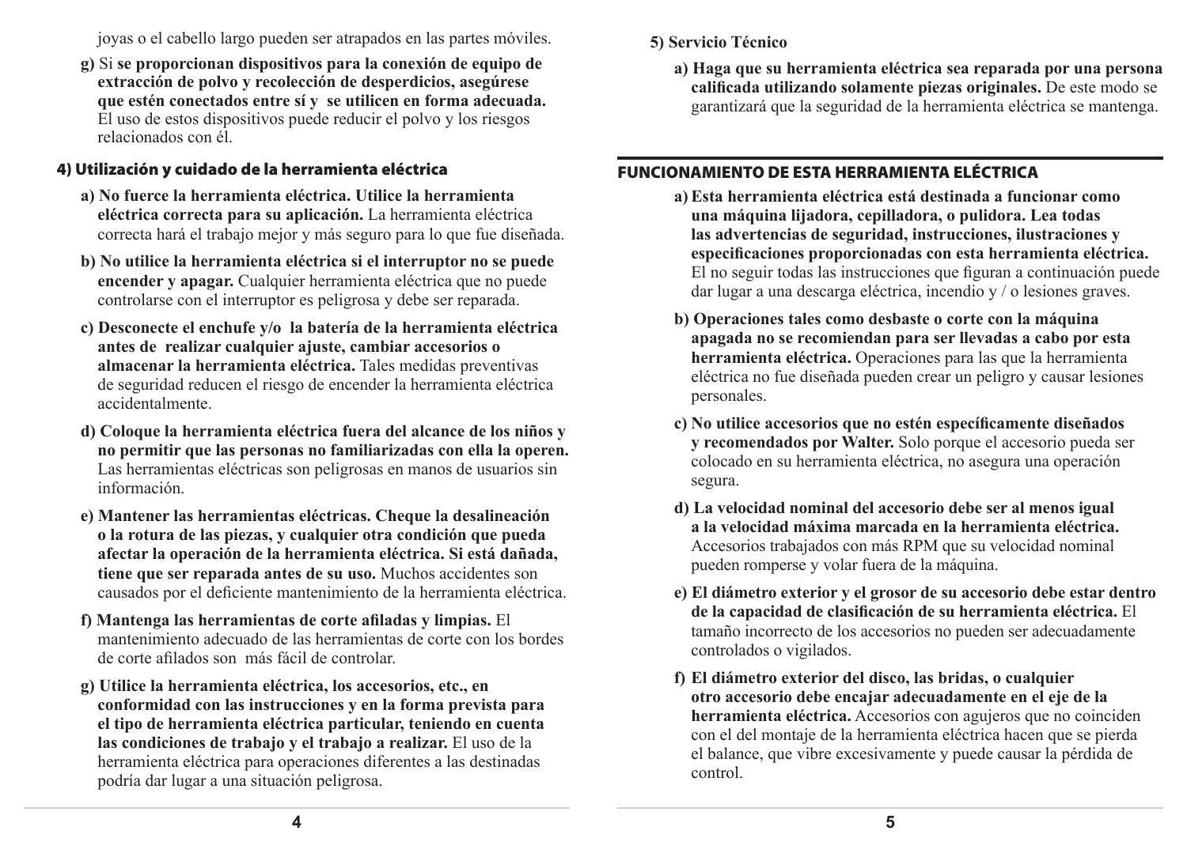joyas o el cabello largo pueden ser atrapados en las partes móviles.

**g)** Si **se proporcionan dispositivos para la conexión de equipo de extracción de polvo y recolección de desperdicios, asegúrese que estén conectados entre sí y se utilicen en forma adecuada.** El uso de estos dispositivos puede reducir el polvo y los riesgos relacionados con él.

## 4) Utilización y cuidado de la herramienta eléctrica

**a) No fuerce la herramienta eléctrica. Utilice la herramienta eléctrica correcta para su aplicación.** La herramienta eléctrica correcta hará el trabajo mejor y más seguro para lo que fue diseñada.

**b) No utilice la herramienta eléctrica si el interruptor no se puede encender y apagar.** Cualquier herramienta eléctrica que no puede controlarse con el interruptor es peligrosa y debe ser reparada.

**c) Desconecte el enchufe y/o la batería de la herramienta eléctrica antes de realizar cualquier ajuste, cambiar accesorios o almacenar la herramienta eléctrica.** Tales medidas preventivas de seguridad reducen el riesgo de encender la herramienta eléctrica accidentalmente.

**d) Coloque la herramienta eléctrica fuera del alcance de los niños y no permitir que las personas no familiarizadas con ella la operen.** Las herramientas eléctricas son peligrosas en manos de usuarios sin información.

**e) Mantener las herramientas eléctricas. Cheque la desalineación o la rotura de las piezas, y cualquier otra condición que pueda afectar la operación de la herramienta eléctrica. Si está dañada, tiene que ser reparada antes de su uso.** Muchos accidentes son causados por el deficiente mantenimiento de la herramienta eléctrica.

**f) Mantenga las herramientas de corte afiladas y limpias.** El mantenimiento adecuado de las herramientas de corte con los bordes de corte afilados son más fácil de controlar.

**g) Utilice la herramienta eléctrica, los accesorios, etc., en conformidad con las instrucciones y en la forma prevista para el tipo de herramienta eléctrica particular, teniendo en cuenta las condiciones de trabajo y el trabajo a realizar.** El uso de la herramienta eléctrica para operaciones diferentes a las destinadas podría dar lugar a una situación peligrosa.

**5) Servicio Técnico**

**a) Haga que su herramienta eléctrica sea reparada por una persona calificada utilizando solamente piezas originales.** De este modo se garantizará que la seguridad de la herramienta eléctrica se mantenga.

## FUNCIONAMIENTO DE ESTA HERRAMIENTA ELÉCTRICA

**a) Esta herramienta eléctrica está destinada a funcionar como una máquina lijadora, cepilladora, o pulidora. Lea todas las advertencias de seguridad, instrucciones, ilustraciones y especificaciones proporcionadas con esta herramienta eléctrica.** El no seguir todas las instrucciones que figuran a continuación puede dar lugar a una descarga eléctrica, incendio y / o lesiones graves.

**b) Operaciones tales como desbaste o corte con la máquina apagada no se recomiendan para ser llevadas a cabo por esta herramienta eléctrica.** Operaciones para las que la herramienta eléctrica no fue diseñada pueden crear un peligro y causar lesiones personales.

**c) No utilice accesorios que no estén específicamente diseñados y recomendados por Walter.** Solo porque el accesorio pueda ser colocado en su herramienta eléctrica, no asegura una operación segura.

**d) La velocidad nominal del accesorio debe ser al menos igual a la velocidad máxima marcada en la herramienta eléctrica.** Accesorios trabajados con más RPM que su velocidad nominal pueden romperse y volar fuera de la máquina.

**e) El diámetro exterior y el grosor de su accesorio debe estar dentro de la capacidad de clasificación de su herramienta eléctrica.** El tamaño incorrecto de los accesorios no pueden ser adecuadamente controlados o vigilados.

**f) El diámetro exterior del disco, las bridas, o cualquier otro accesorio debe encajar adecuadamente en el eje de la herramienta eléctrica.** Accesorios con agujeros que no coinciden con el del montaje de la herramienta eléctrica hacen que se pierda el balance, que vibre excesivamente y puede causar la pérdida de control.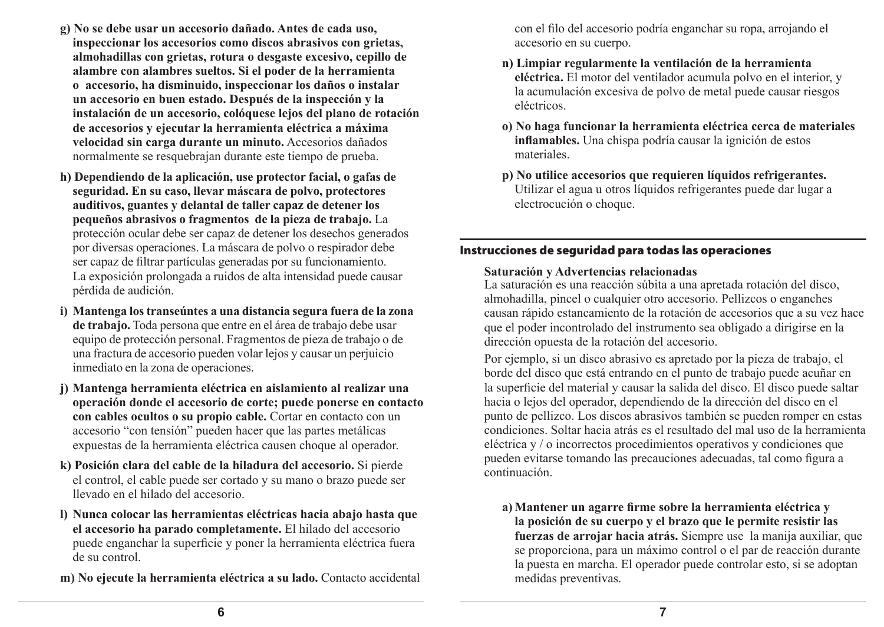**g) No se debe usar un accesorio dañado. Antes de cada uso, inspeccionar los accesorios como discos abrasivos con grietas, almohadillas con grietas, rotura o desgaste excesivo, cepillo de alambre con alambres sueltos. Si el poder de la herramienta o accesorio, ha disminuido, inspeccionar los daños o instalar un accesorio en buen estado. Después de la inspección y la instalación de un accesorio, colóquese lejos del plano de rotación de accesorios y ejecutar la herramienta eléctrica a máxima velocidad sin carga durante un minuto.** Accesorios dañados normalmente se resquebrajan durante este tiempo de prueba.

**h) Dependiendo de la aplicación, use protector facial, o gafas de seguridad. En su caso, llevar máscara de polvo, protectores auditivos, guantes y delantal de taller capaz de detener los pequeños abrasivos o fragmentos de la pieza de trabajo.** La protección ocular debe ser capaz de detener los desechos generados por diversas operaciones. La máscara de polvo o respirador debe ser capaz de filtrar partículas generadas por su funcionamiento. La exposición prolongada a ruidos de alta intensidad puede causar pérdida de audición.

**i) Mantenga los transeúntes a una distancia segura fuera de la zona de trabajo.** Toda persona que entre en el área de trabajo debe usar equipo de protección personal. Fragmentos de pieza de trabajo o de una fractura de accesorio pueden volar lejos y causar un perjuicio inmediato en la zona de operaciones.

**j) Mantenga herramienta eléctrica en aislamiento al realizar una operación donde el accesorio de corte; puede ponerse en contacto con cables ocultos o su propio cable.** Cortar en contacto con un accesorio "con tensión" pueden hacer que las partes metálicas expuestas de la herramienta eléctrica causen choque al operador.

**k) Posición clara del cable de la hiladura del accesorio.** Si pierde el control, el cable puede ser cortado y su mano o brazo puede ser llevado en el hilado del accesorio.

**l) Nunca colocar las herramientas eléctricas hacia abajo hasta que el accesorio ha parado completamente.** El hilado del accesorio puede enganchar la superficie y poner la herramienta eléctrica fuera de su control.

**m) No ejecute la herramienta eléctrica a su lado.** Contacto accidental con el filo del accesorio podría enganchar su ropa, arrojando el accesorio en su cuerpo.

**n) Limpiar regularmente la ventilación de la herramienta eléctrica.** El motor del ventilador acumula polvo en el interior, y la acumulación excesiva de polvo de metal puede causar riesgos eléctricos.

**o) No haga funcionar la herramienta eléctrica cerca de materiales inflamables.** Una chispa podría causar la ignición de estos materiales.

**p) No utilice accesorios que requieren líquidos refrigerantes.** Utilizar el agua u otros líquidos refrigerantes puede dar lugar a electrocución o choque.

## Instrucciones de seguridad para todas las operaciones

**Saturación y Advertencias relacionadas**

La saturación es una reacción súbita a una apretada rotación del disco, almohadilla, pincel o cualquier otro accesorio. Pellizcos o enganches causan rápido estancamiento de la rotación de accesorios que a su vez hace que el poder incontrolado del instrumento sea obligado a dirigirse en la dirección opuesta de la rotación del accesorio.

Por ejemplo, si un disco abrasivo es apretado por la pieza de trabajo, el borde del disco que está entrando en el punto de trabajo puede acuñar en la superficie del material y causar la salida del disco. El disco puede saltar hacia o lejos del operador, dependiendo de la dirección del disco en el punto de pellizco. Los discos abrasivos también se pueden romper en estas condiciones. Soltar hacia atrás es el resultado del mal uso de la herramienta eléctrica y / o incorrectos procedimientos operativos y condiciones que pueden evitarse tomando las precauciones adecuadas, tal como figura a continuación.

**a) Mantener un agarre firme sobre la herramienta eléctrica y la posición de su cuerpo y el brazo que le permite resistir las fuerzas de arrojar hacia atrás.** Siempre use la manija auxiliar, que se proporciona, para un máximo control o el par de reacción durante la puesta en marcha. El operador puede controlar esto, si se adoptan medidas preventivas.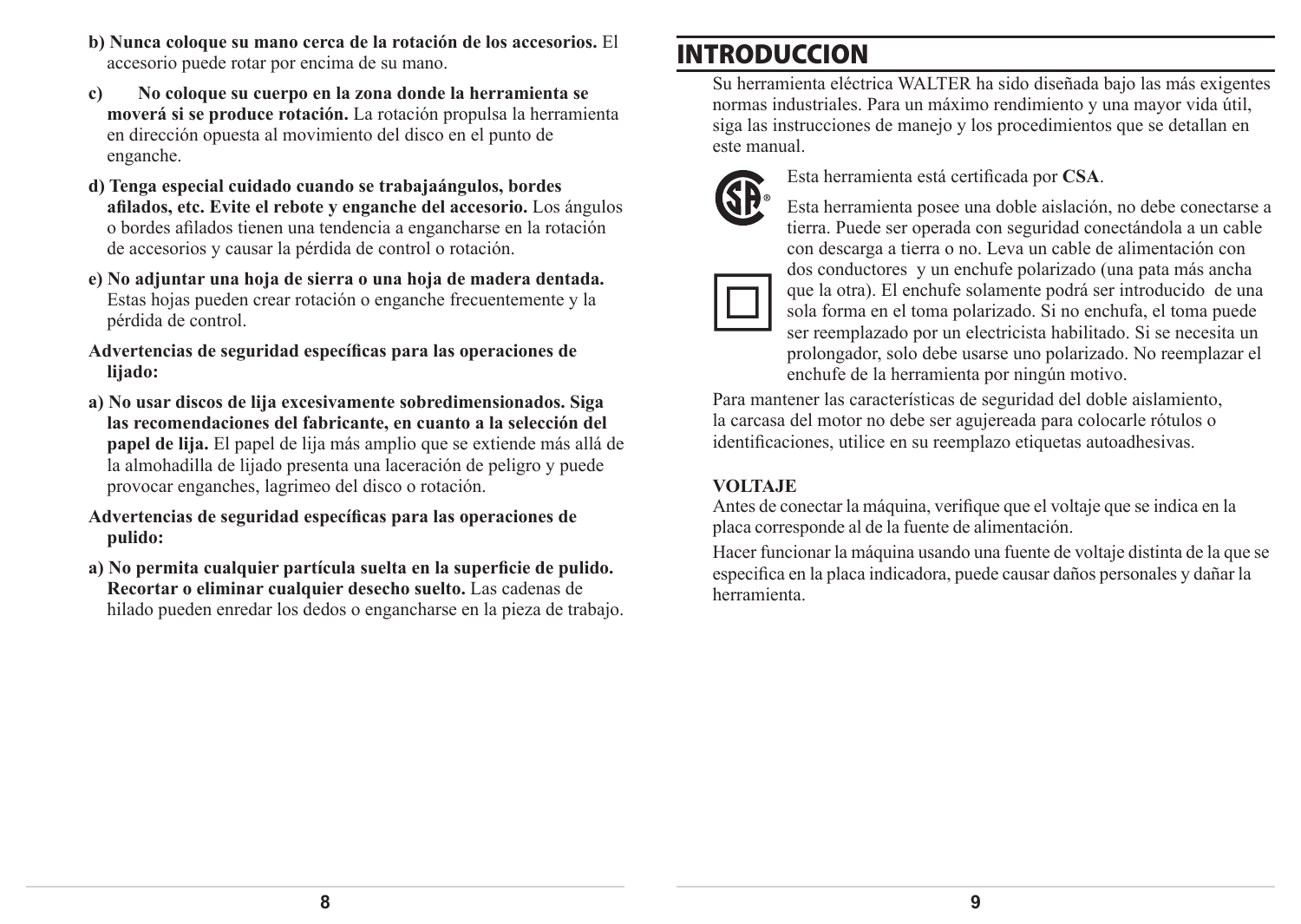**b) Nunca coloque su mano cerca de la rotación de los accesorios.** El accesorio puede rotar por encima de su mano.

**c) No coloque su cuerpo en la zona donde la herramienta se moverá si se produce rotación.** La rotación propulsa la herramienta en dirección opuesta al movimiento del disco en el punto de enganche.

**d) Tenga especial cuidado cuando se trabajaángulos, bordes afilados, etc. Evite el rebote y enganche del accesorio.** Los ángulos o bordes afilados tienen una tendencia a engancharse en la rotación de accesorios y causar la pérdida de control o rotación.

**e) No adjuntar una hoja de sierra o una hoja de madera dentada.** Estas hojas pueden crear rotación o enganche frecuentemente y la pérdida de control.

**Advertencias de seguridad específicas para las operaciones de lijado:**

**a) No usar discos de lija excesivamente sobredimensionados. Siga las recomendaciones del fabricante, en cuanto a la selección del papel de lija.** El papel de lija más amplio que se extiende más allá de la almohadilla de lijado presenta una laceración de peligro y puede provocar enganches, lagrimeo del disco o rotación.

**Advertencias de seguridad específicas para las operaciones de pulido:**

**a) No permita cualquier partícula suelta en la superficie de pulido. Recortar o eliminar cualquier desecho suelto.** Las cadenas de hilado pueden enredar los dedos o engancharse en la pieza de trabajo.

# INTRODUCCION

Su herramienta eléctrica WALTER ha sido diseñada bajo las más exigentes normas industriales. Para un máximo rendimiento y una mayor vida útil, siga las instrucciones de manejo y los procedimientos que se detallan en este manual.

Esta herramienta está certificada por **CSA**.

Esta herramienta posee una doble aislación, no debe conectarse a tierra. Puede ser operada con seguridad conectándola a un cable con descarga a tierra o no. Leva un cable de alimentación con dos conductores y un enchufe polarizado (una pata más ancha que la otra). El enchufe solamente podrá ser introducido de una sola forma en el toma polarizado. Si no enchufa, el toma puede ser reemplazado por un electricista habilitado. Si se necesita un prolongador, solo debe usarse uno polarizado. No reemplazar el enchufe de la herramienta por ningún motivo.

Para mantener las características de seguridad del doble aislamiento, la carcasa del motor no debe ser agujereada para colocarle rótulos o identificaciones, utilice en su reemplazo etiquetas autoadhesivas.

**VOLTAJE**

Antes de conectar la máquina, verifique que el voltaje que se indica en la placa corresponde al de la fuente de alimentación.

Hacer funcionar la máquina usando una fuente de voltaje distinta de la que se especifica en la placa indicadora, puede causar daños personales y dañar la herramienta.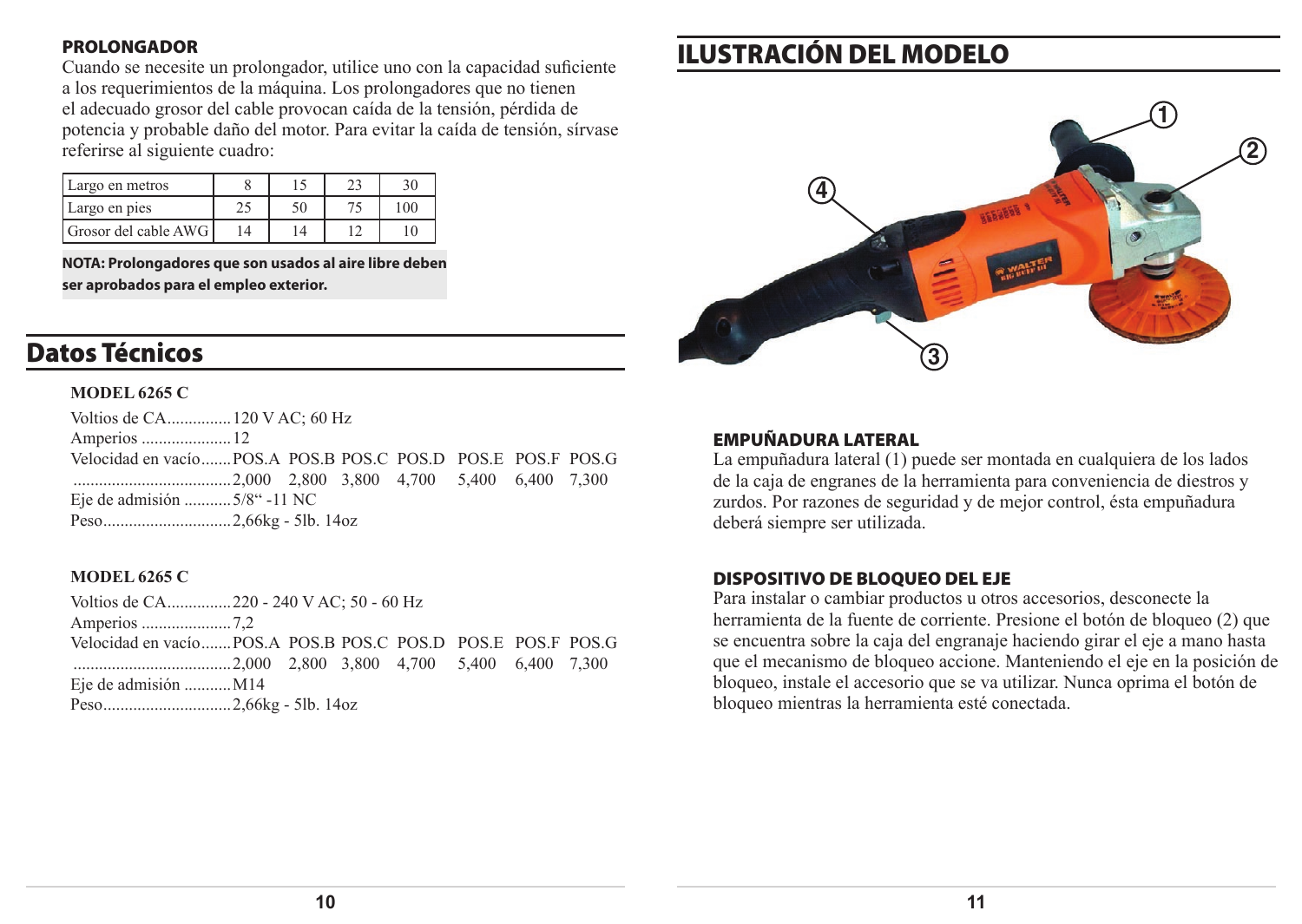### PROLONGADOR

Cuando se necesite un prolongador, utilice uno con la capacidad suficiente a los requerimientos de la máquina. Los prolongadores que no tienen el adecuado grosor del cable provocan caída de la tensión, pérdida de potencia y probable daño del motor. Para evitar la caída de tensión, sírvase referirse al siguiente cuadro:

| Largo en metros | 8 | 15 | 23 | 30 |
|---|---|---|---|---|
| Largo en pies | 25 | 50 | 75 | 100 |
| Grosor del cable AWG | 14 | 14 | 12 | 10 |

**NOTA: Prolongadores que son usados al aire libre deben ser aprobados para el empleo exterior.**

## Datos Técnicos

**MODEL 6265 C**

Voltios de CA...............120 V AC; 60 Hz
Amperios .....................12
Velocidad en vacío.......POS.A POS.B POS.C POS.D POS.E POS.F POS.G
.....................................2,000 2,800 3,800 4,700 5,400 6,400 7,300
Eje de admisión ...........5/8" -11 NC
Peso..............................2,66kg - 5lb. 14oz

**MODEL 6265 C**

Voltios de CA...............220 - 240 V AC; 50 - 60 Hz
Amperios .....................7,2
Velocidad en vacío.......POS.A POS.B POS.C POS.D POS.E POS.F POS.G
.....................................2,000 2,800 3,800 4,700 5,400 6,400 7,300
Eje de admisión ...........M14
Peso..............................2,66kg - 5lb. 14oz

## ILUSTRACIÓN DEL MODELO

### EMPUÑADURA LATERAL

La empuñadura lateral (1) puede ser montada en cualquiera de los lados de la caja de engranes de la herramienta para conveniencia de diestros y zurdos. Por razones de seguridad y de mejor control, ésta empuñadura deberá siempre ser utilizada.

### DISPOSITIVO DE BLOQUEO DEL EJE

Para instalar o cambiar productos u otros accesorios, desconecte la herramienta de la fuente de corriente. Presione el botón de bloqueo (2) que se encuentra sobre la caja del engranaje haciendo girar el eje a mano hasta que el mecanismo de bloqueo accione. Manteniendo el eje en la posición de bloqueo, instale el accesorio que se va utilizar. Nunca oprima el botón de bloqueo mientras la herramienta esté conectada.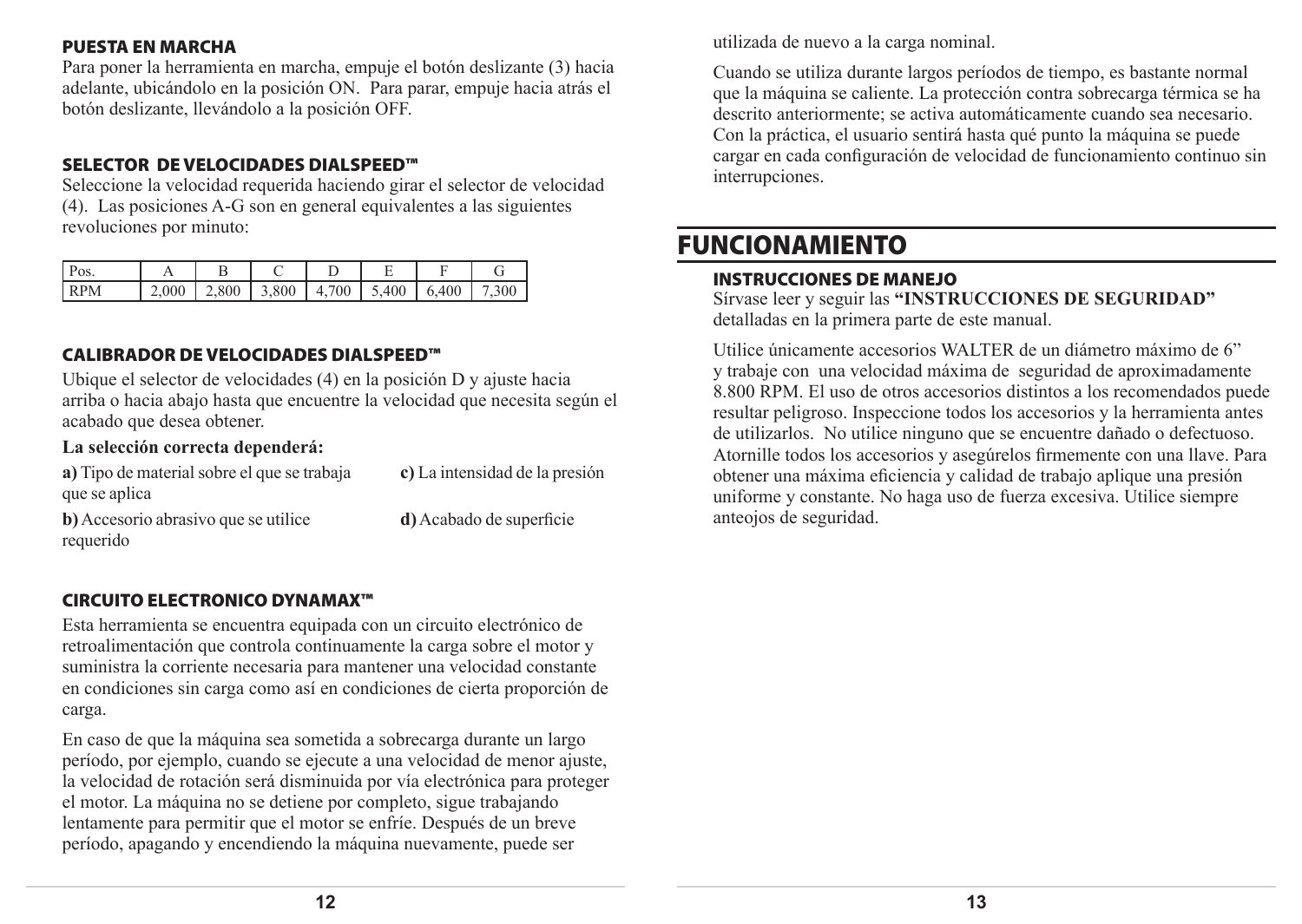### PUESTA EN MARCHA

Para poner la herramienta en marcha, empuje el botón deslizante (3) hacia adelante, ubicándolo en la posición ON. Para parar, empuje hacia atrás el botón deslizante, llevándolo a la posición OFF.

### SELECTOR DE VELOCIDADES DIALSPEED™

Seleccione la velocidad requerida haciendo girar el selector de velocidad (4). Las posiciones A-G son en general equivalentes a las siguientes revoluciones por minuto:

| Pos. | A | B | C | D | E | F | G |
|---|---|---|---|---|---|---|---|
| RPM | 2,000 | 2,800 | 3,800 | 4,700 | 5,400 | 6,400 | 7,300 |

### CALIBRADOR DE VELOCIDADES DIALSPEED™

Ubique el selector de velocidades (4) en la posición D y ajuste hacia arriba o hacia abajo hasta que encuentre la velocidad que necesita según el acabado que desea obtener.

**La selección correcta dependerá:**

**a)** Tipo de material sobre el que se trabaja

**b)** Accesorio abrasivo que se utilice

**c)** La intensidad de la presión que se aplica

**d)** Acabado de superficie requerido

### CIRCUITO ELECTRONICO DYNAMAX™

Esta herramienta se encuentra equipada con un circuito electrónico de retroalimentación que controla continuamente la carga sobre el motor y suministra la corriente necesaria para mantener una velocidad constante en condiciones sin carga como así en condiciones de cierta proporción de carga.

En caso de que la máquina sea sometida a sobrecarga durante un largo período, por ejemplo, cuando se ejecute a una velocidad de menor ajuste, la velocidad de rotación será disminuida por vía electrónica para proteger el motor. La máquina no se detiene por completo, sigue trabajando lentamente para permitir que el motor se enfríe. Después de un breve período, apagando y encendiendo la máquina nuevamente, puede ser utilizada de nuevo a la carga nominal.

Cuando se utiliza durante largos períodos de tiempo, es bastante normal que la máquina se caliente. La protección contra sobrecarga térmica se ha descrito anteriormente; se activa automáticamente cuando sea necesario. Con la práctica, el usuario sentirá hasta qué punto la máquina se puede cargar en cada configuración de velocidad de funcionamiento continuo sin interrupciones.

## FUNCIONAMIENTO

### INSTRUCCIONES DE MANEJO

Sírvase leer y seguir las **"INSTRUCCIONES DE SEGURIDAD"** detalladas en la primera parte de este manual.

Utilice únicamente accesorios WALTER de un diámetro máximo de 6" y trabaje con una velocidad máxima de seguridad de aproximadamente 8.800 RPM. El uso de otros accesorios distintos a los recomendados puede resultar peligroso. Inspeccione todos los accesorios y la herramienta antes de utilizarlos. No utilice ninguno que se encuentre dañado o defectuoso. Atornille todos los accesorios y asegúrelos firmemente con una llave. Para obtener una máxima eficiencia y calidad de trabajo aplique una presión uniforme y constante. No haga uso de fuerza excesiva. Utilice siempre anteojos de seguridad.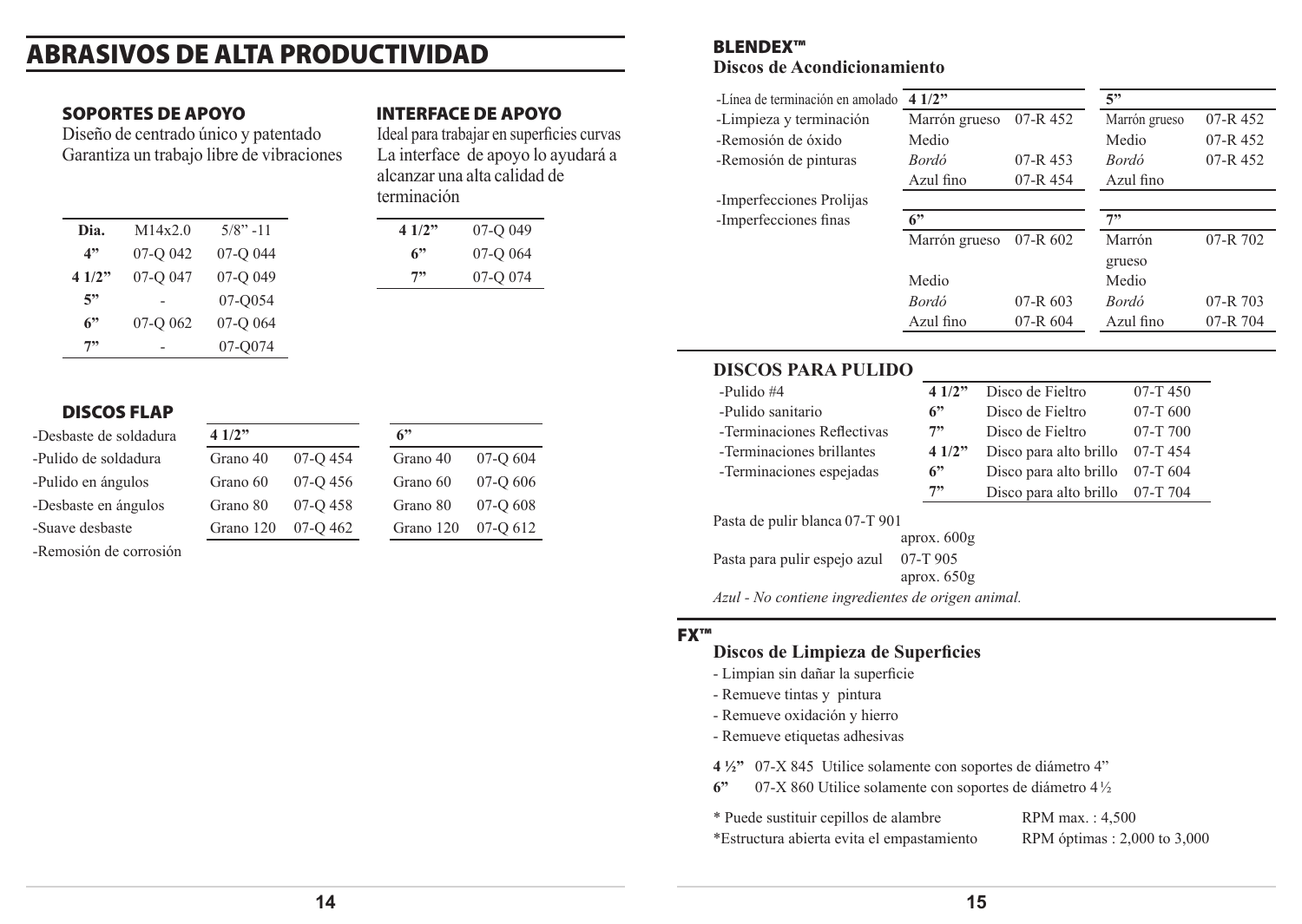# ABRASIVOS DE ALTA PRODUCTIVIDAD

## SOPORTES DE APOYO

Diseño de centrado único y patentado
Garantiza un trabajo libre de vibraciones

| Dia. | M14x2.0 | 5/8" -11 |
|---|---|---|
| 4" | 07-Q 042 | 07-Q 044 |
| 4 1/2" | 07-Q 047 | 07-Q 049 |
| 5" | - | 07-Q054 |
| 6" | 07-Q 062 | 07-Q 064 |
| 7" | - | 07-Q074 |

## INTERFACE DE APOYO

Ideal para trabajar en superficies curvas
La interface de apoyo lo ayudará a alcanzar una alta calidad de terminación

| 4 1/2" | 07-Q 049 |
|---|---|
| 6" | 07-Q 064 |
| 7" | 07-Q 074 |

## DISCOS FLAP

- -Desbaste de soldadura
- -Pulido de soldadura
- -Pulido en ángulos
- -Desbaste en ángulos
- -Suave desbaste
- -Remosión de corrosión

| 4 1/2" | | 6" | |
|---|---|---|---|
| Grano 40 | 07-Q 454 | Grano 40 | 07-Q 604 |
| Grano 60 | 07-Q 456 | Grano 60 | 07-Q 606 |
| Grano 80 | 07-Q 458 | Grano 80 | 07-Q 608 |
| Grano 120 | 07-Q 462 | Grano 120 | 07-Q 612 |

## BLENDEX™

**Discos de Acondicionamiento**

- -Línea de terminación en amolado
- -Limpieza y terminación
- -Remosión de óxido
- -Remosión de pinturas
- -Imperfecciones Prolijas
- -Imperfecciones finas

| 4 1/2" | | 5" | |
|---|---|---|---|
| Marrón grueso | 07-R 452 | Marrón grueso | 07-R 452 |
| Medio | | Medio | 07-R 452 |
| *Bordó* | 07-R 453 | *Bordó* | 07-R 452 |
| Azul fino | 07-R 454 | Azul fino | |

| 6" | | 7" | |
|---|---|---|---|
| Marrón grueso | 07-R 602 | Marrón grueso | 07-R 702 |
| Medio | | Medio | |
| *Bordó* | 07-R 603 | *Bordó* | 07-R 703 |
| Azul fino | 07-R 604 | Azul fino | 07-R 704 |

## DISCOS PARA PULIDO

- -Pulido #4
- -Pulido sanitario
- -Terminaciones Reflectivas
- -Terminaciones brillantes
- -Terminaciones espejadas

| 4 1/2" | Disco de Fieltro | 07-T 450 |
|---|---|---|
| 6" | Disco de Fieltro | 07-T 600 |
| 7" | Disco de Fieltro | 07-T 700 |
| 4 1/2" | Disco para alto brillo | 07-T 454 |
| 6" | Disco para alto brillo | 07-T 604 |
| 7" | Disco para alto brillo | 07-T 704 |

Pasta de pulir blanca 07-T 901 aprox. 600g

Pasta para pulir espejo azul 07-T 905 aprox. 650g

*Azul - No contiene ingredientes de origen animal.*

## FX™

**Discos de Limpieza de Superficies**

- Limpian sin dañar la superficie
- Remueve tintas y pintura
- Remueve oxidación y hierro
- Remueve etiquetas adhesivas

**4 ½"** 07-X 845 Utilice solamente con soportes de diámetro 4"

**6"** 07-X 860 Utilice solamente con soportes de diámetro 4 ½

\* Puede sustituir cepillos de alambre — RPM max. : 4,500

\*Estructura abierta evita el empastamiento — RPM óptimas : 2,000 to 3,000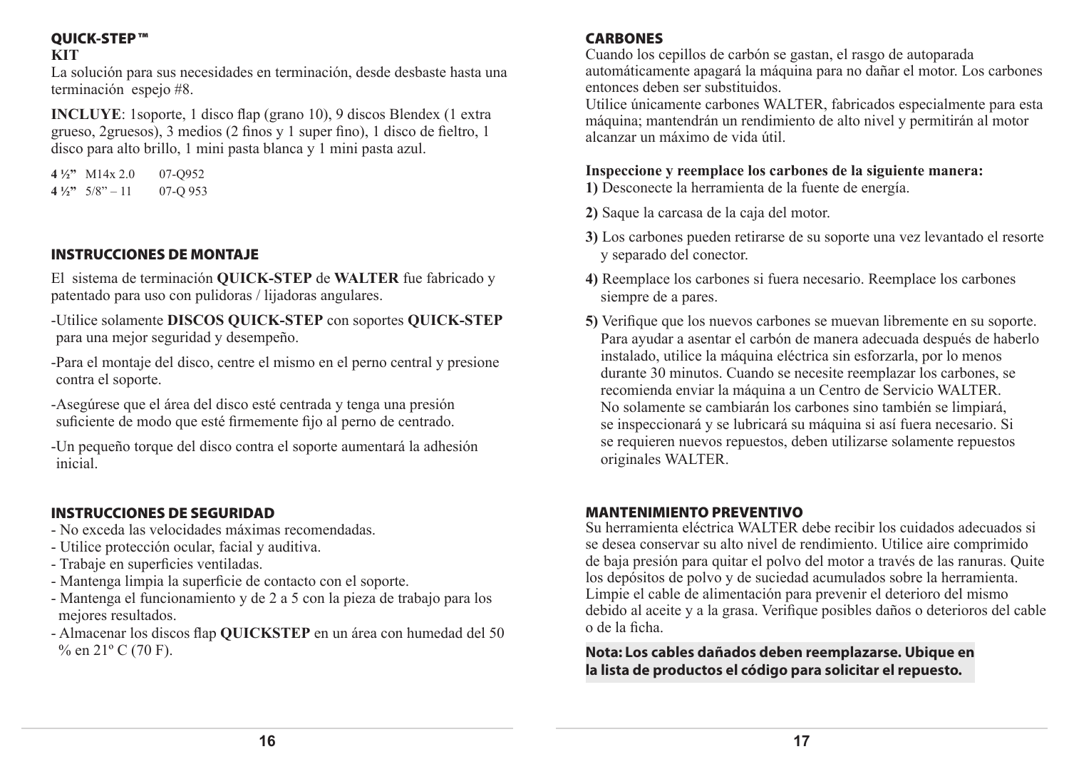## QUICK-STEP ™

**KIT**

La solución para sus necesidades en terminación, desde desbaste hasta una terminación espejo #8.

**INCLUYE**: 1soporte, 1 disco flap (grano 10), 9 discos Blendex (1 extra grueso, 2gruesos), 3 medios (2 finos y 1 super fino), 1 disco de fieltro, 1 disco para alto brillo, 1 mini pasta blanca y 1 mini pasta azul.

| | | |
|---|---|---|
| **4 ½"** | M14x 2.0 | 07-Q952 |
| **4 ½"** | 5/8" – 11 | 07-Q 953 |

## INSTRUCCIONES DE MONTAJE

El sistema de terminación **QUICK-STEP** de **WALTER** fue fabricado y patentado para uso con pulidoras / lijadoras angulares.

-Utilice solamente **DISCOS QUICK-STEP** con soportes **QUICK-STEP** para una mejor seguridad y desempeño.

-Para el montaje del disco, centre el mismo en el perno central y presione contra el soporte.

-Asegúrese que el área del disco esté centrada y tenga una presión suficiente de modo que esté firmemente fijo al perno de centrado.

-Un pequeño torque del disco contra el soporte aumentará la adhesión inicial.

## INSTRUCCIONES DE SEGURIDAD

- No exceda las velocidades máximas recomendadas.
- Utilice protección ocular, facial y auditiva.
- Trabaje en superficies ventiladas.
- Mantenga limpia la superficie de contacto con el soporte.
- Mantenga el funcionamiento y de 2 a 5 con la pieza de trabajo para los mejores resultados.
- Almacenar los discos flap **QUICKSTEP** en un área con humedad del 50 % en 21º C (70 F).

## CARBONES

Cuando los cepillos de carbón se gastan, el rasgo de autoparada automáticamente apagará la máquina para no dañar el motor. Los carbones entonces deben ser substituidos.
Utilice únicamente carbones WALTER, fabricados especialmente para esta máquina; mantendrán un rendimiento de alto nivel y permitirán al motor alcanzar un máximo de vida útil.

**Inspeccione y reemplace los carbones de la siguiente manera:**

**1)** Desconecte la herramienta de la fuente de energía.

**2)** Saque la carcasa de la caja del motor.

**3)** Los carbones pueden retirarse de su soporte una vez levantado el resorte y separado del conector.

**4)** Reemplace los carbones si fuera necesario. Reemplace los carbones siempre de a pares.

**5)** Verifique que los nuevos carbones se muevan libremente en su soporte. Para ayudar a asentar el carbón de manera adecuada después de haberlo instalado, utilice la máquina eléctrica sin esforzarla, por lo menos durante 30 minutos. Cuando se necesite reemplazar los carbones, se recomienda enviar la máquina a un Centro de Servicio WALTER. No solamente se cambiarán los carbones sino también se limpiará, se inspeccionará y se lubricará su máquina si así fuera necesario. Si se requieren nuevos repuestos, deben utilizarse solamente repuestos originales WALTER.

## MANTENIMIENTO PREVENTIVO

Su herramienta eléctrica WALTER debe recibir los cuidados adecuados si se desea conservar su alto nivel de rendimiento. Utilice aire comprimido de baja presión para quitar el polvo del motor a través de las ranuras. Quite los depósitos de polvo y de suciedad acumulados sobre la herramienta. Limpie el cable de alimentación para prevenir el deterioro del mismo debido al aceite y a la grasa. Verifique posibles daños o deterioros del cable o de la ficha.

**Nota: Los cables dañados deben reemplazarse. Ubique en la lista de productos el código para solicitar el repuesto.**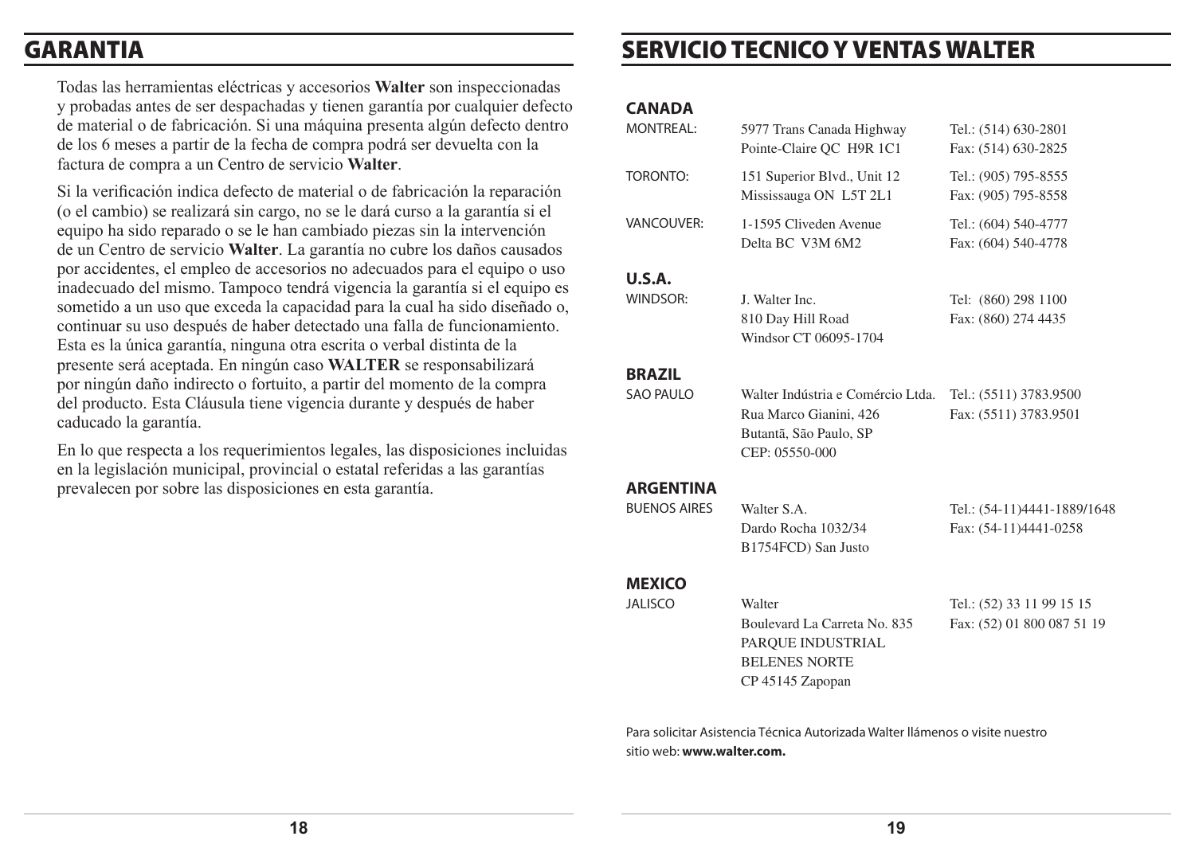## GARANTIA

Todas las herramientas eléctricas y accesorios **Walter** son inspeccionadas y probadas antes de ser despachadas y tienen garantía por cualquier defecto de material o de fabricación. Si una máquina presenta algún defecto dentro de los 6 meses a partir de la fecha de compra podrá ser devuelta con la factura de compra a un Centro de servicio **Walter**.

Si la verificación indica defecto de material o de fabricación la reparación (o el cambio) se realizará sin cargo, no se le dará curso a la garantía si el equipo ha sido reparado o se le han cambiado piezas sin la intervención de un Centro de servicio **Walter**. La garantía no cubre los daños causados por accidentes, el empleo de accesorios no adecuados para el equipo o uso inadecuado del mismo. Tampoco tendrá vigencia la garantía si el equipo es sometido a un uso que exceda la capacidad para la cual ha sido diseñado o, continuar su uso después de haber detectado una falla de funcionamiento. Esta es la única garantía, ninguna otra escrita o verbal distinta de la presente será aceptada. En ningún caso **WALTER** se responsabilizará por ningún daño indirecto o fortuito, a partir del momento de la compra del producto. Esta Cláusula tiene vigencia durante y después de haber caducado la garantía.

En lo que respecta a los requerimientos legales, las disposiciones incluidas en la legislación municipal, provincial o estatal referidas a las garantías prevalecen por sobre las disposiciones en esta garantía.

## SERVICIO TECNICO Y VENTAS WALTER

**CANADA**

| | | |
|---|---|---|
| MONTREAL: | 5977 Trans Canada Highway<br>Pointe-Claire QC H9R 1C1 | Tel.: (514) 630-2801<br>Fax: (514) 630-2825 |
| TORONTO: | 151 Superior Blvd., Unit 12<br>Mississauga ON L5T 2L1 | Tel.: (905) 795-8555<br>Fax: (905) 795-8558 |
| VANCOUVER: | 1-1595 Cliveden Avenue<br>Delta BC V3M 6M2 | Tel.: (604) 540-4777<br>Fax: (604) 540-4778 |

**U.S.A.**

| | | |
|---|---|---|
| WINDSOR: | J. Walter Inc.<br>810 Day Hill Road<br>Windsor CT 06095-1704 | Tel: (860) 298 1100<br>Fax: (860) 274 4435 |

**BRAZIL**

| | | |
|---|---|---|
| SAO PAULO | Walter Indústria e Comércio Ltda.<br>Rua Marco Gianini, 426<br>Butantã, São Paulo, SP<br>CEP: 05550-000 | Tel.: (5511) 3783.9500<br>Fax: (5511) 3783.9501 |

**ARGENTINA**

| | | |
|---|---|---|
| BUENOS AIRES | Walter S.A.<br>Dardo Rocha 1032/34<br>B1754FCD) San Justo | Tel.: (54-11)4441-1889/1648<br>Fax: (54-11)4441-0258 |

**MEXICO**

| | | |
|---|---|---|
| JALISCO | Walter<br>Boulevard La Carreta No. 835<br>PARQUE INDUSTRIAL<br>BELENES NORTE<br>CP 45145 Zapopan | Tel.: (52) 33 11 99 15 15<br>Fax: (52) 01 800 087 51 19 |

Para solicitar Asistencia Técnica Autorizada Walter llámenos o visite nuestro sitio web: **www.walter.com.**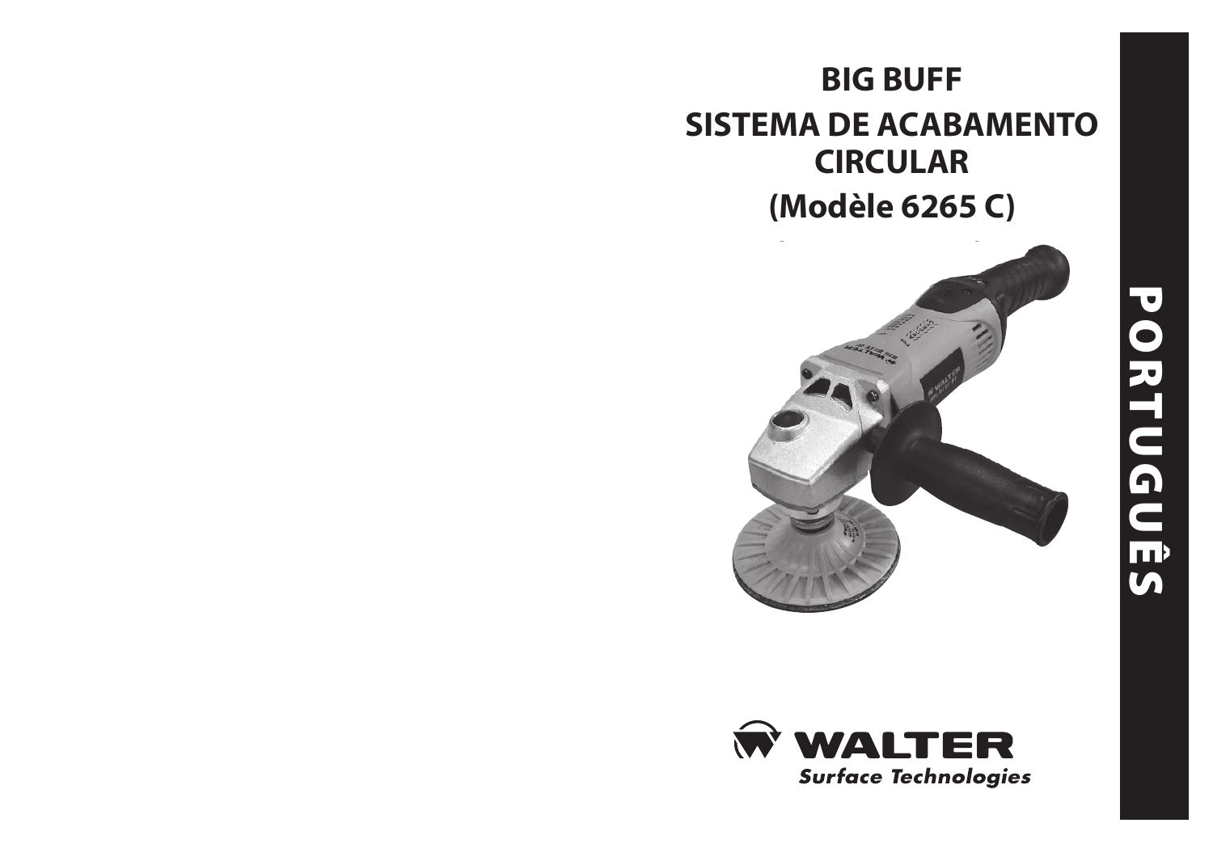# BIG BUFF

# SISTEMA DE ACABAMENTO CIRCULAR

## (Modèle 6265 C)

WALTER
*Surface Technologies*

PORTUGUÊS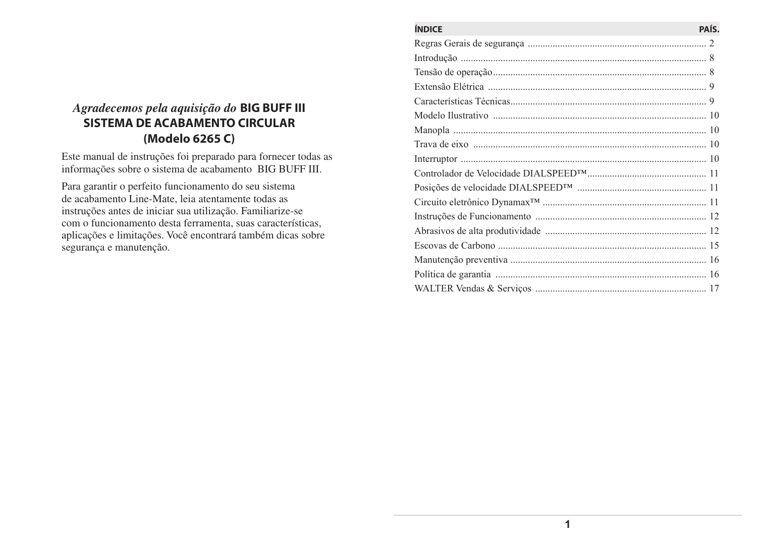*Agradecemos pela aquisição do* **BIG BUFF III SISTEMA DE ACABAMENTO CIRCULAR (Modelo 6265 C)**

Este manual de instruções foi preparado para fornecer todas as informações sobre o sistema de acabamento BIG BUFF III.

Para garantir o perfeito funcionamento do seu sistema de acabamento Line-Mate, leia atentamente todas as instruções antes de iniciar sua utilização. Familiarize-se com o funcionamento desta ferramenta, suas características, aplicações e limitações. Você encontrará também dicas sobre segurança e manutenção.

| ÍNDICE | PAÍS. |
|---|---|
| Regras Gerais de segurança | 2 |
| Introdução | 8 |
| Tensão de operação | 8 |
| Extensão Elétrica | 9 |
| Características Técnicas | 9 |
| Modelo Ilustrativo | 10 |
| Manopla | 10 |
| Trava de eixo | 10 |
| Interruptor | 10 |
| Controlador de Velocidade DIALSPEED™ | 11 |
| Posições de velocidade DIALSPEED™ | 11 |
| Circuito eletrônico Dynamax™ | 11 |
| Instruções de Funcionamento | 12 |
| Abrasivos de alta produtividade | 12 |
| Escovas de Carbono | 15 |
| Manutenção preventiva | 16 |
| Política de garantia | 16 |
| WALTER Vendas & Serviços | 17 |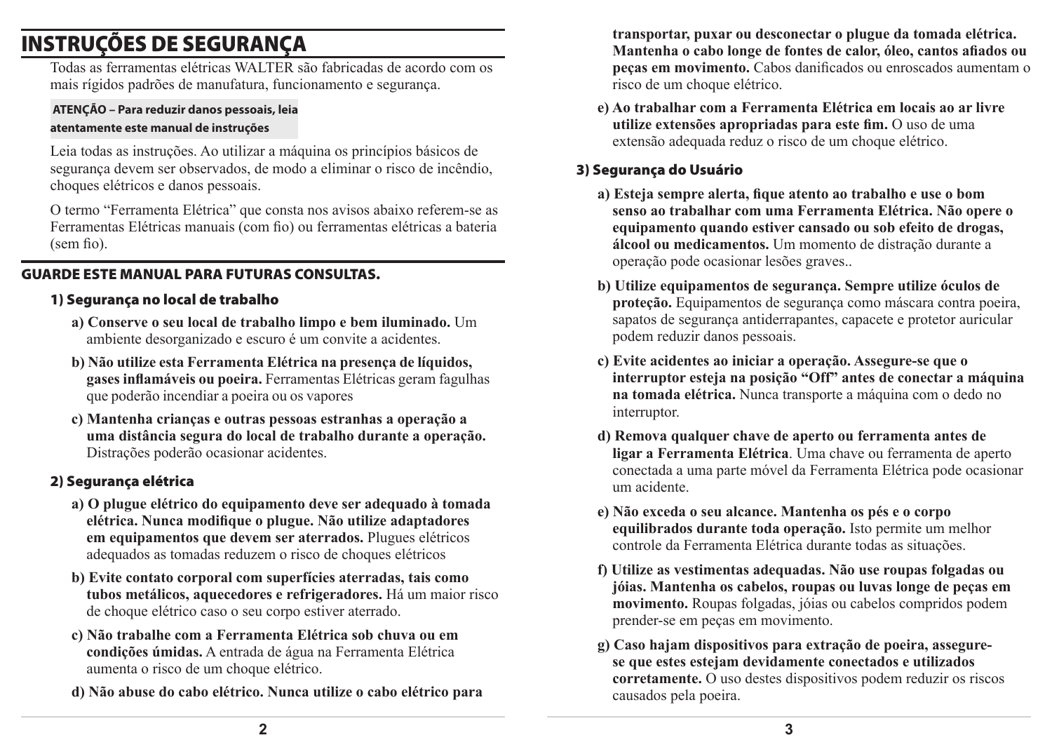# INSTRUÇÕES DE SEGURANÇA

Todas as ferramentas elétricas WALTER são fabricadas de acordo com os mais rígidos padrões de manufatura, funcionamento e segurança.

**ATENÇÃO – Para reduzir danos pessoais, leia atentamente este manual de instruções**

Leia todas as instruções. Ao utilizar a máquina os princípios básicos de segurança devem ser observados, de modo a eliminar o risco de incêndio, choques elétricos e danos pessoais.

O termo “Ferramenta Elétrica” que consta nos avisos abaixo referem-se as Ferramentas Elétricas manuais (com fio) ou ferramentas elétricas a bateria (sem fio).

## GUARDE ESTE MANUAL PARA FUTURAS CONSULTAS.

### 1) Segurança no local de trabalho

**a) Conserve o seu local de trabalho limpo e bem iluminado.** Um ambiente desorganizado e escuro é um convite a acidentes.

**b) Não utilize esta Ferramenta Elétrica na presença de líquidos, gases inflamáveis ou poeira.** Ferramentas Elétricas geram fagulhas que poderão incendiar a poeira ou os vapores

**c) Mantenha crianças e outras pessoas estranhas a operação a uma distância segura do local de trabalho durante a operação.** Distrações poderão ocasionar acidentes.

### 2) Segurança elétrica

**a) O plugue elétrico do equipamento deve ser adequado à tomada elétrica. Nunca modifique o plugue. Não utilize adaptadores em equipamentos que devem ser aterrados.** Plugues elétricos adequados as tomadas reduzem o risco de choques elétricos

**b) Evite contato corporal com superfícies aterradas, tais como tubos metálicos, aquecedores e refrigeradores.** Há um maior risco de choque elétrico caso o seu corpo estiver aterrado.

**c) Não trabalhe com a Ferramenta Elétrica sob chuva ou em condições úmidas.** A entrada de água na Ferramenta Elétrica aumenta o risco de um choque elétrico.

**d) Não abuse do cabo elétrico. Nunca utilize o cabo elétrico para transportar, puxar ou desconectar o plugue da tomada elétrica. Mantenha o cabo longe de fontes de calor, óleo, cantos afiados ou peças em movimento.** Cabos danificados ou enroscados aumentam o risco de um choque elétrico.

**e) Ao trabalhar com a Ferramenta Elétrica em locais ao ar livre utilize extensões apropriadas para este fim.** O uso de uma extensão adequada reduz o risco de um choque elétrico.

### 3) Segurança do Usuário

**a) Esteja sempre alerta, fique atento ao trabalho e use o bom senso ao trabalhar com uma Ferramenta Elétrica. Não opere o equipamento quando estiver cansado ou sob efeito de drogas, álcool ou medicamentos.** Um momento de distração durante a operação pode ocasionar lesões graves..

**b) Utilize equipamentos de segurança. Sempre utilize óculos de proteção.** Equipamentos de segurança como máscara contra poeira, sapatos de segurança antiderrapantes, capacete e protetor auricular podem reduzir danos pessoais.

**c) Evite acidentes ao iniciar a operação. Assegure-se que o interruptor esteja na posição “Off” antes de conectar a máquina na tomada elétrica.** Nunca transporte a máquina com o dedo no interruptor.

**d) Remova qualquer chave de aperto ou ferramenta antes de ligar a Ferramenta Elétrica**. Uma chave ou ferramenta de aperto conectada a uma parte móvel da Ferramenta Elétrica pode ocasionar um acidente.

**e) Não exceda o seu alcance. Mantenha os pés e o corpo equilibrados durante toda operação.** Isto permite um melhor controle da Ferramenta Elétrica durante todas as situações.

**f) Utilize as vestimentas adequadas. Não use roupas folgadas ou jóias. Mantenha os cabelos, roupas ou luvas longe de peças em movimento.** Roupas folgadas, jóias ou cabelos compridos podem prender-se em peças em movimento.

**g) Caso hajam dispositivos para extração de poeira, assegure-se que estes estejam devidamente conectados e utilizados corretamente.** O uso destes dispositivos podem reduzir os riscos causados pela poeira.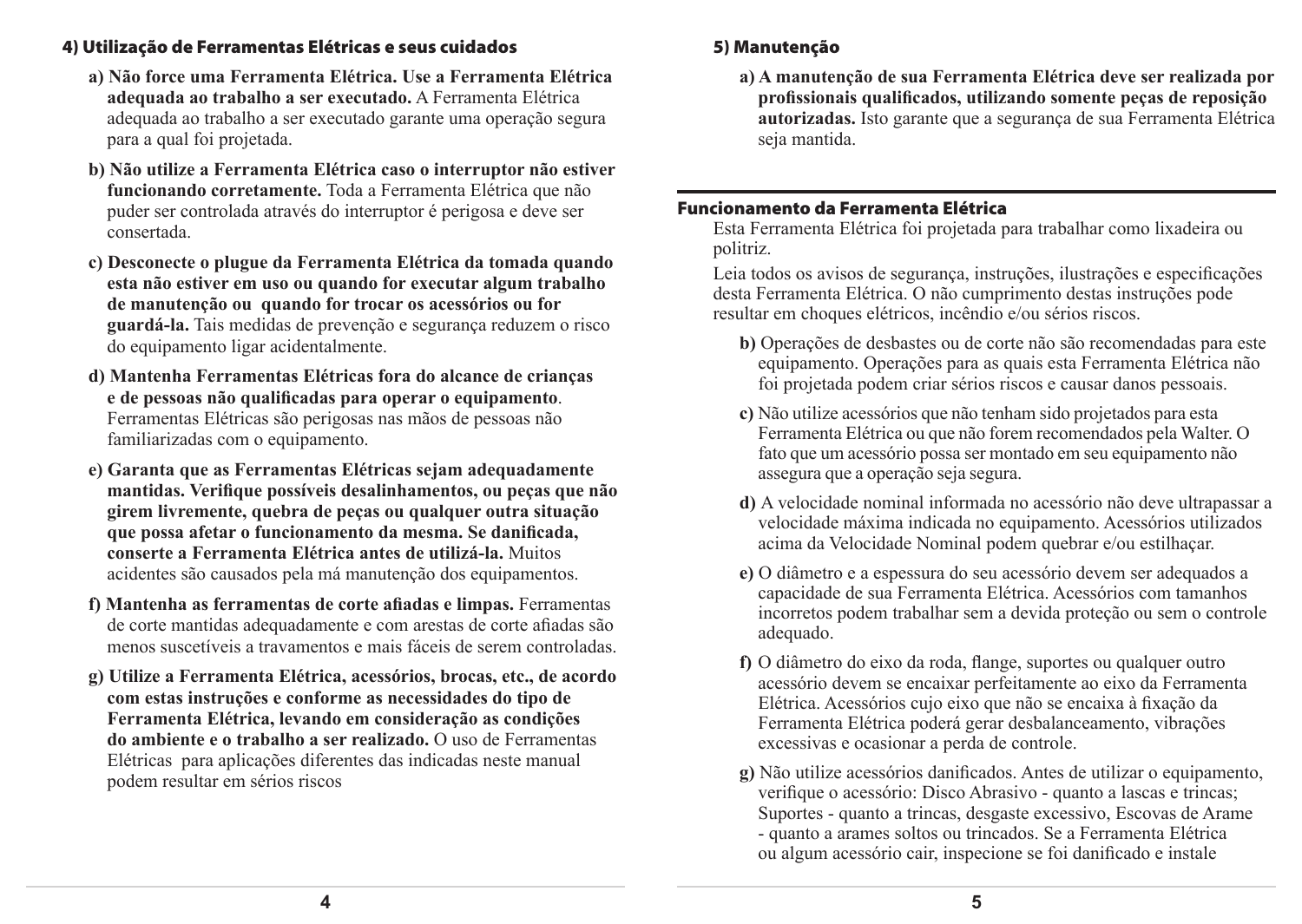## 4) Utilização de Ferramentas Elétricas e seus cuidados

**a) Não force uma Ferramenta Elétrica. Use a Ferramenta Elétrica adequada ao trabalho a ser executado.** A Ferramenta Elétrica adequada ao trabalho a ser executado garante uma operação segura para a qual foi projetada.

**b) Não utilize a Ferramenta Elétrica caso o interruptor não estiver funcionando corretamente.** Toda a Ferramenta Elétrica que não puder ser controlada através do interruptor é perigosa e deve ser consertada.

**c) Desconecte o plugue da Ferramenta Elétrica da tomada quando esta não estiver em uso ou quando for executar algum trabalho de manutenção ou quando for trocar os acessórios ou for guardá-la.** Tais medidas de prevenção e segurança reduzem o risco do equipamento ligar acidentalmente.

**d) Mantenha Ferramentas Elétricas fora do alcance de crianças e de pessoas não qualificadas para operar o equipamento**. Ferramentas Elétricas são perigosas nas mãos de pessoas não familiarizadas com o equipamento.

**e) Garanta que as Ferramentas Elétricas sejam adequadamente mantidas. Verifique possíveis desalinhamentos, ou peças que não girem livremente, quebra de peças ou qualquer outra situação que possa afetar o funcionamento da mesma. Se danificada, conserte a Ferramenta Elétrica antes de utilizá-la.** Muitos acidentes são causados pela má manutenção dos equipamentos.

**f) Mantenha as ferramentas de corte afiadas e limpas.** Ferramentas de corte mantidas adequadamente e com arestas de corte afiadas são menos suscetíveis a travamentos e mais fáceis de serem controladas.

**g) Utilize a Ferramenta Elétrica, acessórios, brocas, etc., de acordo com estas instruções e conforme as necessidades do tipo de Ferramenta Elétrica, levando em consideração as condições do ambiente e o trabalho a ser realizado.** O uso de Ferramentas Elétricas para aplicações diferentes das indicadas neste manual podem resultar em sérios riscos

## 5) Manutenção

**a) A manutenção de sua Ferramenta Elétrica deve ser realizada por profissionais qualificados, utilizando somente peças de reposição autorizadas.** Isto garante que a segurança de sua Ferramenta Elétrica seja mantida.

## Funcionamento da Ferramenta Elétrica

Esta Ferramenta Elétrica foi projetada para trabalhar como lixadeira ou politriz.

Leia todos os avisos de segurança, instruções, ilustrações e especificações desta Ferramenta Elétrica. O não cumprimento destas instruções pode resultar em choques elétricos, incêndio e/ou sérios riscos.

**b)** Operações de desbastes ou de corte não são recomendadas para este equipamento. Operações para as quais esta Ferramenta Elétrica não foi projetada podem criar sérios riscos e causar danos pessoais.

**c)** Não utilize acessórios que não tenham sido projetados para esta Ferramenta Elétrica ou que não forem recomendados pela Walter. O fato que um acessório possa ser montado em seu equipamento não assegura que a operação seja segura.

**d)** A velocidade nominal informada no acessório não deve ultrapassar a velocidade máxima indicada no equipamento. Acessórios utilizados acima da Velocidade Nominal podem quebrar e/ou estilhaçar.

**e)** O diâmetro e a espessura do seu acessório devem ser adequados a capacidade de sua Ferramenta Elétrica. Acessórios com tamanhos incorretos podem trabalhar sem a devida proteção ou sem o controle adequado.

**f)** O diâmetro do eixo da roda, flange, suportes ou qualquer outro acessório devem se encaixar perfeitamente ao eixo da Ferramenta Elétrica. Acessórios cujo eixo que não se encaixa à fixação da Ferramenta Elétrica poderá gerar desbalanceamento, vibrações excessivas e ocasionar a perda de controle.

**g)** Não utilize acessórios danificados. Antes de utilizar o equipamento, verifique o acessório: Disco Abrasivo - quanto a lascas e trincas; Suportes - quanto a trincas, desgaste excessivo, Escovas de Arame - quanto a arames soltos ou trincados. Se a Ferramenta Elétrica ou algum acessório cair, inspecione se foi danificado e instale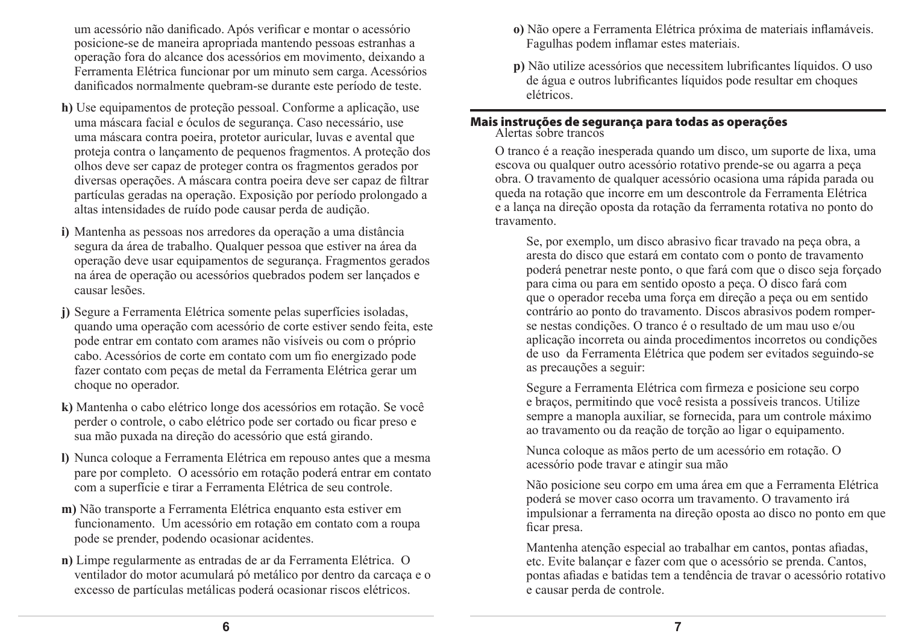um acessório não danificado. Após verificar e montar o acessório posicione-se de maneira apropriada mantendo pessoas estranhas a operação fora do alcance dos acessórios em movimento, deixando a Ferramenta Elétrica funcionar por um minuto sem carga. Acessórios danificados normalmente quebram-se durante este período de teste.

**h)** Use equipamentos de proteção pessoal. Conforme a aplicação, use uma máscara facial e óculos de segurança. Caso necessário, use uma máscara contra poeira, protetor auricular, luvas e avental que proteja contra o lançamento de pequenos fragmentos. A proteção dos olhos deve ser capaz de proteger contra os fragmentos gerados por diversas operações. A máscara contra poeira deve ser capaz de filtrar partículas geradas na operação. Exposição por período prolongado a altas intensidades de ruído pode causar perda de audição.

**i)** Mantenha as pessoas nos arredores da operação a uma distância segura da área de trabalho. Qualquer pessoa que estiver na área da operação deve usar equipamentos de segurança. Fragmentos gerados na área de operação ou acessórios quebrados podem ser lançados e causar lesões.

**j)** Segure a Ferramenta Elétrica somente pelas superfícies isoladas, quando uma operação com acessório de corte estiver sendo feita, este pode entrar em contato com arames não visíveis ou com o próprio cabo. Acessórios de corte em contato com um fio energizado pode fazer contato com peças de metal da Ferramenta Elétrica gerar um choque no operador.

**k)** Mantenha o cabo elétrico longe dos acessórios em rotação. Se você perder o controle, o cabo elétrico pode ser cortado ou ficar preso e sua mão puxada na direção do acessório que está girando.

**l)** Nunca coloque a Ferramenta Elétrica em repouso antes que a mesma pare por completo. O acessório em rotação poderá entrar em contato com a superfície e tirar a Ferramenta Elétrica de seu controle.

**m)** Não transporte a Ferramenta Elétrica enquanto esta estiver em funcionamento. Um acessório em rotação em contato com a roupa pode se prender, podendo ocasionar acidentes.

**n)** Limpe regularmente as entradas de ar da Ferramenta Elétrica. O ventilador do motor acumulará pó metálico por dentro da carcaça e o excesso de partículas metálicas poderá ocasionar riscos elétricos.

**o)** Não opere a Ferramenta Elétrica próxima de materiais inflamáveis. Fagulhas podem inflamar estes materiais.

**p)** Não utilize acessórios que necessitem lubrificantes líquidos. O uso de água e outros lubrificantes líquidos pode resultar em choques elétricos.

## Mais instruções de segurança para todas as operações

Alertas sobre trancos

O tranco é a reação inesperada quando um disco, um suporte de lixa, uma escova ou qualquer outro acessório rotativo prende-se ou agarra a peça obra. O travamento de qualquer acessório ocasiona uma rápida parada ou queda na rotação que incorre em um descontrole da Ferramenta Elétrica e a lança na direção oposta da rotação da ferramenta rotativa no ponto do travamento.

Se, por exemplo, um disco abrasivo ficar travado na peça obra, a aresta do disco que estará em contato com o ponto de travamento poderá penetrar neste ponto, o que fará com que o disco seja forçado para cima ou para em sentido oposto a peça. O disco fará com que o operador receba uma força em direção a peça ou em sentido contrário ao ponto do travamento. Discos abrasivos podem romper-se nestas condições. O tranco é o resultado de um mau uso e/ou aplicação incorreta ou ainda procedimentos incorretos ou condições de uso da Ferramenta Elétrica que podem ser evitados seguindo-se as precauções a seguir:

Segure a Ferramenta Elétrica com firmeza e posicione seu corpo e braços, permitindo que você resista a possíveis trancos. Utilize sempre a manopla auxiliar, se fornecida, para um controle máximo ao travamento ou da reação de torção ao ligar o equipamento.

Nunca coloque as mãos perto de um acessório em rotação. O acessório pode travar e atingir sua mão

Não posicione seu corpo em uma área em que a Ferramenta Elétrica poderá se mover caso ocorra um travamento. O travamento irá impulsionar a ferramenta na direção oposta ao disco no ponto em que ficar presa.

Mantenha atenção especial ao trabalhar em cantos, pontas afiadas, etc. Evite balançar e fazer com que o acessório se prenda. Cantos, pontas afiadas e batidas tem a tendência de travar o acessório rotativo e causar perda de controle.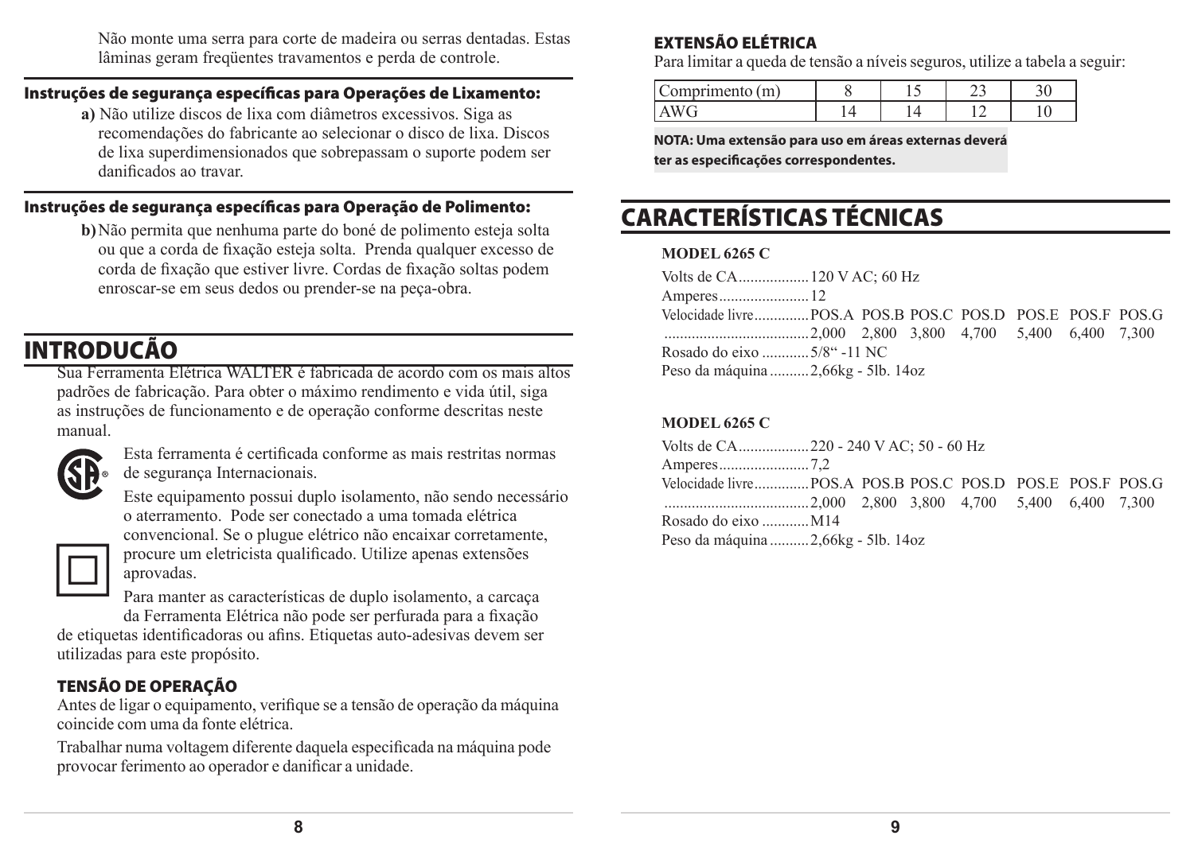Não monte uma serra para corte de madeira ou serras dentadas. Estas lâminas geram freqüentes travamentos e perda de controle.

### Instruções de segurança específicas para Operações de Lixamento:

**a)** Não utilize discos de lixa com diâmetros excessivos. Siga as recomendações do fabricante ao selecionar o disco de lixa. Discos de lixa superdimensionados que sobrepassam o suporte podem ser danificados ao travar.

### Instruções de segurança específicas para Operação de Polimento:

**b)** Não permita que nenhuma parte do boné de polimento esteja solta ou que a corda de fixação esteja solta. Prenda qualquer excesso de corda de fixação que estiver livre. Cordas de fixação soltas podem enroscar-se em seus dedos ou prender-se na peça-obra.

## INTRODUCÃO

Sua Ferramenta Elétrica WALTER é fabricada de acordo com os mais altos padrões de fabricação. Para obter o máximo rendimento e vida útil, siga as instruções de funcionamento e de operação conforme descritas neste manual.

Esta ferramenta é certificada conforme as mais restritas normas de segurança Internacionais.

Este equipamento possui duplo isolamento, não sendo necessário o aterramento. Pode ser conectado a uma tomada elétrica convencional. Se o plugue elétrico não encaixar corretamente, procure um eletricista qualificado. Utilize apenas extensões aprovadas.

Para manter as características de duplo isolamento, a carcaça da Ferramenta Elétrica não pode ser perfurada para a fixação de etiquetas identificadoras ou afins. Etiquetas auto-adesivas devem ser utilizadas para este propósito.

### TENSÃO DE OPERAÇÃO

Antes de ligar o equipamento, verifique se a tensão de operação da máquina coincide com uma da fonte elétrica.

Trabalhar numa voltagem diferente daquela especificada na máquina pode provocar ferimento ao operador e danificar a unidade.

### EXTENSÃO ELÉTRICA

Para limitar a queda de tensão a níveis seguros, utilize a tabela a seguir:

| Comprimento (m) | 8 | 15 | 23 | 30 |
|---|---|---|---|---|
| AWG | 14 | 14 | 12 | 10 |

**NOTA: Uma extensão para uso em áreas externas deverá ter as especificações correspondentes.**

## CARACTERÍSTICAS TÉCNICAS

**MODEL 6265 C**

Volts de CA.................120 V AC; 60 Hz
Amperes......................12
Velocidade livre.............POS.A POS.B POS.C POS.D POS.E POS.F POS.G
....................................2,000 2,800 3,800 4,700 5,400 6,400 7,300
Rosado do eixo ............5/8“ -11 NC
Peso da máquina ..........2,66kg - 5lb. 14oz

**MODEL 6265 C**

Volts de CA.................220 - 240 V AC; 50 - 60 Hz
Amperes......................7,2
Velocidade livre.............POS.A POS.B POS.C POS.D POS.E POS.F POS.G
....................................2,000 2,800 3,800 4,700 5,400 6,400 7,300
Rosado do eixo ............M14
Peso da máquina ..........2,66kg - 5lb. 14oz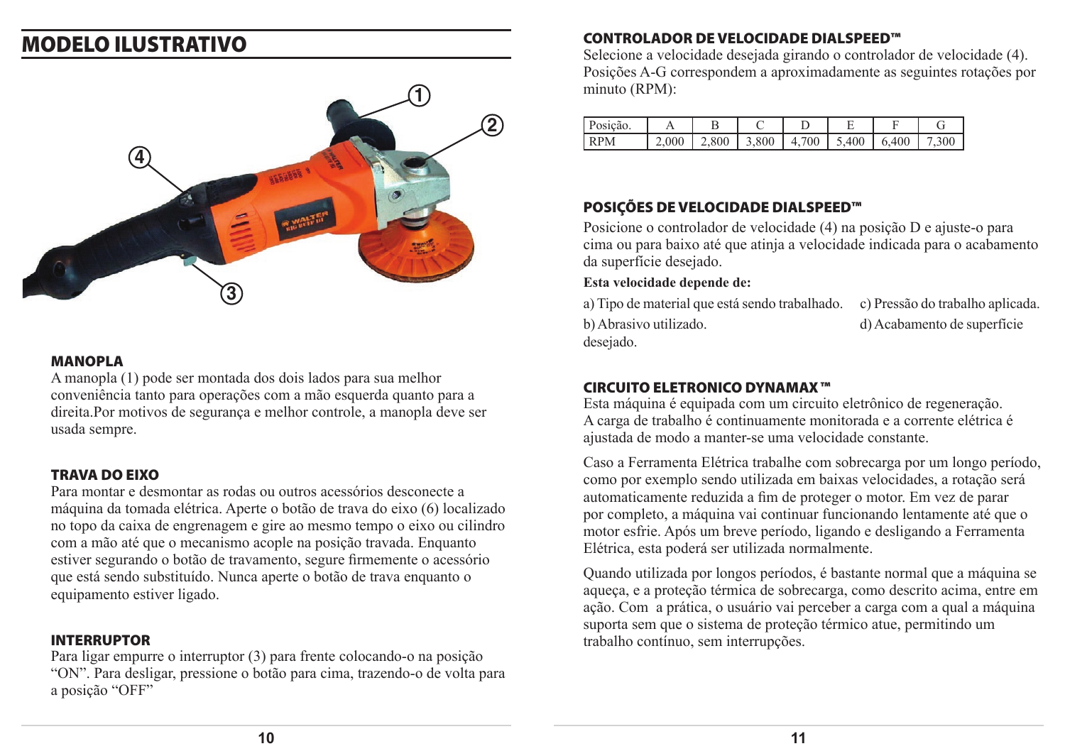## MODELO ILUSTRATIVO

### MANOPLA

A manopla (1) pode ser montada dos dois lados para sua melhor conveniência tanto para operações com a mão esquerda quanto para a direita.Por motivos de segurança e melhor controle, a manopla deve ser usada sempre.

### TRAVA DO EIXO

Para montar e desmontar as rodas ou outros acessórios desconecte a máquina da tomada elétrica. Aperte o botão de trava do eixo (6) localizado no topo da caixa de engrenagem e gire ao mesmo tempo o eixo ou cilindro com a mão até que o mecanismo acople na posição travada. Enquanto estiver segurando o botão de travamento, segure firmemente o acessório que está sendo substituído. Nunca aperte o botão de trava enquanto o equipamento estiver ligado.

### INTERRUPTOR

Para ligar empurre o interruptor (3) para frente colocando-o na posição “ON”. Para desligar, pressione o botão para cima, trazendo-o de volta para a posição “OFF”

### CONTROLADOR DE VELOCIDADE DIALSPEED™

Selecione a velocidade desejada girando o controlador de velocidade (4). Posições A-G correspondem a aproximadamente as seguintes rotações por minuto (RPM):

| Posição. | A | B | C | D | E | F | G |
|---|---|---|---|---|---|---|---|
| RPM | 2,000 | 2,800 | 3,800 | 4,700 | 5,400 | 6,400 | 7,300 |

### POSIÇÕES DE VELOCIDADE DIALSPEED™

Posicione o controlador de velocidade (4) na posição D e ajuste-o para cima ou para baixo até que atinja a velocidade indicada para o acabamento da superfície desejado.

**Esta velocidade depende de:**

a) Tipo de material que está sendo trabalhado.

b) Abrasivo utilizado.

c) Pressão do trabalho aplicada.

d) Acabamento de superfície desejado.

### CIRCUITO ELETRONICO DYNAMAX ™

Esta máquina é equipada com um circuito eletrônico de regeneração. A carga de trabalho é continuamente monitorada e a corrente elétrica é ajustada de modo a manter-se uma velocidade constante.

Caso a Ferramenta Elétrica trabalhe com sobrecarga por um longo período, como por exemplo sendo utilizada em baixas velocidades, a rotação será automaticamente reduzida a fim de proteger o motor. Em vez de parar por completo, a máquina vai continuar funcionando lentamente até que o motor esfrie. Após um breve período, ligando e desligando a Ferramenta Elétrica, esta poderá ser utilizada normalmente.

Quando utilizada por longos períodos, é bastante normal que a máquina se aqueça, e a proteção térmica de sobrecarga, como descrito acima, entre em ação. Com a prática, o usuário vai perceber a carga com a qual a máquina suporta sem que o sistema de proteção térmico atue, permitindo um trabalho contínuo, sem interrupções.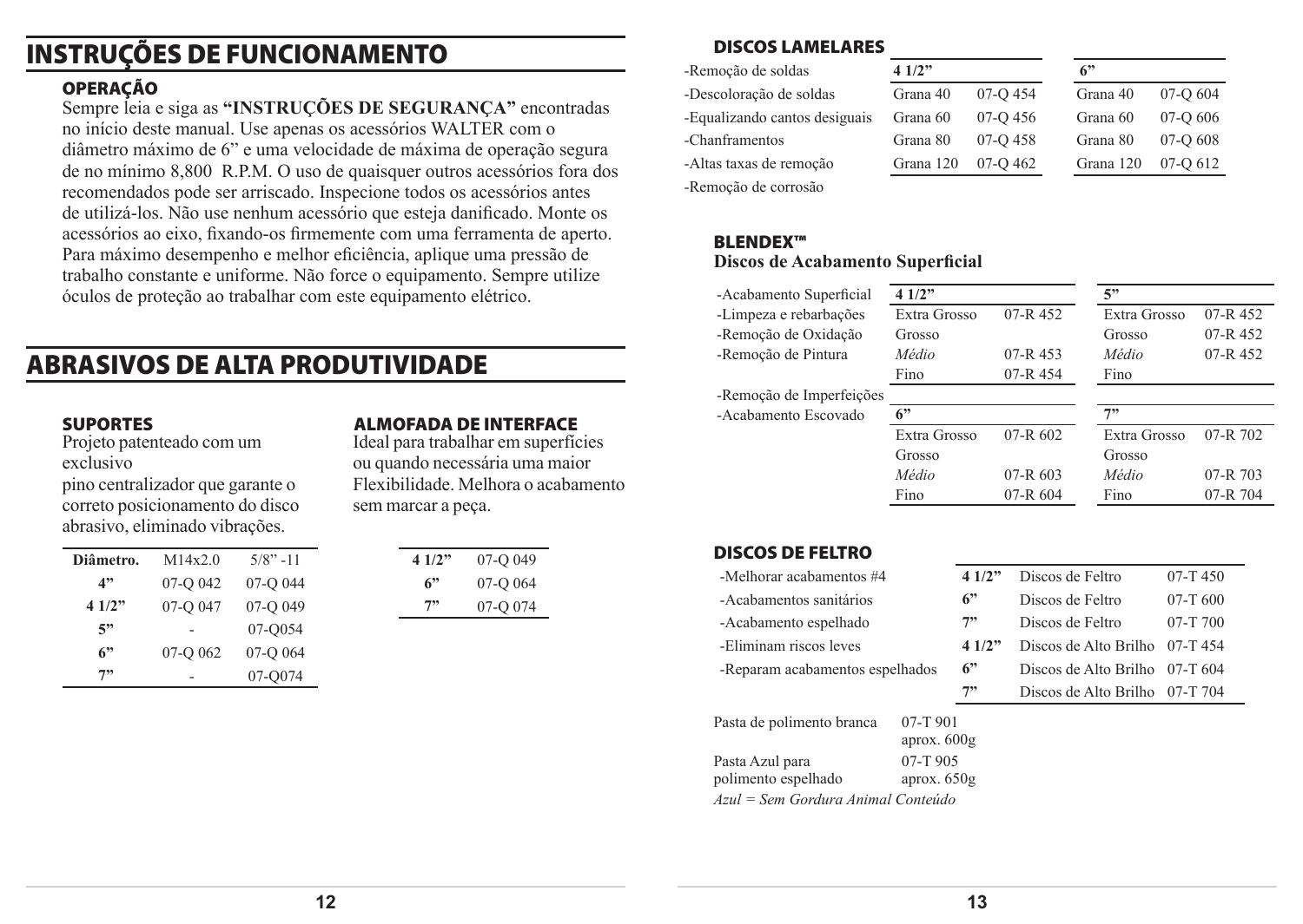# INSTRUÇÕES DE FUNCIONAMENTO

### OPERAÇÃO

Sempre leia e siga as **"INSTRUÇÕES DE SEGURANÇA"** encontradas no início deste manual. Use apenas os acessórios WALTER com o diâmetro máximo de 6" e uma velocidade de máxima de operação segura de no mínimo 8,800 R.P.M. O uso de quaisquer outros acessórios fora dos recomendados pode ser arriscado. Inspecione todos os acessórios antes de utilizá-los. Não use nenhum acessório que esteja danificado. Monte os acessórios ao eixo, fixando-os firmemente com uma ferramenta de aperto. Para máximo desempenho e melhor eficiência, aplique uma pressão de trabalho constante e uniforme. Não force o equipamento. Sempre utilize óculos de proteção ao trabalhar com este equipamento elétrico.

# ABRASIVOS DE ALTA PRODUTIVIDADE

### SUPORTES

Projeto patenteado com um exclusivo
pino centralizador que garante o correto posicionamento do disco abrasivo, eliminado vibrações.

| Diâmetro. | M14x2.0 | 5/8" -11 |
|---|---|---|
| 4" | 07-Q 042 | 07-Q 044 |
| 4 1/2" | 07-Q 047 | 07-Q 049 |
| 5" | - | 07-Q054 |
| 6" | 07-Q 062 | 07-Q 064 |
| 7" | - | 07-Q074 |

### ALMOFADA DE INTERFACE

Ideal para trabalhar em superfícies ou quando necessária uma maior Flexibilidade. Melhora o acabamento sem marcar a peça.

| 4 1/2" | 07-Q 049 |
|---|---|
| 6" | 07-Q 064 |
| 7" | 07-Q 074 |

### DISCOS LAMELARES

- -Remoção de soldas
- -Descoloração de soldas
- -Equalizando cantos desiguais
- -Chanframentos
- -Altas taxas de remoção
- -Remoção de corrosão

| 4 1/2" | | 6" | |
|---|---|---|---|
| Grana 40 | 07-Q 454 | Grana 40 | 07-Q 604 |
| Grana 60 | 07-Q 456 | Grana 60 | 07-Q 606 |
| Grana 80 | 07-Q 458 | Grana 80 | 07-Q 608 |
| Grana 120 | 07-Q 462 | Grana 120 | 07-Q 612 |

### BLENDEX™

**Discos de Acabamento Superficial**

- -Acabamento Superficial
- -Limpeza e rebarbações
- -Remoção de Oxidação
- -Remoção de Pintura
- -Remoção de Imperfeições
- -Acabamento Escovado

| 4 1/2" | | 5" | |
|---|---|---|---|
| Extra Grosso | 07-R 452 | Extra Grosso | 07-R 452 |
| Grosso | | Grosso | 07-R 452 |
| *Médio* | 07-R 453 | *Médio* | 07-R 452 |
| Fino | 07-R 454 | Fino | |

| 6" | | 7" | |
|---|---|---|---|
| Extra Grosso | 07-R 602 | Extra Grosso | 07-R 702 |
| Grosso | | Grosso | |
| *Médio* | 07-R 603 | *Médio* | 07-R 703 |
| Fino | 07-R 604 | Fino | 07-R 704 |

### DISCOS DE FELTRO

- -Melhorar acabamentos #4
- -Acabamentos sanitários
- -Acabamento espelhado
- -Eliminam riscos leves
- -Reparam acabamentos espelhados

| 4 1/2" | Discos de Feltro | 07-T 450 |
|---|---|---|
| 6" | Discos de Feltro | 07-T 600 |
| 7" | Discos de Feltro | 07-T 700 |
| 4 1/2" | Discos de Alto Brilho | 07-T 454 |
| 6" | Discos de Alto Brilho | 07-T 604 |
| 7" | Discos de Alto Brilho | 07-T 704 |

| Pasta de polimento branca | 07-T 901 aprox. 600g |
|---|---|
| Pasta Azul para polimento espelhado | 07-T 905 aprox. 650g |

*Azul = Sem Gordura Animal Conteúdo*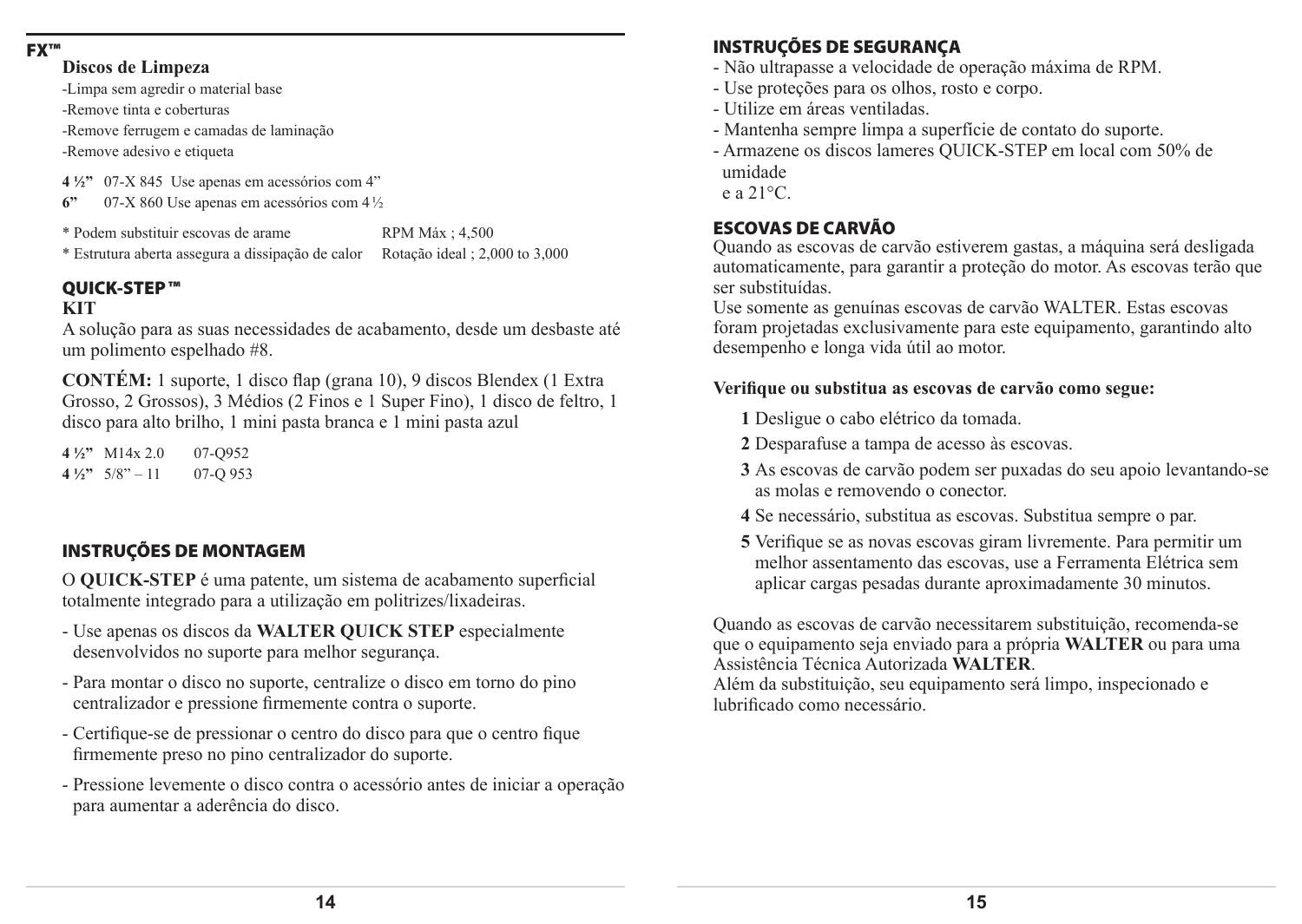## FX™

**Discos de Limpeza**

-Limpa sem agredir o material base

-Remove tinta e coberturas

-Remove ferrugem e camadas de laminação

-Remove adesivo e etiqueta

**4 ½"** 07-X 845 Use apenas em acessórios com 4"

**6"** 07-X 860 Use apenas em acessórios com 4 ½

| | |
|---|---|
| * Podem substituir escovas de arame | RPM Máx ; 4,500 |
| * Estrutura aberta assegura a dissipação de calor | Rotação ideal ; 2,000 to 3,000 |

## QUICK-STEP ™

**KIT**

A solução para as suas necessidades de acabamento, desde um desbaste até um polimento espelhado #8.

**CONTÉM:** 1 suporte, 1 disco flap (grana 10), 9 discos Blendex (1 Extra Grosso, 2 Grossos), 3 Médios (2 Finos e 1 Super Fino), 1 disco de feltro, 1 disco para alto brilho, 1 mini pasta branca e 1 mini pasta azul

| | | |
|---|---|---|
| **4 ½"** | M14x 2.0 | 07-Q952 |
| **4 ½"** | 5/8" – 11 | 07-Q 953 |

## INSTRUÇÕES DE MONTAGEM

O **QUICK-STEP** é uma patente, um sistema de acabamento superficial totalmente integrado para a utilização em politrizes/lixadeiras.

- Use apenas os discos da **WALTER QUICK STEP** especialmente desenvolvidos no suporte para melhor segurança.
- Para montar o disco no suporte, centralize o disco em torno do pino centralizador e pressione firmemente contra o suporte.
- Certifique-se de pressionar o centro do disco para que o centro fique firmemente preso no pino centralizador do suporte.
- Pressione levemente o disco contra o acessório antes de iniciar a operação para aumentar a aderência do disco.

## INSTRUÇÕES DE SEGURANÇA

- Não ultrapasse a velocidade de operação máxima de RPM.
- Use proteções para os olhos, rosto e corpo.
- Utilize em áreas ventiladas.
- Mantenha sempre limpa a superfície de contato do suporte.
- Armazene os discos lameres QUICK-STEP em local com 50% de umidade e a 21°C.

## ESCOVAS DE CARVÃO

Quando as escovas de carvão estiverem gastas, a máquina será desligada automaticamente, para garantir a proteção do motor. As escovas terão que ser substituídas.

Use somente as genuínas escovas de carvão WALTER. Estas escovas foram projetadas exclusivamente para este equipamento, garantindo alto desempenho e longa vida útil ao motor.

**Verifique ou substitua as escovas de carvão como segue:**

**1** Desligue o cabo elétrico da tomada.

**2** Desparafuse a tampa de acesso às escovas.

**3** As escovas de carvão podem ser puxadas do seu apoio levantando-se as molas e removendo o conector.

**4** Se necessário, substitua as escovas. Substitua sempre o par.

**5** Verifique se as novas escovas giram livremente. Para permitir um melhor assentamento das escovas, use a Ferramenta Elétrica sem aplicar cargas pesadas durante aproximadamente 30 minutos.

Quando as escovas de carvão necessitarem substituição, recomenda-se que o equipamento seja enviado para a própria **WALTER** ou para uma Assistência Técnica Autorizada **WALTER**.

Além da substituição, seu equipamento será limpo, inspecionado e lubrificado como necessário.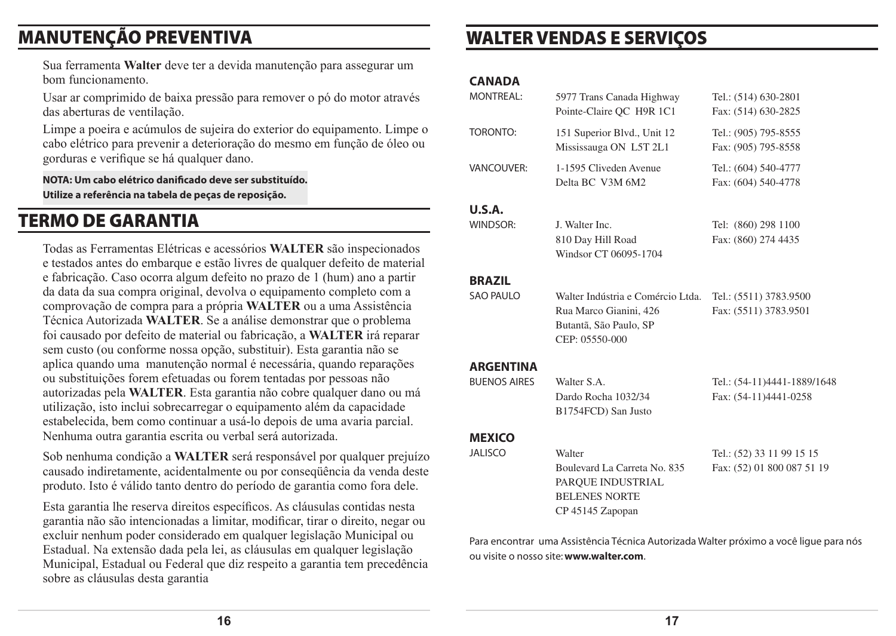## MANUTENÇÃO PREVENTIVA

Sua ferramenta **Walter** deve ter a devida manutenção para assegurar um bom funcionamento.

Usar ar comprimido de baixa pressão para remover o pó do motor através das aberturas de ventilação.

Limpe a poeira e acúmulos de sujeira do exterior do equipamento. Limpe o cabo elétrico para prevenir a deterioração do mesmo em função de óleo ou gorduras e verifique se há qualquer dano.

**NOTA: Um cabo elétrico danificado deve ser substituído. Utilize a referência na tabela de peças de reposição.**

## TERMO DE GARANTIA

Todas as Ferramentas Elétricas e acessórios **WALTER** são inspecionados e testados antes do embarque e estão livres de qualquer defeito de material e fabricação. Caso ocorra algum defeito no prazo de 1 (hum) ano a partir da data da sua compra original, devolva o equipamento completo com a comprovação de compra para a própria **WALTER** ou a uma Assistência Técnica Autorizada **WALTER**. Se a análise demonstrar que o problema foi causado por defeito de material ou fabricação, a **WALTER** irá reparar sem custo (ou conforme nossa opção, substituir). Esta garantia não se aplica quando uma manutenção normal é necessária, quando reparações ou substituições forem efetuadas ou forem tentadas por pessoas não autorizadas pela **WALTER**. Esta garantia não cobre qualquer dano ou má utilização, isto inclui sobrecarregar o equipamento além da capacidade estabelecida, bem como continuar a usá-lo depois de uma avaria parcial. Nenhuma outra garantia escrita ou verbal será autorizada.

Sob nenhuma condição a **WALTER** será responsável por qualquer prejuízo causado indiretamente, acidentalmente ou por conseqüência da venda deste produto. Isto é válido tanto dentro do período de garantia como fora dele.

Esta garantia lhe reserva direitos específicos. As cláusulas contidas nesta garantia não são intencionadas a limitar, modificar, tirar o direito, negar ou excluir nenhum poder considerado em qualquer legislação Municipal ou Estadual. Na extensão dada pela lei, as cláusulas em qualquer legislação Municipal, Estadual ou Federal que diz respeito a garantia tem precedência sobre as cláusulas desta garantia

## WALTER VENDAS E SERVIÇOS

### CANADA

| | | |
|---|---|---|
| MONTREAL: | 5977 Trans Canada Highway<br>Pointe-Claire QC H9R 1C1 | Tel.: (514) 630-2801<br>Fax: (514) 630-2825 |
| TORONTO: | 151 Superior Blvd., Unit 12<br>Mississauga ON L5T 2L1 | Tel.: (905) 795-8555<br>Fax: (905) 795-8558 |
| VANCOUVER: | 1-1595 Cliveden Avenue<br>Delta BC V3M 6M2 | Tel.: (604) 540-4777<br>Fax: (604) 540-4778 |

### U.S.A.

| | | |
|---|---|---|
| WINDSOR: | J. Walter Inc.<br>810 Day Hill Road<br>Windsor CT 06095-1704 | Tel: (860) 298 1100<br>Fax: (860) 274 4435 |

### BRAZIL

| | | |
|---|---|---|
| SAO PAULO | Walter Indústria e Comércio Ltda.<br>Rua Marco Gianini, 426<br>Butantã, São Paulo, SP<br>CEP: 05550-000 | Tel.: (5511) 3783.9500<br>Fax: (5511) 3783.9501 |

### ARGENTINA

| | | |
|---|---|---|
| BUENOS AIRES | Walter S.A.<br>Dardo Rocha 1032/34<br>B1754FCD) San Justo | Tel.: (54-11)4441-1889/1648<br>Fax: (54-11)4441-0258 |

### MEXICO

| | | |
|---|---|---|
| JALISCO | Walter<br>Boulevard La Carreta No. 835<br>PARQUE INDUSTRIAL<br>BELENES NORTE<br>CP 45145 Zapopan | Tel.: (52) 33 11 99 15 15<br>Fax: (52) 01 800 087 51 19 |

Para encontrar uma Assistência Técnica Autorizada Walter próximo a você ligue para nós ou visite o nosso site: **www.walter.com**.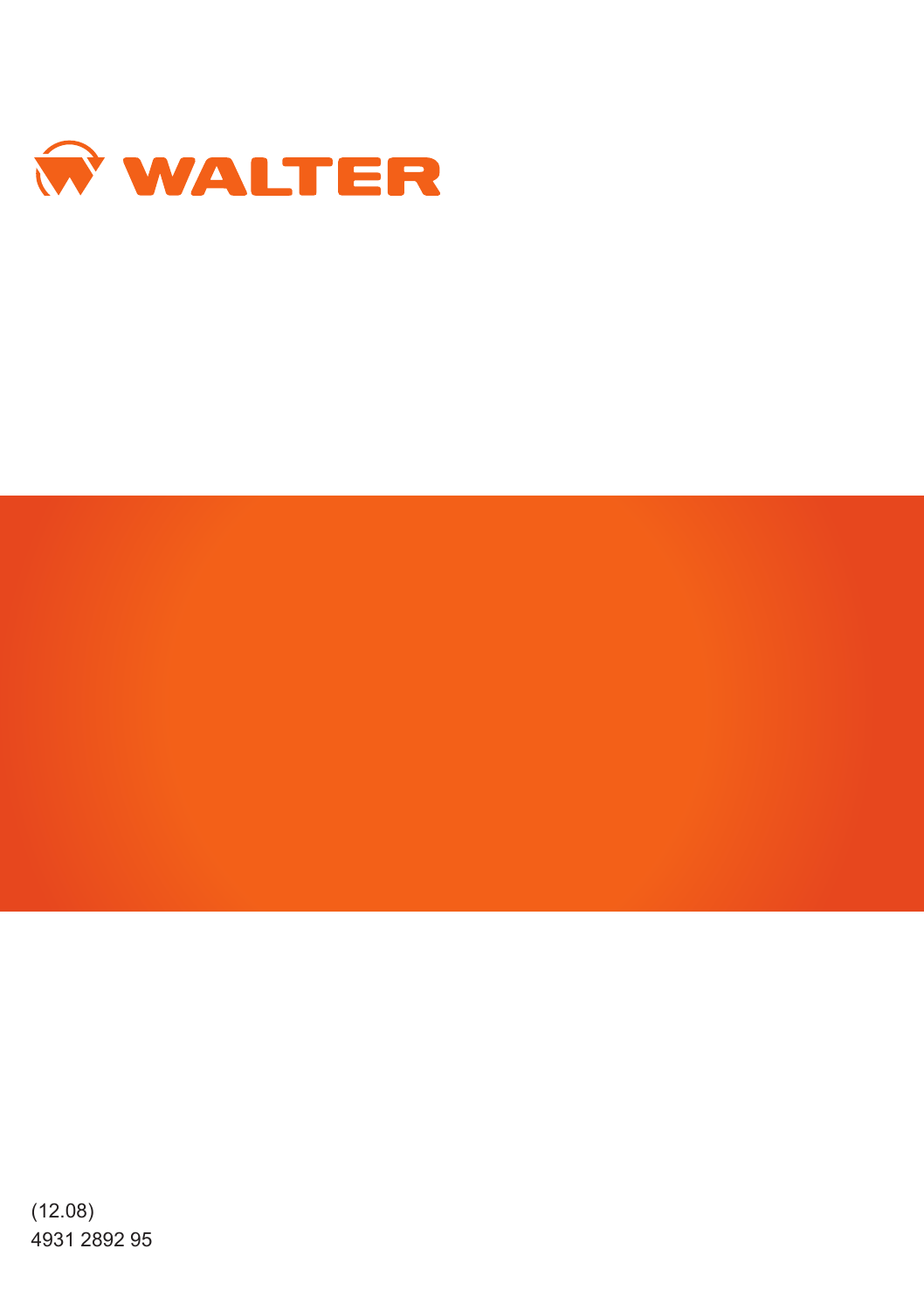WALTER

(12.08)
4931 2892 95